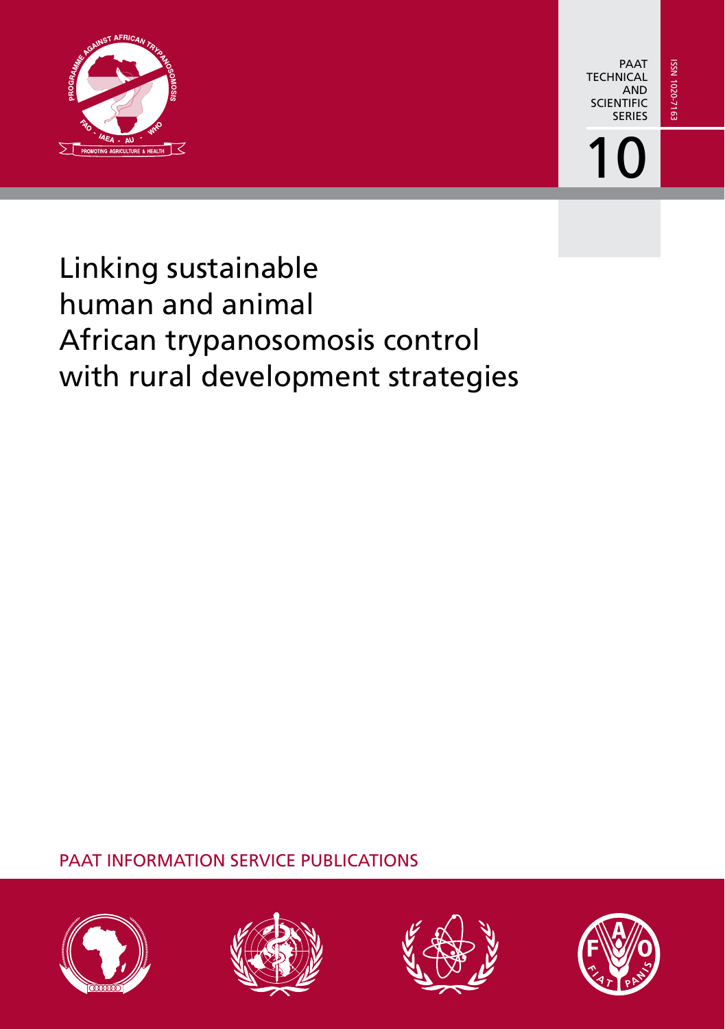PAAT TECHNICAL AND SCIENTIFIC SERIES

10

ISSN 1020-7163

# Linking sustainable human and animal African trypanosomosis control with rural development strategies

PAAT INFORMATION SERVICE PUBLICATIONS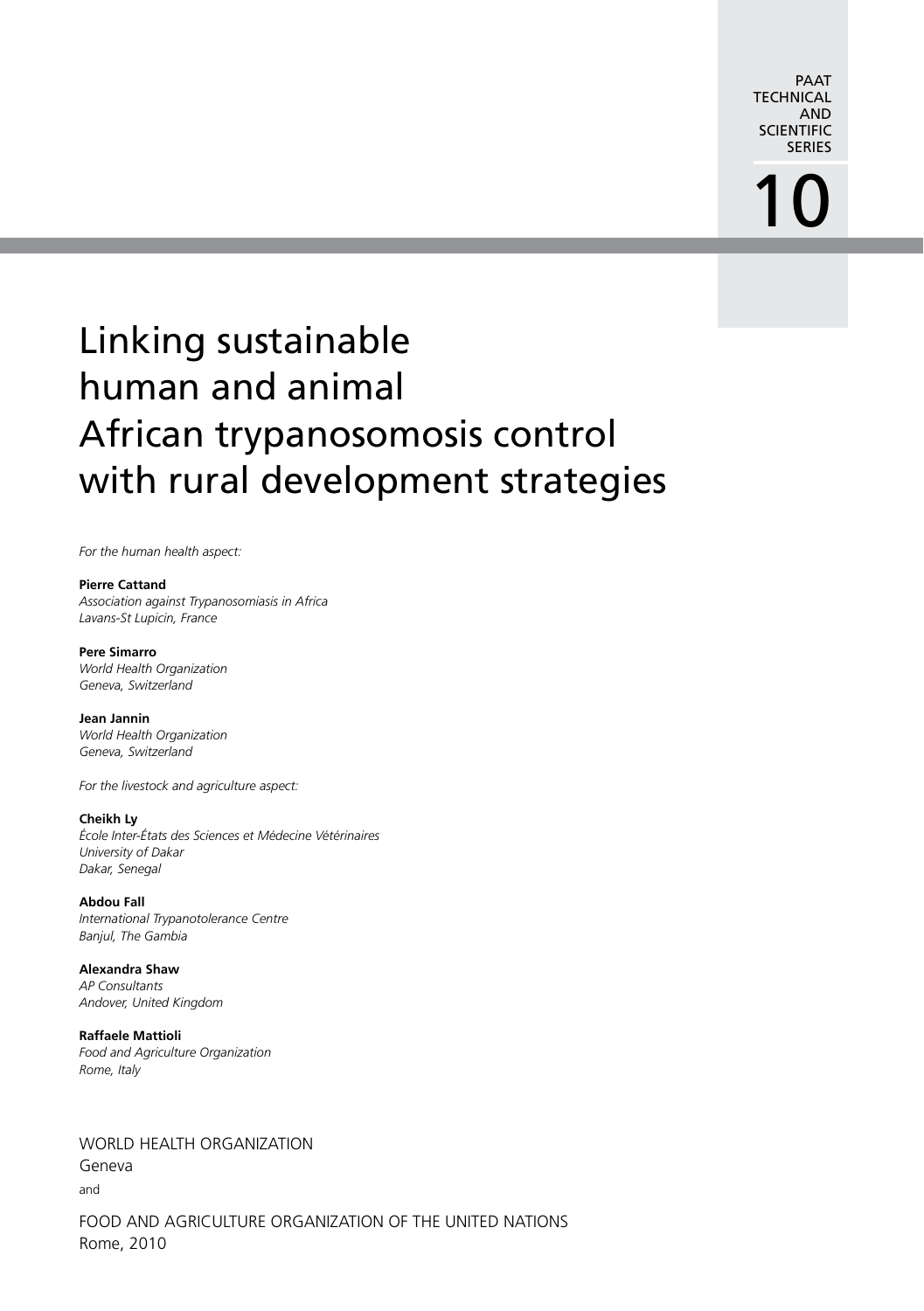PAAT TECHNICAL AND SCIENTIFIC SERIES

10

# Linking sustainable human and animal African trypanosomosis control with rural development strategies

*For the human health aspect:*

**Pierre Cattand**
*Association against Trypanosomiasis in Africa*
*Lavans-St Lupicin, France*

**Pere Simarro**
*World Health Organization*
*Geneva, Switzerland*

**Jean Jannin**
*World Health Organization*
*Geneva, Switzerland*

*For the livestock and agriculture aspect:*

**Cheikh Ly**
*École Inter-États des Sciences et Médecine Vétérinaires*
*University of Dakar*
*Dakar, Senegal*

**Abdou Fall**
*International Trypanotolerance Centre*
*Banjul, The Gambia*

**Alexandra Shaw**
*AP Consultants*
*Andover, United Kingdom*

**Raffaele Mattioli**
*Food and Agriculture Organization*
*Rome, Italy*

WORLD HEALTH ORGANIZATION
Geneva
and
FOOD AND AGRICULTURE ORGANIZATION OF THE UNITED NATIONS
Rome, 2010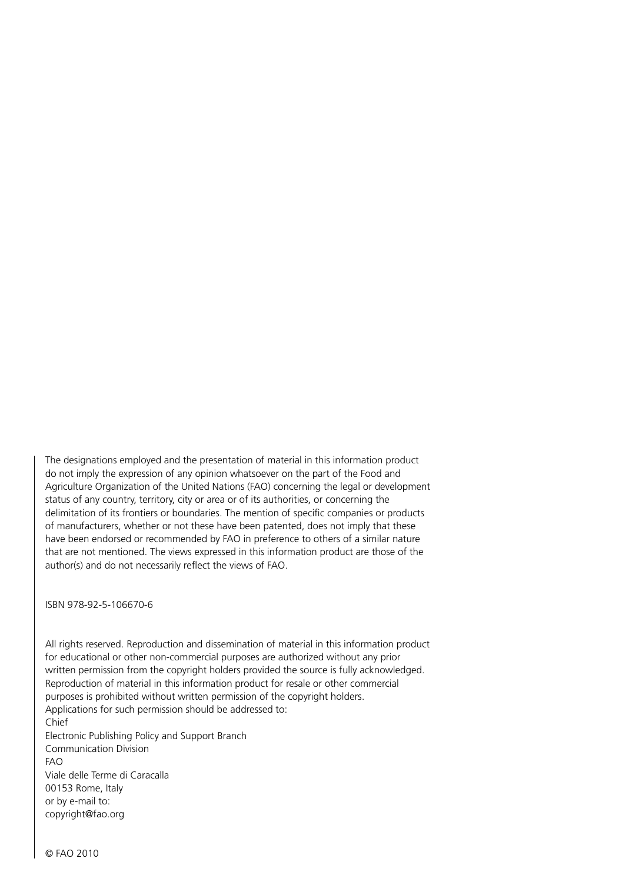The designations employed and the presentation of material in this information product do not imply the expression of any opinion whatsoever on the part of the Food and Agriculture Organization of the United Nations (FAO) concerning the legal or development status of any country, territory, city or area or of its authorities, or concerning the delimitation of its frontiers or boundaries. The mention of specific companies or products of manufacturers, whether or not these have been patented, does not imply that these have been endorsed or recommended by FAO in preference to others of a similar nature that are not mentioned. The views expressed in this information product are those of the author(s) and do not necessarily reflect the views of FAO.

ISBN 978-92-5-106670-6

All rights reserved. Reproduction and dissemination of material in this information product for educational or other non-commercial purposes are authorized without any prior written permission from the copyright holders provided the source is fully acknowledged. Reproduction of material in this information product for resale or other commercial purposes is prohibited without written permission of the copyright holders.
Applications for such permission should be addressed to:
Chief
Electronic Publishing Policy and Support Branch
Communication Division
FAO
Viale delle Terme di Caracalla
00153 Rome, Italy
or by e-mail to:
copyright@fao.org

© FAO 2010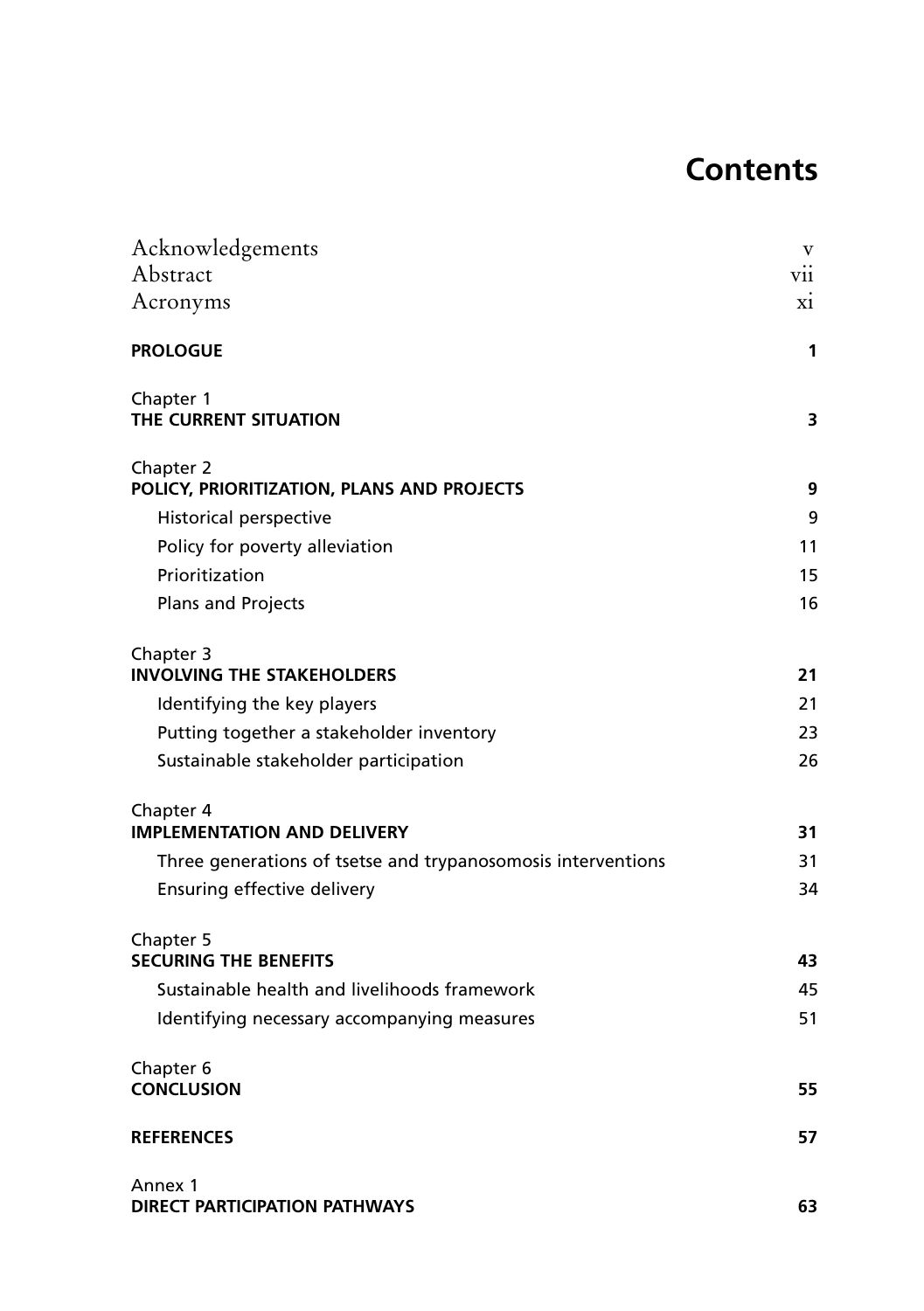# Contents

| | |
|---|---|
| Acknowledgements | v |
| Abstract | vii |
| Acronyms | xi |
| **PROLOGUE** | **1** |
| Chapter 1<br>**THE CURRENT SITUATION** | **3** |
| Chapter 2<br>**POLICY, PRIORITIZATION, PLANS AND PROJECTS** | **9** |
| Historical perspective | 9 |
| Policy for poverty alleviation | 11 |
| Prioritization | 15 |
| Plans and Projects | 16 |
| Chapter 3<br>**INVOLVING THE STAKEHOLDERS** | **21** |
| Identifying the key players | 21 |
| Putting together a stakeholder inventory | 23 |
| Sustainable stakeholder participation | 26 |
| Chapter 4<br>**IMPLEMENTATION AND DELIVERY** | **31** |
| Three generations of tsetse and trypanosomosis interventions | 31 |
| Ensuring effective delivery | 34 |
| Chapter 5<br>**SECURING THE BENEFITS** | **43** |
| Sustainable health and livelihoods framework | 45 |
| Identifying necessary accompanying measures | 51 |
| Chapter 6<br>**CONCLUSION** | **55** |
| **REFERENCES** | **57** |
| Annex 1<br>**DIRECT PARTICIPATION PATHWAYS** | **63** |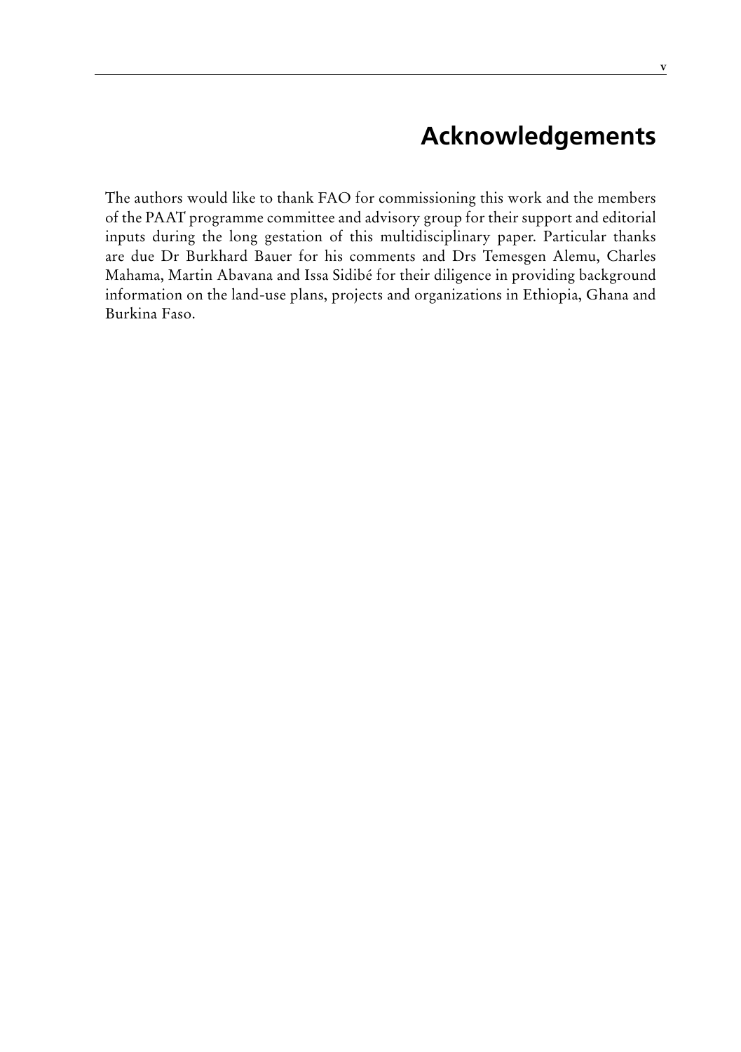# Acknowledgements

The authors would like to thank FAO for commissioning this work and the members of the PAAT programme committee and advisory group for their support and editorial inputs during the long gestation of this multidisciplinary paper. Particular thanks are due Dr Burkhard Bauer for his comments and Drs Temesgen Alemu, Charles Mahama, Martin Abavana and Issa Sidibé for their diligence in providing background information on the land-use plans, projects and organizations in Ethiopia, Ghana and Burkina Faso.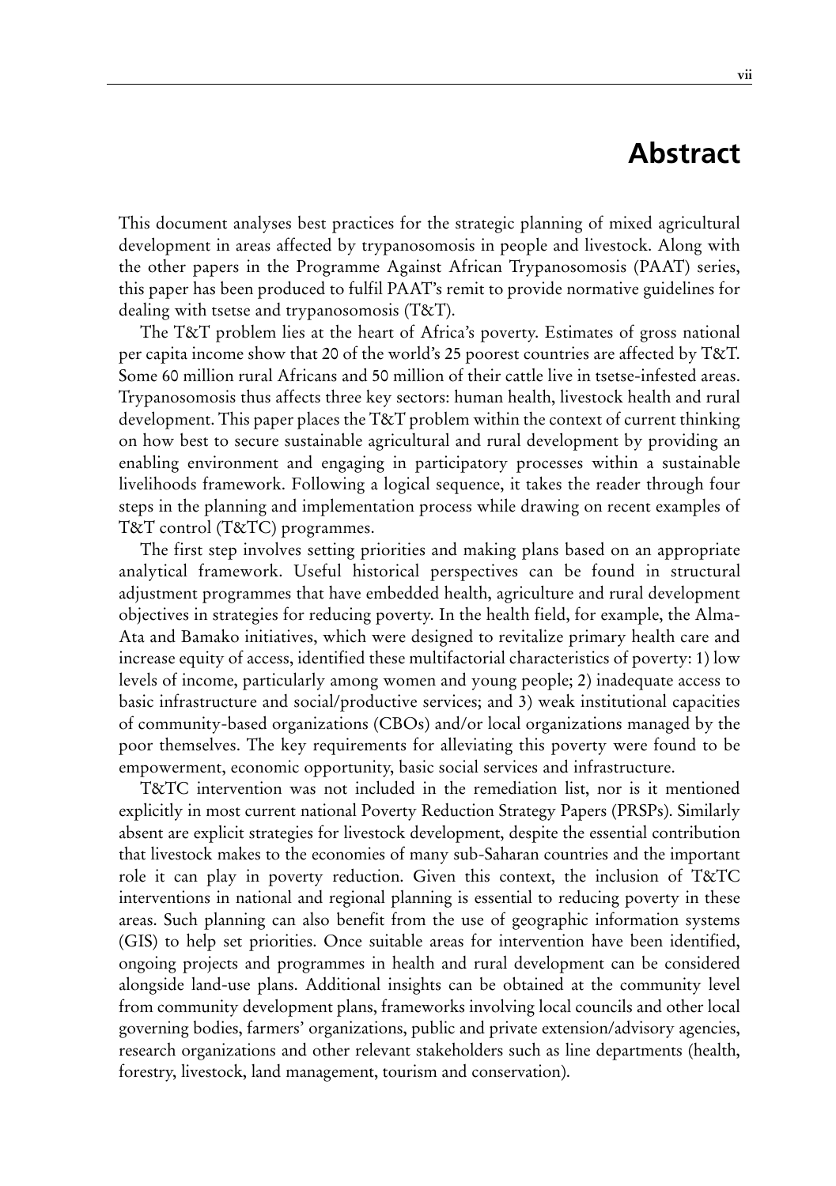# Abstract

This document analyses best practices for the strategic planning of mixed agricultural development in areas affected by trypanosomosis in people and livestock. Along with the other papers in the Programme Against African Trypanosomosis (PAAT) series, this paper has been produced to fulfil PAAT's remit to provide normative guidelines for dealing with tsetse and trypanosomosis (T&T).

The T&T problem lies at the heart of Africa's poverty. Estimates of gross national per capita income show that 20 of the world's 25 poorest countries are affected by T&T. Some 60 million rural Africans and 50 million of their cattle live in tsetse-infested areas. Trypanosomosis thus affects three key sectors: human health, livestock health and rural development. This paper places the T&T problem within the context of current thinking on how best to secure sustainable agricultural and rural development by providing an enabling environment and engaging in participatory processes within a sustainable livelihoods framework. Following a logical sequence, it takes the reader through four steps in the planning and implementation process while drawing on recent examples of T&T control (T&TC) programmes.

The first step involves setting priorities and making plans based on an appropriate analytical framework. Useful historical perspectives can be found in structural adjustment programmes that have embedded health, agriculture and rural development objectives in strategies for reducing poverty. In the health field, for example, the Alma-Ata and Bamako initiatives, which were designed to revitalize primary health care and increase equity of access, identified these multifactorial characteristics of poverty: 1) low levels of income, particularly among women and young people; 2) inadequate access to basic infrastructure and social/productive services; and 3) weak institutional capacities of community-based organizations (CBOs) and/or local organizations managed by the poor themselves. The key requirements for alleviating this poverty were found to be empowerment, economic opportunity, basic social services and infrastructure.

T&TC intervention was not included in the remediation list, nor is it mentioned explicitly in most current national Poverty Reduction Strategy Papers (PRSPs). Similarly absent are explicit strategies for livestock development, despite the essential contribution that livestock makes to the economies of many sub-Saharan countries and the important role it can play in poverty reduction. Given this context, the inclusion of T&TC interventions in national and regional planning is essential to reducing poverty in these areas. Such planning can also benefit from the use of geographic information systems (GIS) to help set priorities. Once suitable areas for intervention have been identified, ongoing projects and programmes in health and rural development can be considered alongside land-use plans. Additional insights can be obtained at the community level from community development plans, frameworks involving local councils and other local governing bodies, farmers' organizations, public and private extension/advisory agencies, research organizations and other relevant stakeholders such as line departments (health, forestry, livestock, land management, tourism and conservation).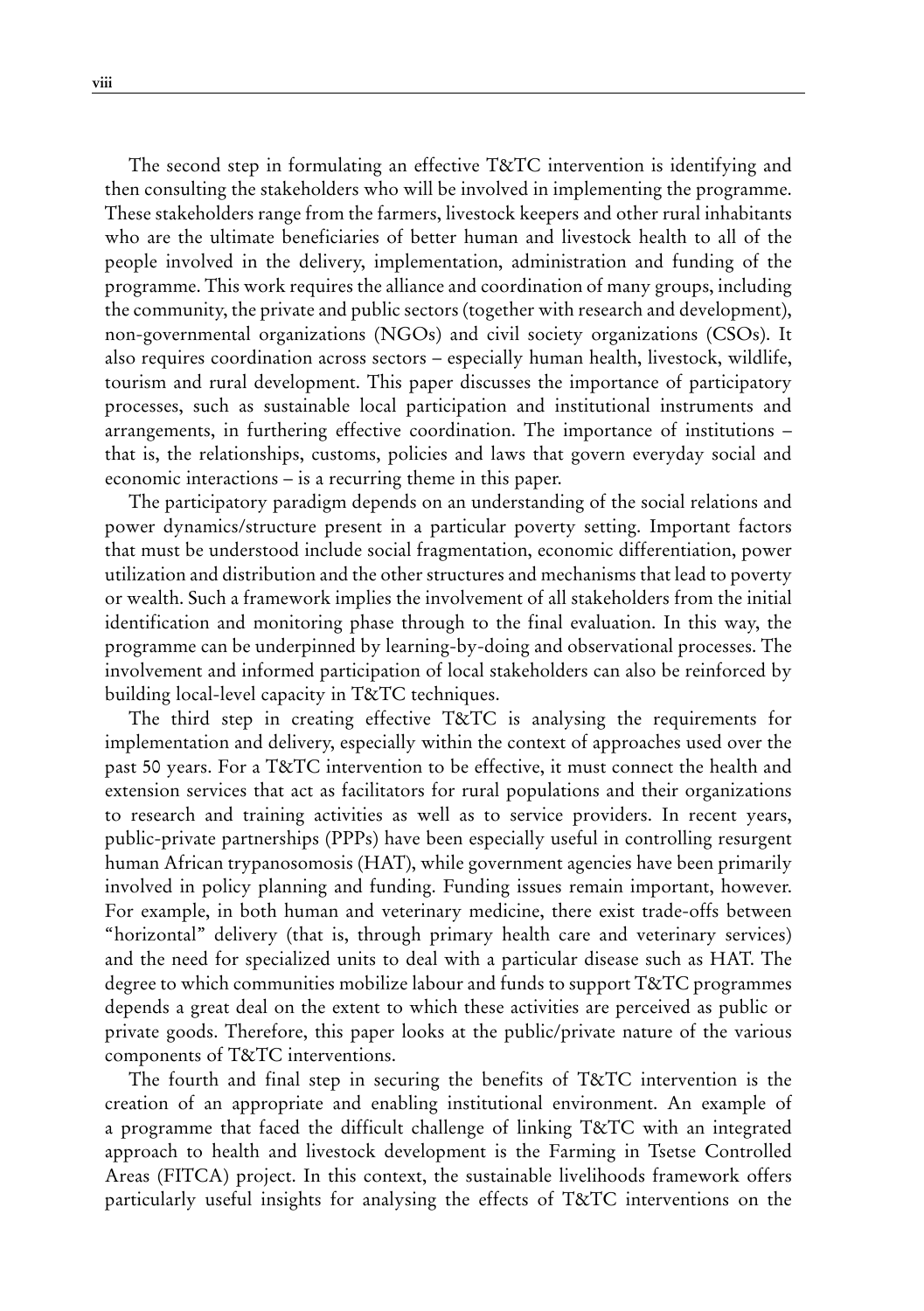The second step in formulating an effective T&TC intervention is identifying and then consulting the stakeholders who will be involved in implementing the programme. These stakeholders range from the farmers, livestock keepers and other rural inhabitants who are the ultimate beneficiaries of better human and livestock health to all of the people involved in the delivery, implementation, administration and funding of the programme. This work requires the alliance and coordination of many groups, including the community, the private and public sectors (together with research and development), non-governmental organizations (NGOs) and civil society organizations (CSOs). It also requires coordination across sectors – especially human health, livestock, wildlife, tourism and rural development. This paper discusses the importance of participatory processes, such as sustainable local participation and institutional instruments and arrangements, in furthering effective coordination. The importance of institutions – that is, the relationships, customs, policies and laws that govern everyday social and economic interactions – is a recurring theme in this paper.

The participatory paradigm depends on an understanding of the social relations and power dynamics/structure present in a particular poverty setting. Important factors that must be understood include social fragmentation, economic differentiation, power utilization and distribution and the other structures and mechanisms that lead to poverty or wealth. Such a framework implies the involvement of all stakeholders from the initial identification and monitoring phase through to the final evaluation. In this way, the programme can be underpinned by learning-by-doing and observational processes. The involvement and informed participation of local stakeholders can also be reinforced by building local-level capacity in T&TC techniques.

The third step in creating effective T&TC is analysing the requirements for implementation and delivery, especially within the context of approaches used over the past 50 years. For a T&TC intervention to be effective, it must connect the health and extension services that act as facilitators for rural populations and their organizations to research and training activities as well as to service providers. In recent years, public-private partnerships (PPPs) have been especially useful in controlling resurgent human African trypanosomosis (HAT), while government agencies have been primarily involved in policy planning and funding. Funding issues remain important, however. For example, in both human and veterinary medicine, there exist trade-offs between "horizontal" delivery (that is, through primary health care and veterinary services) and the need for specialized units to deal with a particular disease such as HAT. The degree to which communities mobilize labour and funds to support T&TC programmes depends a great deal on the extent to which these activities are perceived as public or private goods. Therefore, this paper looks at the public/private nature of the various components of T&TC interventions.

The fourth and final step in securing the benefits of T&TC intervention is the creation of an appropriate and enabling institutional environment. An example of a programme that faced the difficult challenge of linking T&TC with an integrated approach to health and livestock development is the Farming in Tsetse Controlled Areas (FITCA) project. In this context, the sustainable livelihoods framework offers particularly useful insights for analysing the effects of T&TC interventions on the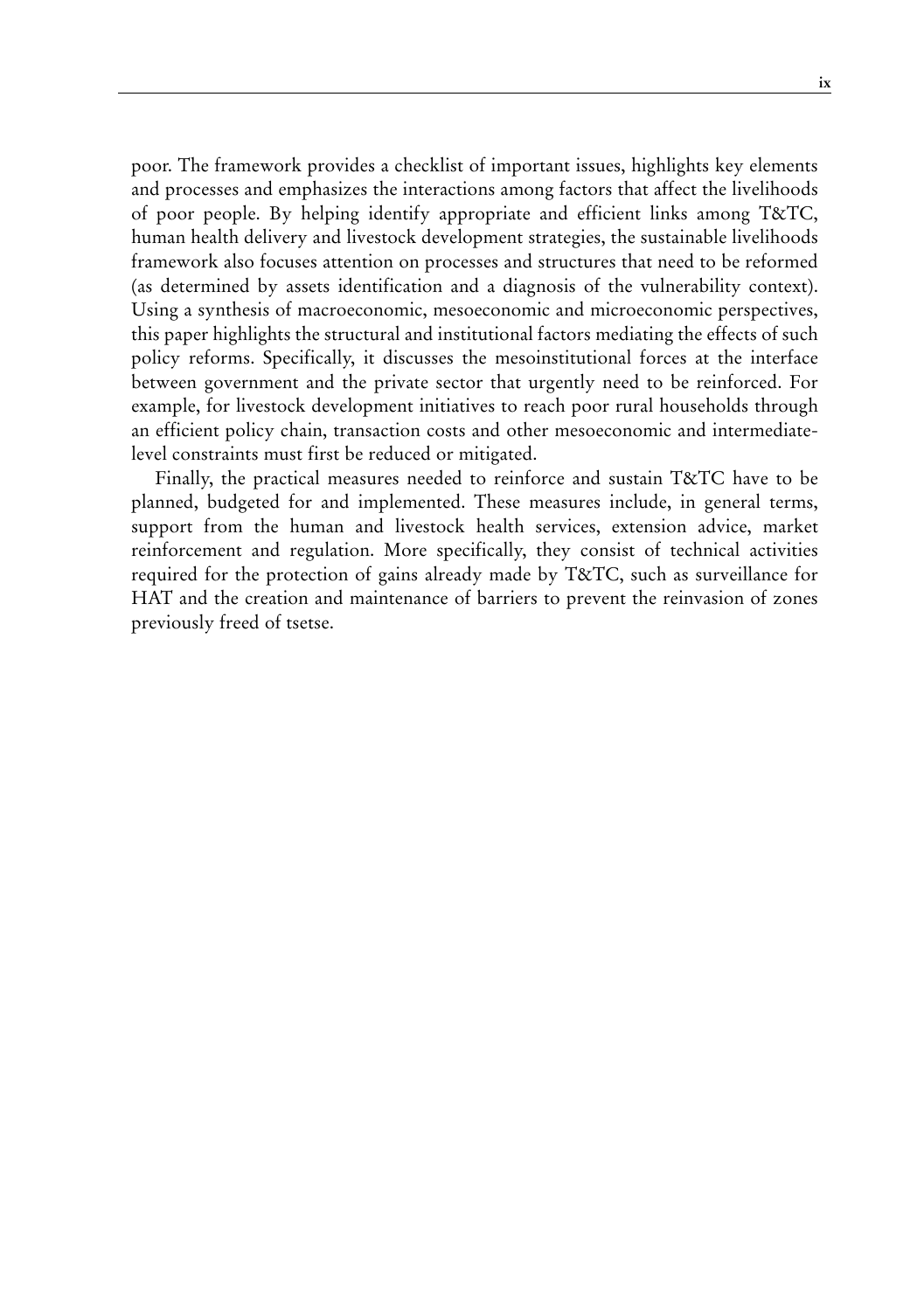poor. The framework provides a checklist of important issues, highlights key elements and processes and emphasizes the interactions among factors that affect the livelihoods of poor people. By helping identify appropriate and efficient links among T&TC, human health delivery and livestock development strategies, the sustainable livelihoods framework also focuses attention on processes and structures that need to be reformed (as determined by assets identification and a diagnosis of the vulnerability context). Using a synthesis of macroeconomic, mesoeconomic and microeconomic perspectives, this paper highlights the structural and institutional factors mediating the effects of such policy reforms. Specifically, it discusses the mesoinstitutional forces at the interface between government and the private sector that urgently need to be reinforced. For example, for livestock development initiatives to reach poor rural households through an efficient policy chain, transaction costs and other mesoeconomic and intermediate-level constraints must first be reduced or mitigated.

Finally, the practical measures needed to reinforce and sustain T&TC have to be planned, budgeted for and implemented. These measures include, in general terms, support from the human and livestock health services, extension advice, market reinforcement and regulation. More specifically, they consist of technical activities required for the protection of gains already made by T&TC, such as surveillance for HAT and the creation and maintenance of barriers to prevent the reinvasion of zones previously freed of tsetse.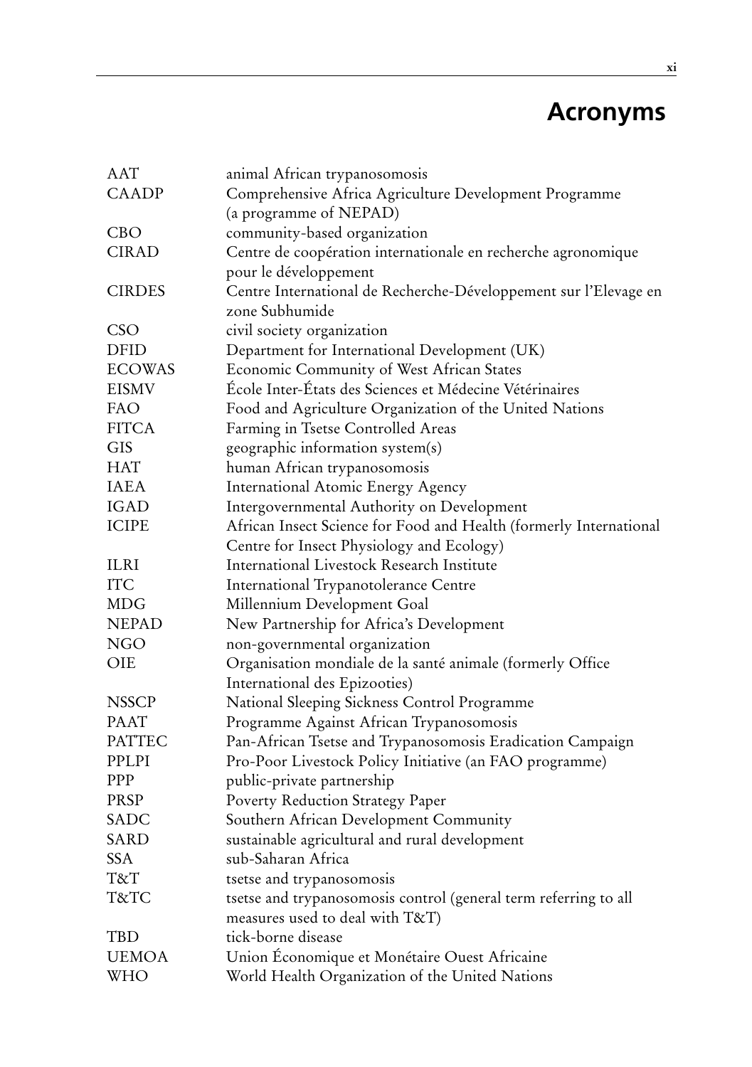# Acronyms

| | |
|---|---|
| AAT | animal African trypanosomosis |
| CAADP | Comprehensive Africa Agriculture Development Programme (a programme of NEPAD) |
| CBO | community-based organization |
| CIRAD | Centre de coopération internationale en recherche agronomique pour le développement |
| CIRDES | Centre International de Recherche-Développement sur l'Elevage en zone Subhumide |
| CSO | civil society organization |
| DFID | Department for International Development (UK) |
| ECOWAS | Economic Community of West African States |
| EISMV | École Inter-États des Sciences et Médecine Vétérinaires |
| FAO | Food and Agriculture Organization of the United Nations |
| FITCA | Farming in Tsetse Controlled Areas |
| GIS | geographic information system(s) |
| HAT | human African trypanosomosis |
| IAEA | International Atomic Energy Agency |
| IGAD | Intergovernmental Authority on Development |
| ICIPE | African Insect Science for Food and Health (formerly International Centre for Insect Physiology and Ecology) |
| ILRI | International Livestock Research Institute |
| ITC | International Trypanotolerance Centre |
| MDG | Millennium Development Goal |
| NEPAD | New Partnership for Africa's Development |
| NGO | non-governmental organization |
| OIE | Organisation mondiale de la santé animale (formerly Office International des Epizooties) |
| NSSCP | National Sleeping Sickness Control Programme |
| PAAT | Programme Against African Trypanosomosis |
| PATTEC | Pan-African Tsetse and Trypanosomosis Eradication Campaign |
| PPLPI | Pro-Poor Livestock Policy Initiative (an FAO programme) |
| PPP | public-private partnership |
| PRSP | Poverty Reduction Strategy Paper |
| SADC | Southern African Development Community |
| SARD | sustainable agricultural and rural development |
| SSA | sub-Saharan Africa |
| T&T | tsetse and trypanosomosis |
| T&TC | tsetse and trypanosomosis control (general term referring to all measures used to deal with T&T) |
| TBD | tick-borne disease |
| UEMOA | Union Économique et Monétaire Ouest Africaine |
| WHO | World Health Organization of the United Nations |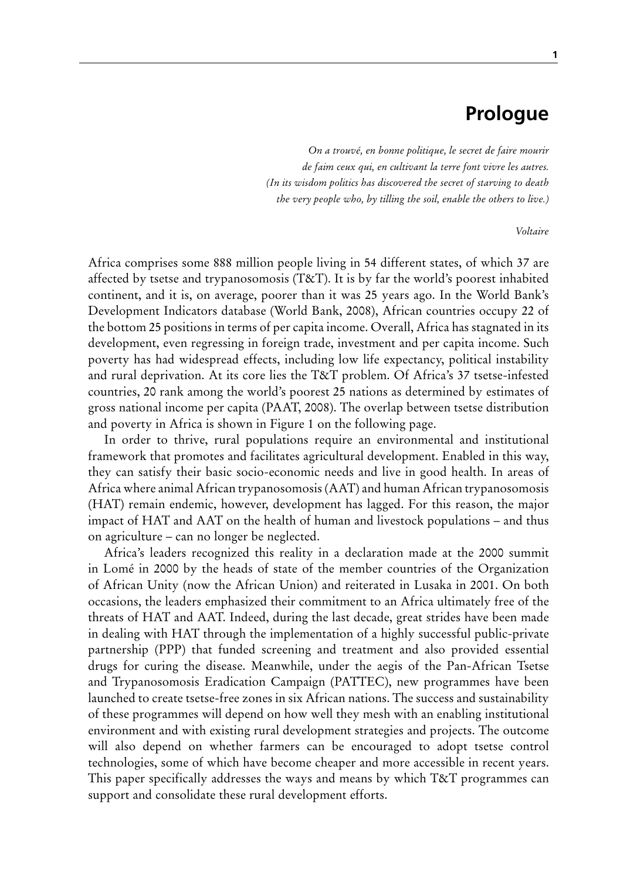# Prologue

*On a trouvé, en bonne politique, le secret de faire mourir*
*de faim ceux qui, en cultivant la terre font vivre les autres.*
*(In its wisdom politics has discovered the secret of starving to death*
*the very people who, by tilling the soil, enable the others to live.)*

*Voltaire*

Africa comprises some 888 million people living in 54 different states, of which 37 are affected by tsetse and trypanosomosis (T&T). It is by far the world's poorest inhabited continent, and it is, on average, poorer than it was 25 years ago. In the World Bank's Development Indicators database (World Bank, 2008), African countries occupy 22 of the bottom 25 positions in terms of per capita income. Overall, Africa has stagnated in its development, even regressing in foreign trade, investment and per capita income. Such poverty has had widespread effects, including low life expectancy, political instability and rural deprivation. At its core lies the T&T problem. Of Africa's 37 tsetse-infested countries, 20 rank among the world's poorest 25 nations as determined by estimates of gross national income per capita (PAAT, 2008). The overlap between tsetse distribution and poverty in Africa is shown in Figure 1 on the following page.

In order to thrive, rural populations require an environmental and institutional framework that promotes and facilitates agricultural development. Enabled in this way, they can satisfy their basic socio-economic needs and live in good health. In areas of Africa where animal African trypanosomosis (AAT) and human African trypanosomosis (HAT) remain endemic, however, development has lagged. For this reason, the major impact of HAT and AAT on the health of human and livestock populations – and thus on agriculture – can no longer be neglected.

Africa's leaders recognized this reality in a declaration made at the 2000 summit in Lomé in 2000 by the heads of state of the member countries of the Organization of African Unity (now the African Union) and reiterated in Lusaka in 2001. On both occasions, the leaders emphasized their commitment to an Africa ultimately free of the threats of HAT and AAT. Indeed, during the last decade, great strides have been made in dealing with HAT through the implementation of a highly successful public-private partnership (PPP) that funded screening and treatment and also provided essential drugs for curing the disease. Meanwhile, under the aegis of the Pan-African Tsetse and Trypanosomosis Eradication Campaign (PATTEC), new programmes have been launched to create tsetse-free zones in six African nations. The success and sustainability of these programmes will depend on how well they mesh with an enabling institutional environment and with existing rural development strategies and projects. The outcome will also depend on whether farmers can be encouraged to adopt tsetse control technologies, some of which have become cheaper and more accessible in recent years. This paper specifically addresses the ways and means by which T&T programmes can support and consolidate these rural development efforts.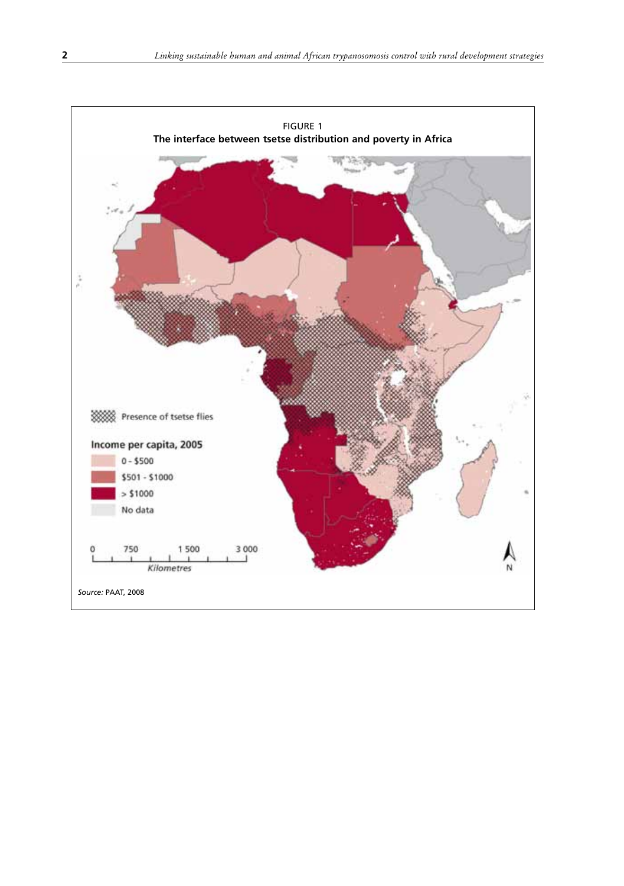FIGURE 1
**The interface between tsetse distribution and poverty in Africa**

Presence of tsetse flies

Income per capita, 2005

- 0 - $500
- $501 - $1000
- > $1000
- No data

0 750 1 500 3 000
Kilometres

N

*Source:* PAAT, 2008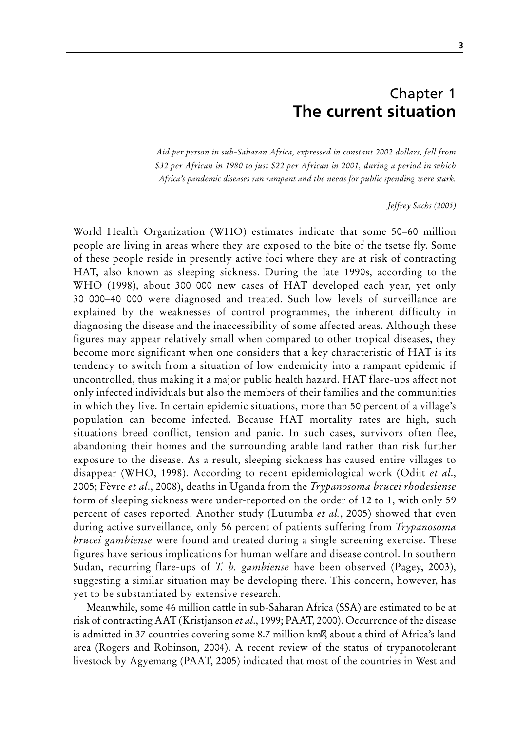# Chapter 1
# The current situation

*Aid per person in sub-Saharan Africa, expressed in constant 2002 dollars, fell from $32 per African in 1980 to just $22 per African in 2001, during a period in which Africa's pandemic diseases ran rampant and the needs for public spending were stark.*

*Jeffrey Sachs (2005)*

World Health Organization (WHO) estimates indicate that some 50–60 million people are living in areas where they are exposed to the bite of the tsetse fly. Some of these people reside in presently active foci where they are at risk of contracting HAT, also known as sleeping sickness. During the late 1990s, according to the WHO (1998), about 300 000 new cases of HAT developed each year, yet only 30 000–40 000 were diagnosed and treated. Such low levels of surveillance are explained by the weaknesses of control programmes, the inherent difficulty in diagnosing the disease and the inaccessibility of some affected areas. Although these figures may appear relatively small when compared to other tropical diseases, they become more significant when one considers that a key characteristic of HAT is its tendency to switch from a situation of low endemicity into a rampant epidemic if uncontrolled, thus making it a major public health hazard. HAT flare-ups affect not only infected individuals but also the members of their families and the communities in which they live. In certain epidemic situations, more than 50 percent of a village's population can become infected. Because HAT mortality rates are high, such situations breed conflict, tension and panic. In such cases, survivors often flee, abandoning their homes and the surrounding arable land rather than risk further exposure to the disease. As a result, sleeping sickness has caused entire villages to disappear (WHO, 1998). According to recent epidemiological work (Odiit *et al*., 2005; Fèvre *et al*., 2008), deaths in Uganda from the *Trypanosoma brucei rhodesiense* form of sleeping sickness were under-reported on the order of 12 to 1, with only 59 percent of cases reported. Another study (Lutumba *et al.*, 2005) showed that even during active surveillance, only 56 percent of patients suffering from *Trypanosoma brucei gambiense* were found and treated during a single screening exercise. These figures have serious implications for human welfare and disease control. In southern Sudan, recurring flare-ups of *T. b. gambiense* have been observed (Pagey, 2003), suggesting a similar situation may be developing there. This concern, however, has yet to be substantiated by extensive research.

Meanwhile, some 46 million cattle in sub-Saharan Africa (SSA) are estimated to be at risk of contracting AAT (Kristjanson *et al*., 1999; PAAT, 2000). Occurrence of the disease is admitted in 37 countries covering some 8.7 million km², about a third of Africa's land area (Rogers and Robinson, 2004). A recent review of the status of trypanotolerant livestock by Agyemang (PAAT, 2005) indicated that most of the countries in West and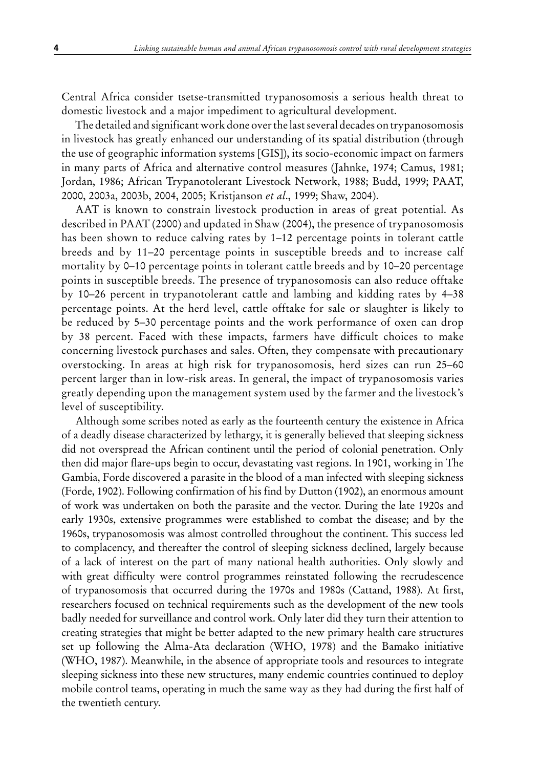Central Africa consider tsetse-transmitted trypanosomosis a serious health threat to domestic livestock and a major impediment to agricultural development.

The detailed and significant work done over the last several decades on trypanosomosis in livestock has greatly enhanced our understanding of its spatial distribution (through the use of geographic information systems [GIS]), its socio-economic impact on farmers in many parts of Africa and alternative control measures (Jahnke, 1974; Camus, 1981; Jordan, 1986; African Trypanotolerant Livestock Network, 1988; Budd, 1999; PAAT, 2000, 2003a, 2003b, 2004, 2005; Kristjanson *et al*., 1999; Shaw, 2004).

AAT is known to constrain livestock production in areas of great potential. As described in PAAT (2000) and updated in Shaw (2004), the presence of trypanosomosis has been shown to reduce calving rates by 1–12 percentage points in tolerant cattle breeds and by 11–20 percentage points in susceptible breeds and to increase calf mortality by 0–10 percentage points in tolerant cattle breeds and by 10–20 percentage points in susceptible breeds. The presence of trypanosomosis can also reduce offtake by 10–26 percent in trypanotolerant cattle and lambing and kidding rates by 4–38 percentage points. At the herd level, cattle offtake for sale or slaughter is likely to be reduced by 5–30 percentage points and the work performance of oxen can drop by 38 percent. Faced with these impacts, farmers have difficult choices to make concerning livestock purchases and sales. Often, they compensate with precautionary overstocking. In areas at high risk for trypanosomosis, herd sizes can run 25–60 percent larger than in low-risk areas. In general, the impact of trypanosomosis varies greatly depending upon the management system used by the farmer and the livestock's level of susceptibility.

Although some scribes noted as early as the fourteenth century the existence in Africa of a deadly disease characterized by lethargy, it is generally believed that sleeping sickness did not overspread the African continent until the period of colonial penetration. Only then did major flare-ups begin to occur, devastating vast regions. In 1901, working in The Gambia, Forde discovered a parasite in the blood of a man infected with sleeping sickness (Forde, 1902). Following confirmation of his find by Dutton (1902), an enormous amount of work was undertaken on both the parasite and the vector. During the late 1920s and early 1930s, extensive programmes were established to combat the disease; and by the 1960s, trypanosomosis was almost controlled throughout the continent. This success led to complacency, and thereafter the control of sleeping sickness declined, largely because of a lack of interest on the part of many national health authorities. Only slowly and with great difficulty were control programmes reinstated following the recrudescence of trypanosomosis that occurred during the 1970s and 1980s (Cattand, 1988). At first, researchers focused on technical requirements such as the development of the new tools badly needed for surveillance and control work. Only later did they turn their attention to creating strategies that might be better adapted to the new primary health care structures set up following the Alma-Ata declaration (WHO, 1978) and the Bamako initiative (WHO, 1987). Meanwhile, in the absence of appropriate tools and resources to integrate sleeping sickness into these new structures, many endemic countries continued to deploy mobile control teams, operating in much the same way as they had during the first half of the twentieth century.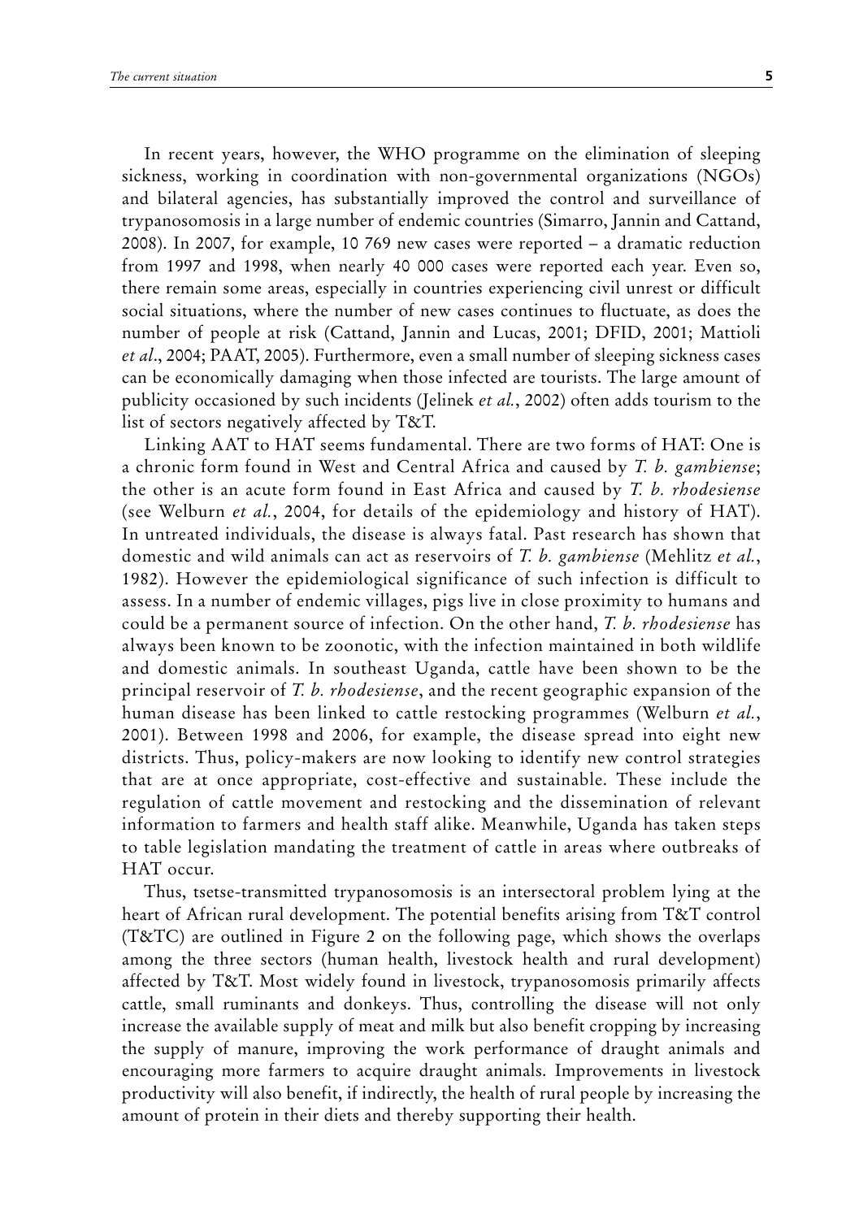In recent years, however, the WHO programme on the elimination of sleeping sickness, working in coordination with non-governmental organizations (NGOs) and bilateral agencies, has substantially improved the control and surveillance of trypanosomosis in a large number of endemic countries (Simarro, Jannin and Cattand, 2008). In 2007, for example, 10 769 new cases were reported – a dramatic reduction from 1997 and 1998, when nearly 40 000 cases were reported each year. Even so, there remain some areas, especially in countries experiencing civil unrest or difficult social situations, where the number of new cases continues to fluctuate, as does the number of people at risk (Cattand, Jannin and Lucas, 2001; DFID, 2001; Mattioli *et al*., 2004; PAAT, 2005). Furthermore, even a small number of sleeping sickness cases can be economically damaging when those infected are tourists. The large amount of publicity occasioned by such incidents (Jelinek *et al.*, 2002) often adds tourism to the list of sectors negatively affected by T&T.

Linking AAT to HAT seems fundamental. There are two forms of HAT: One is a chronic form found in West and Central Africa and caused by *T. b. gambiense*; the other is an acute form found in East Africa and caused by *T. b. rhodesiense* (see Welburn *et al.*, 2004, for details of the epidemiology and history of HAT). In untreated individuals, the disease is always fatal. Past research has shown that domestic and wild animals can act as reservoirs of *T. b. gambiense* (Mehlitz *et al.*, 1982). However the epidemiological significance of such infection is difficult to assess. In a number of endemic villages, pigs live in close proximity to humans and could be a permanent source of infection. On the other hand, *T. b. rhodesiense* has always been known to be zoonotic, with the infection maintained in both wildlife and domestic animals. In southeast Uganda, cattle have been shown to be the principal reservoir of *T. b. rhodesiense*, and the recent geographic expansion of the human disease has been linked to cattle restocking programmes (Welburn *et al.*, 2001). Between 1998 and 2006, for example, the disease spread into eight new districts. Thus, policy-makers are now looking to identify new control strategies that are at once appropriate, cost-effective and sustainable. These include the regulation of cattle movement and restocking and the dissemination of relevant information to farmers and health staff alike. Meanwhile, Uganda has taken steps to table legislation mandating the treatment of cattle in areas where outbreaks of HAT occur.

Thus, tsetse-transmitted trypanosomosis is an intersectoral problem lying at the heart of African rural development. The potential benefits arising from T&T control (T&TC) are outlined in Figure 2 on the following page, which shows the overlaps among the three sectors (human health, livestock health and rural development) affected by T&T. Most widely found in livestock, trypanosomosis primarily affects cattle, small ruminants and donkeys. Thus, controlling the disease will not only increase the available supply of meat and milk but also benefit cropping by increasing the supply of manure, improving the work performance of draught animals and encouraging more farmers to acquire draught animals. Improvements in livestock productivity will also benefit, if indirectly, the health of rural people by increasing the amount of protein in their diets and thereby supporting their health.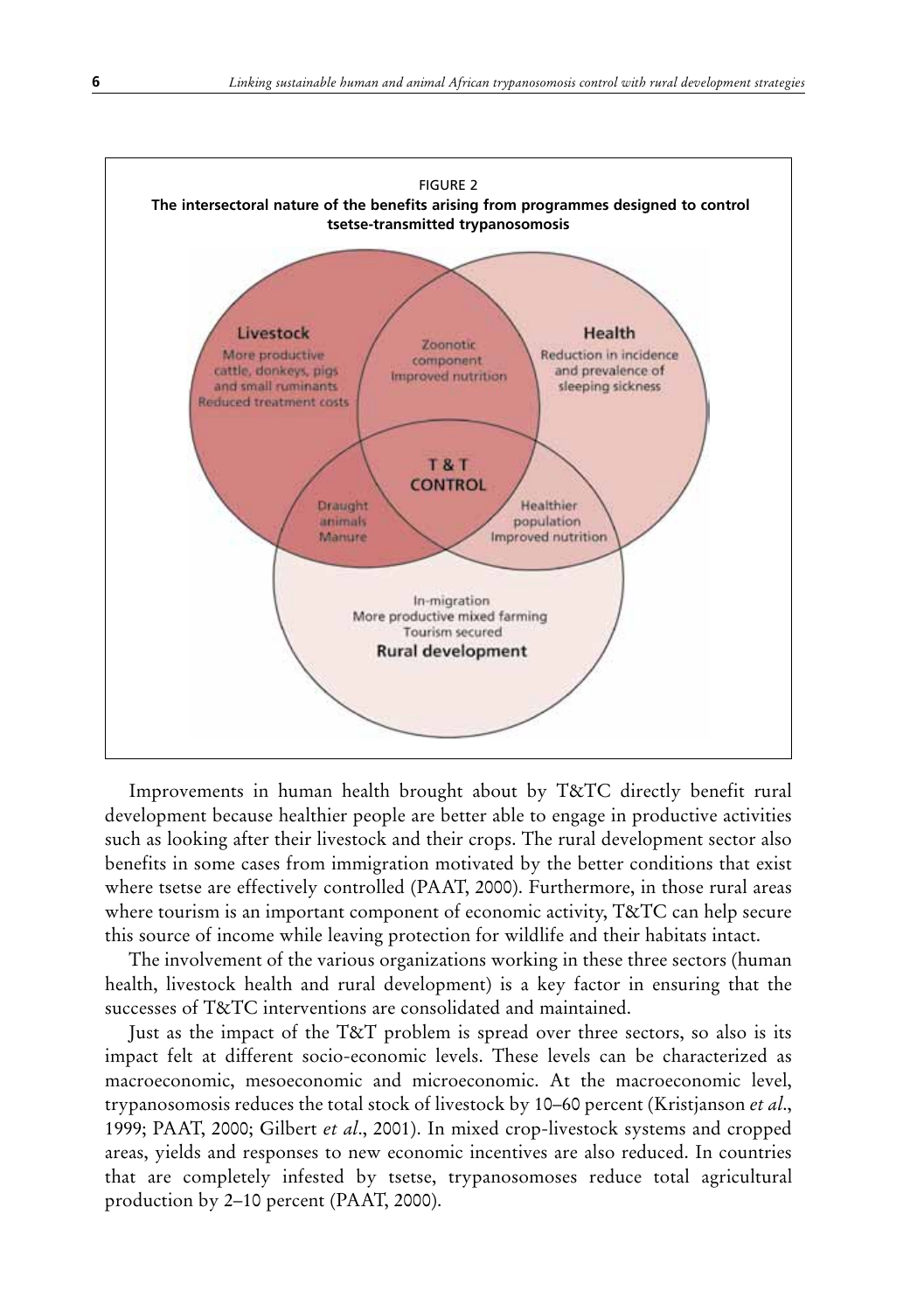FIGURE 2
**The intersectoral nature of the benefits arising from programmes designed to control tsetse-transmitted trypanosomosis**

**Livestock**
More productive cattle, donkeys, pigs and small ruminants
Reduced treatment costs

Zoonotic component
Improved nutrition

**Health**
Reduction in incidence and prevalence of sleeping sickness

**T & T CONTROL**

Draught animals
Manure

Healthier population
Improved nutrition

In-migration
More productive mixed farming
Tourism secured
**Rural development**

Improvements in human health brought about by T&TC directly benefit rural development because healthier people are better able to engage in productive activities such as looking after their livestock and their crops. The rural development sector also benefits in some cases from immigration motivated by the better conditions that exist where tsetse are effectively controlled (PAAT, 2000). Furthermore, in those rural areas where tourism is an important component of economic activity, T&TC can help secure this source of income while leaving protection for wildlife and their habitats intact.

The involvement of the various organizations working in these three sectors (human health, livestock health and rural development) is a key factor in ensuring that the successes of T&TC interventions are consolidated and maintained.

Just as the impact of the T&T problem is spread over three sectors, so also is its impact felt at different socio-economic levels. These levels can be characterized as macroeconomic, mesoeconomic and microeconomic. At the macroeconomic level, trypanosomosis reduces the total stock of livestock by 10–60 percent (Kristjanson *et al*., 1999; PAAT, 2000; Gilbert *et al*., 2001). In mixed crop-livestock systems and cropped areas, yields and responses to new economic incentives are also reduced. In countries that are completely infested by tsetse, trypanosomoses reduce total agricultural production by 2–10 percent (PAAT, 2000).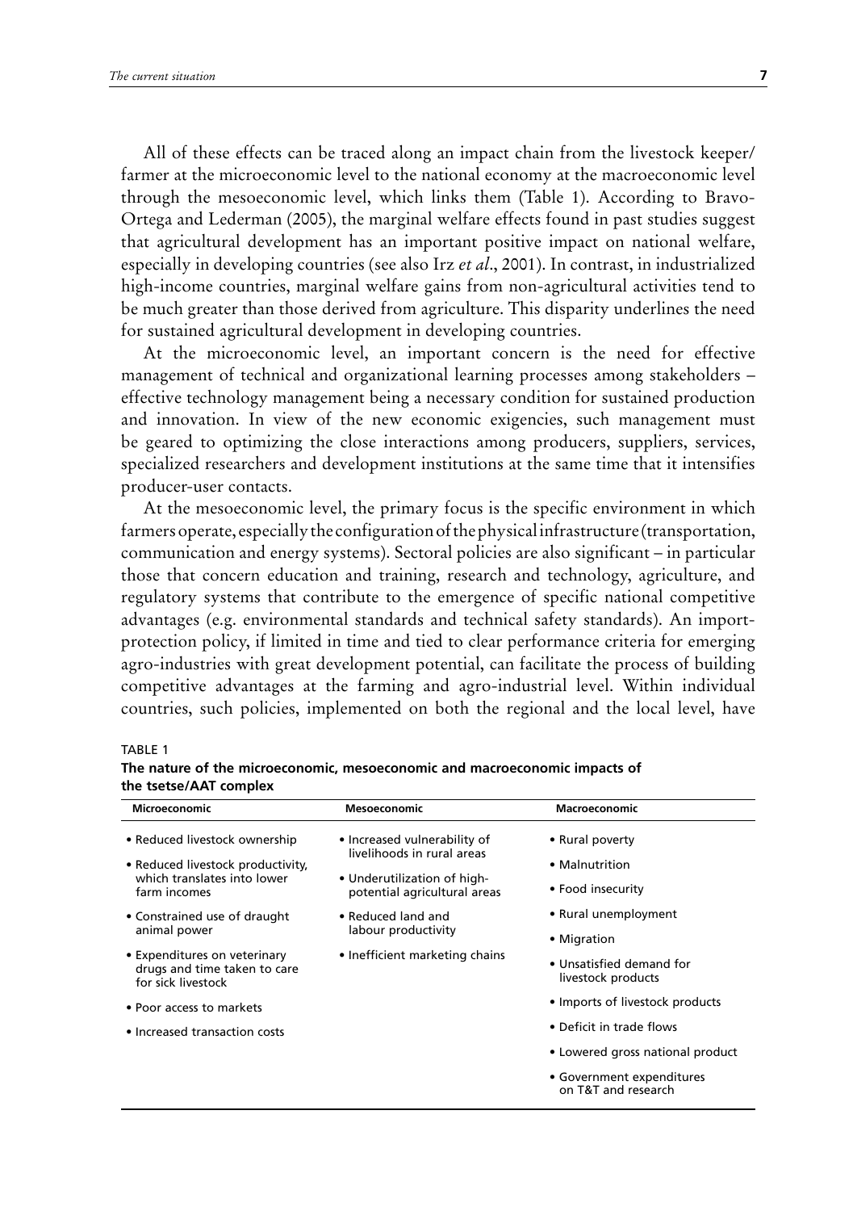All of these effects can be traced along an impact chain from the livestock keeper/farmer at the microeconomic level to the national economy at the macroeconomic level through the mesoeconomic level, which links them (Table 1). According to Bravo-Ortega and Lederman (2005), the marginal welfare effects found in past studies suggest that agricultural development has an important positive impact on national welfare, especially in developing countries (see also Irz *et al*., 2001). In contrast, in industrialized high-income countries, marginal welfare gains from non-agricultural activities tend to be much greater than those derived from agriculture. This disparity underlines the need for sustained agricultural development in developing countries.

At the microeconomic level, an important concern is the need for effective management of technical and organizational learning processes among stakeholders – effective technology management being a necessary condition for sustained production and innovation. In view of the new economic exigencies, such management must be geared to optimizing the close interactions among producers, suppliers, services, specialized researchers and development institutions at the same time that it intensifies producer-user contacts.

At the mesoeconomic level, the primary focus is the specific environment in which farmers operate, especially the configuration of the physical infrastructure (transportation, communication and energy systems). Sectoral policies are also significant – in particular those that concern education and training, research and technology, agriculture, and regulatory systems that contribute to the emergence of specific national competitive advantages (e.g. environmental standards and technical safety standards). An import-protection policy, if limited in time and tied to clear performance criteria for emerging agro-industries with great development potential, can facilitate the process of building competitive advantages at the farming and agro-industrial level. Within individual countries, such policies, implemented on both the regional and the local level, have

TABLE 1

**The nature of the microeconomic, mesoeconomic and macroeconomic impacts of the tsetse/AAT complex**

| Microeconomic | Mesoeconomic | Macroeconomic |
|---|---|---|
| • Reduced livestock ownership | • Increased vulnerability of livelihoods in rural areas | • Rural poverty |
| • Reduced livestock productivity, which translates into lower farm incomes | • Underutilization of high-potential agricultural areas | • Malnutrition |
| • Constrained use of draught animal power | • Reduced land and labour productivity | • Food insecurity |
| • Expenditures on veterinary drugs and time taken to care for sick livestock | • Inefficient marketing chains | • Rural unemployment |
| • Poor access to markets | | • Migration |
| • Increased transaction costs | | • Unsatisfied demand for livestock products |
| | | • Imports of livestock products |
| | | • Deficit in trade flows |
| | | • Lowered gross national product |
| | | • Government expenditures on T&T and research |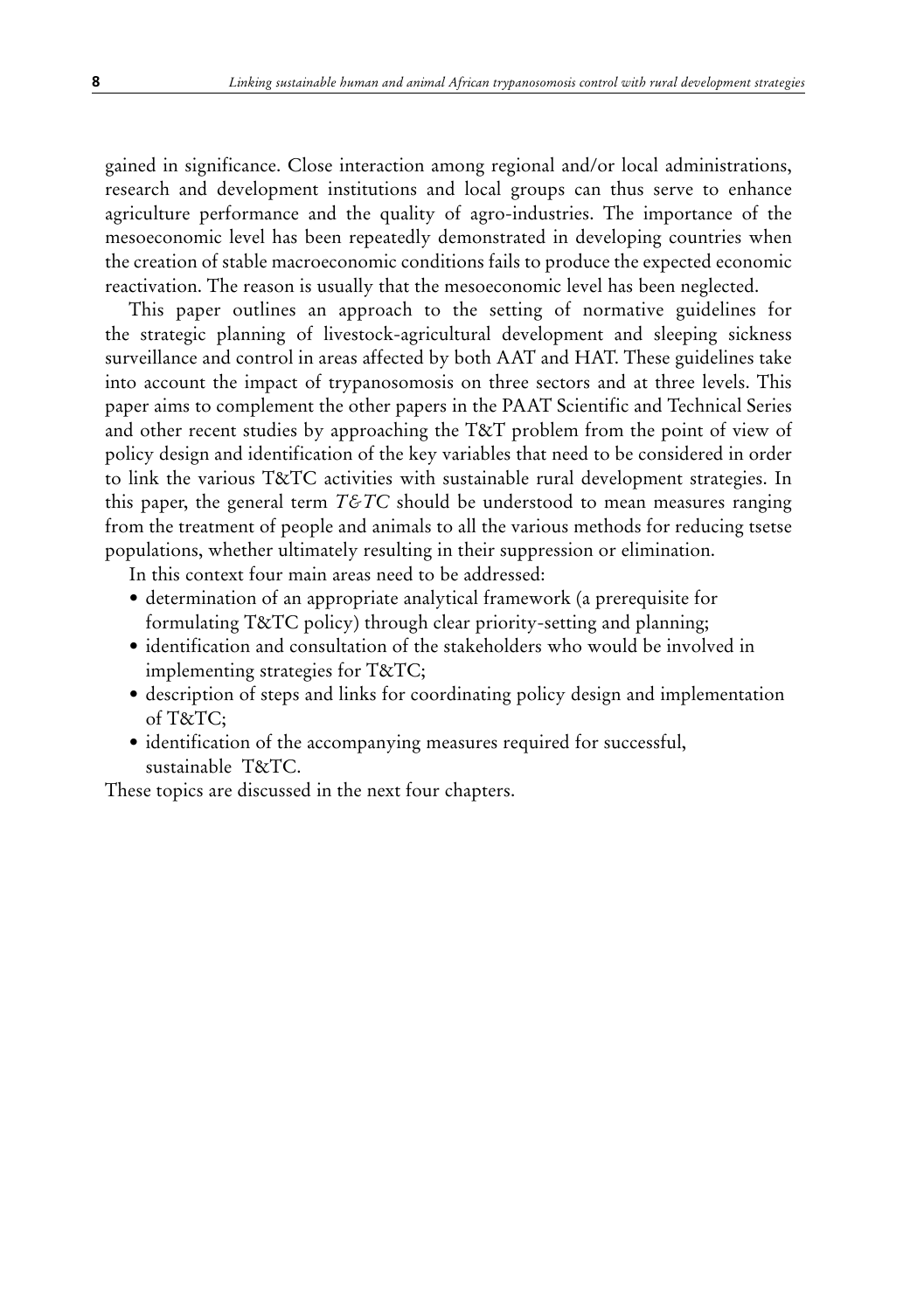gained in significance. Close interaction among regional and/or local administrations, research and development institutions and local groups can thus serve to enhance agriculture performance and the quality of agro-industries. The importance of the mesoeconomic level has been repeatedly demonstrated in developing countries when the creation of stable macroeconomic conditions fails to produce the expected economic reactivation. The reason is usually that the mesoeconomic level has been neglected.

This paper outlines an approach to the setting of normative guidelines for the strategic planning of livestock-agricultural development and sleeping sickness surveillance and control in areas affected by both AAT and HAT. These guidelines take into account the impact of trypanosomosis on three sectors and at three levels. This paper aims to complement the other papers in the PAAT Scientific and Technical Series and other recent studies by approaching the T&T problem from the point of view of policy design and identification of the key variables that need to be considered in order to link the various T&TC activities with sustainable rural development strategies. In this paper, the general term *T&TC* should be understood to mean measures ranging from the treatment of people and animals to all the various methods for reducing tsetse populations, whether ultimately resulting in their suppression or elimination.

In this context four main areas need to be addressed:

- determination of an appropriate analytical framework (a prerequisite for formulating T&TC policy) through clear priority-setting and planning;
- identification and consultation of the stakeholders who would be involved in implementing strategies for T&TC;
- description of steps and links for coordinating policy design and implementation of T&TC;
- identification of the accompanying measures required for successful, sustainable T&TC.

These topics are discussed in the next four chapters.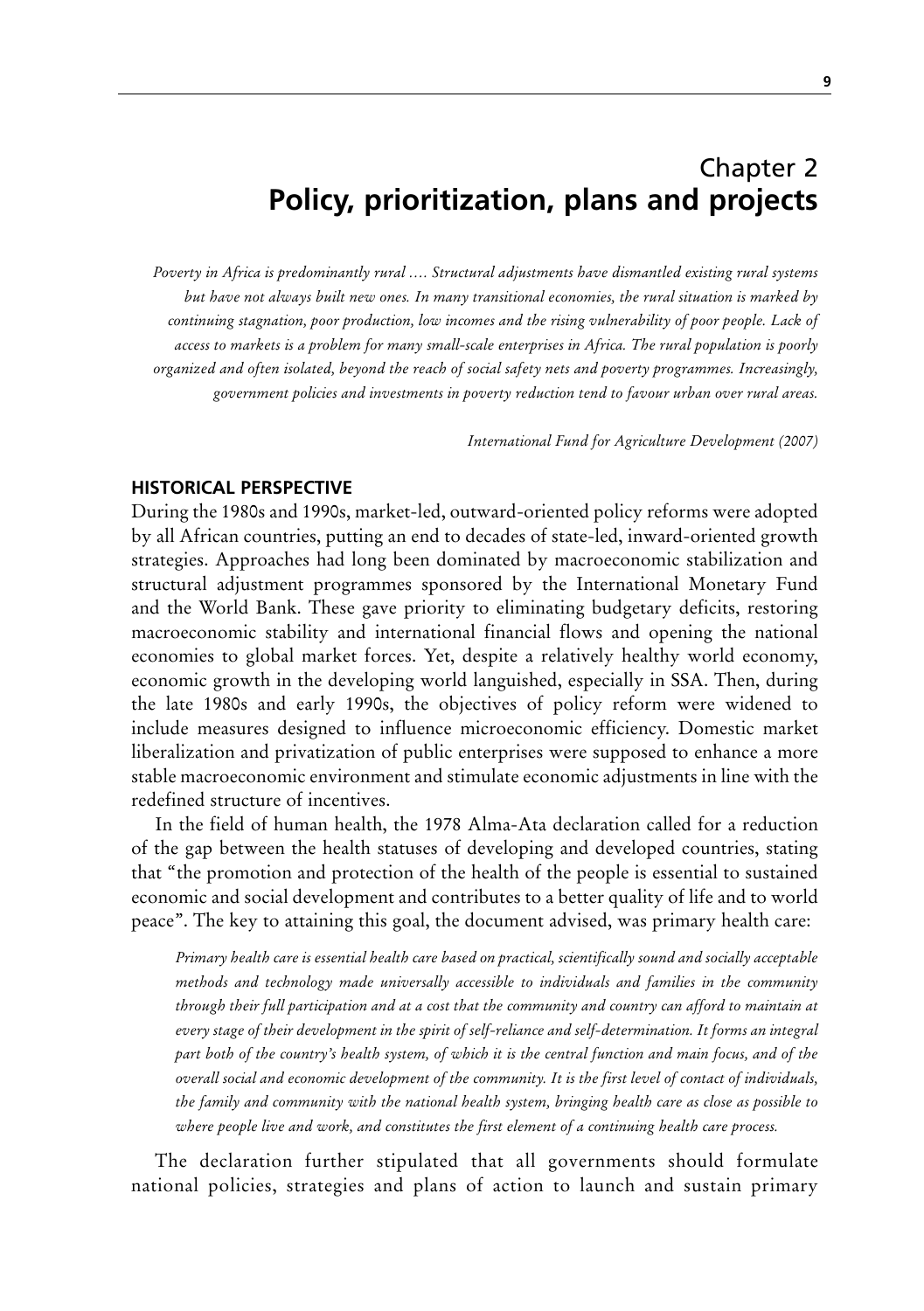# Chapter 2
# Policy, prioritization, plans and projects

*Poverty in Africa is predominantly rural .... Structural adjustments have dismantled existing rural systems but have not always built new ones. In many transitional economies, the rural situation is marked by continuing stagnation, poor production, low incomes and the rising vulnerability of poor people. Lack of access to markets is a problem for many small-scale enterprises in Africa. The rural population is poorly organized and often isolated, beyond the reach of social safety nets and poverty programmes. Increasingly, government policies and investments in poverty reduction tend to favour urban over rural areas.*

*International Fund for Agriculture Development (2007)*

## HISTORICAL PERSPECTIVE

During the 1980s and 1990s, market-led, outward-oriented policy reforms were adopted by all African countries, putting an end to decades of state-led, inward-oriented growth strategies. Approaches had long been dominated by macroeconomic stabilization and structural adjustment programmes sponsored by the International Monetary Fund and the World Bank. These gave priority to eliminating budgetary deficits, restoring macroeconomic stability and international financial flows and opening the national economies to global market forces. Yet, despite a relatively healthy world economy, economic growth in the developing world languished, especially in SSA. Then, during the late 1980s and early 1990s, the objectives of policy reform were widened to include measures designed to influence microeconomic efficiency. Domestic market liberalization and privatization of public enterprises were supposed to enhance a more stable macroeconomic environment and stimulate economic adjustments in line with the redefined structure of incentives.

In the field of human health, the 1978 Alma-Ata declaration called for a reduction of the gap between the health statuses of developing and developed countries, stating that "the promotion and protection of the health of the people is essential to sustained economic and social development and contributes to a better quality of life and to world peace". The key to attaining this goal, the document advised, was primary health care:

> *Primary health care is essential health care based on practical, scientifically sound and socially acceptable methods and technology made universally accessible to individuals and families in the community through their full participation and at a cost that the community and country can afford to maintain at every stage of their development in the spirit of self-reliance and self-determination. It forms an integral part both of the country's health system, of which it is the central function and main focus, and of the overall social and economic development of the community. It is the first level of contact of individuals, the family and community with the national health system, bringing health care as close as possible to where people live and work, and constitutes the first element of a continuing health care process.*

The declaration further stipulated that all governments should formulate national policies, strategies and plans of action to launch and sustain primary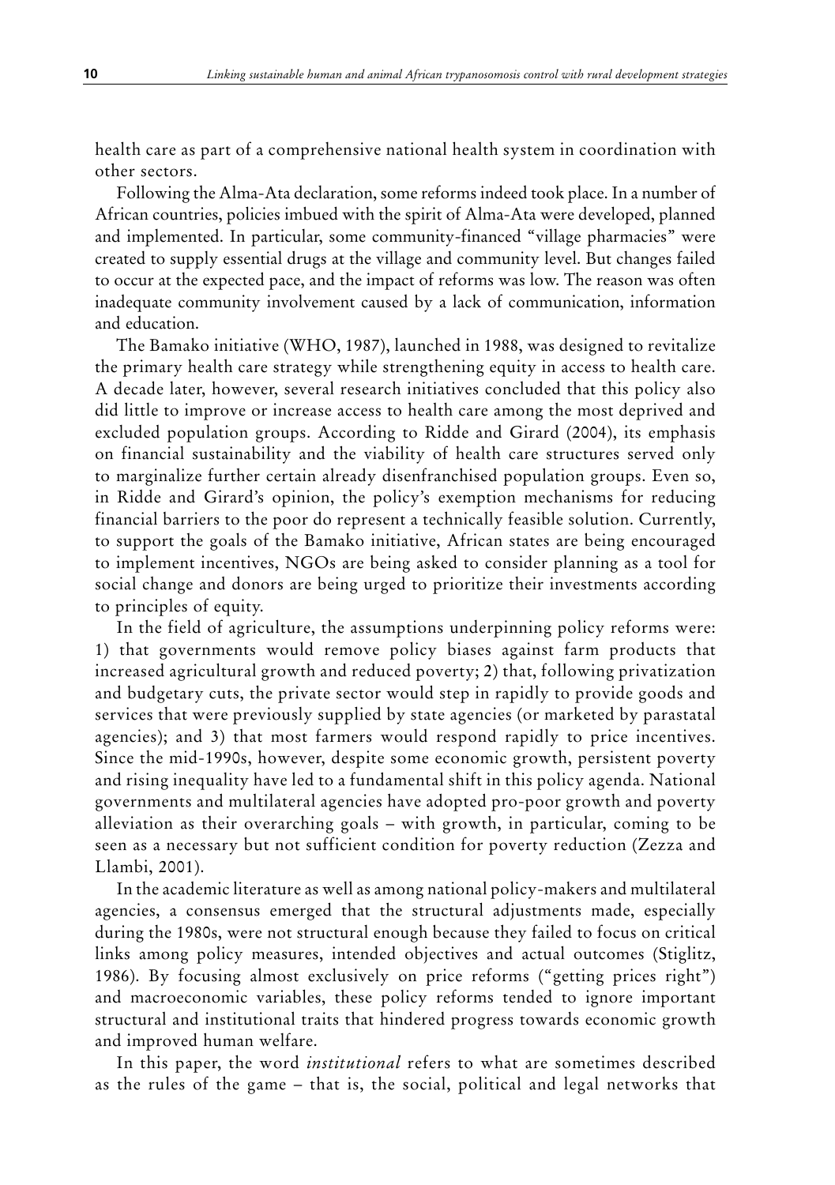health care as part of a comprehensive national health system in coordination with other sectors.

Following the Alma-Ata declaration, some reforms indeed took place. In a number of African countries, policies imbued with the spirit of Alma-Ata were developed, planned and implemented. In particular, some community-financed "village pharmacies" were created to supply essential drugs at the village and community level. But changes failed to occur at the expected pace, and the impact of reforms was low. The reason was often inadequate community involvement caused by a lack of communication, information and education.

The Bamako initiative (WHO, 1987), launched in 1988, was designed to revitalize the primary health care strategy while strengthening equity in access to health care. A decade later, however, several research initiatives concluded that this policy also did little to improve or increase access to health care among the most deprived and excluded population groups. According to Ridde and Girard (2004), its emphasis on financial sustainability and the viability of health care structures served only to marginalize further certain already disenfranchised population groups. Even so, in Ridde and Girard's opinion, the policy's exemption mechanisms for reducing financial barriers to the poor do represent a technically feasible solution. Currently, to support the goals of the Bamako initiative, African states are being encouraged to implement incentives, NGOs are being asked to consider planning as a tool for social change and donors are being urged to prioritize their investments according to principles of equity.

In the field of agriculture, the assumptions underpinning policy reforms were: 1) that governments would remove policy biases against farm products that increased agricultural growth and reduced poverty; 2) that, following privatization and budgetary cuts, the private sector would step in rapidly to provide goods and services that were previously supplied by state agencies (or marketed by parastatal agencies); and 3) that most farmers would respond rapidly to price incentives. Since the mid-1990s, however, despite some economic growth, persistent poverty and rising inequality have led to a fundamental shift in this policy agenda. National governments and multilateral agencies have adopted pro-poor growth and poverty alleviation as their overarching goals – with growth, in particular, coming to be seen as a necessary but not sufficient condition for poverty reduction (Zezza and Llambi, 2001).

In the academic literature as well as among national policy-makers and multilateral agencies, a consensus emerged that the structural adjustments made, especially during the 1980s, were not structural enough because they failed to focus on critical links among policy measures, intended objectives and actual outcomes (Stiglitz, 1986). By focusing almost exclusively on price reforms ("getting prices right") and macroeconomic variables, these policy reforms tended to ignore important structural and institutional traits that hindered progress towards economic growth and improved human welfare.

In this paper, the word *institutional* refers to what are sometimes described as the rules of the game – that is, the social, political and legal networks that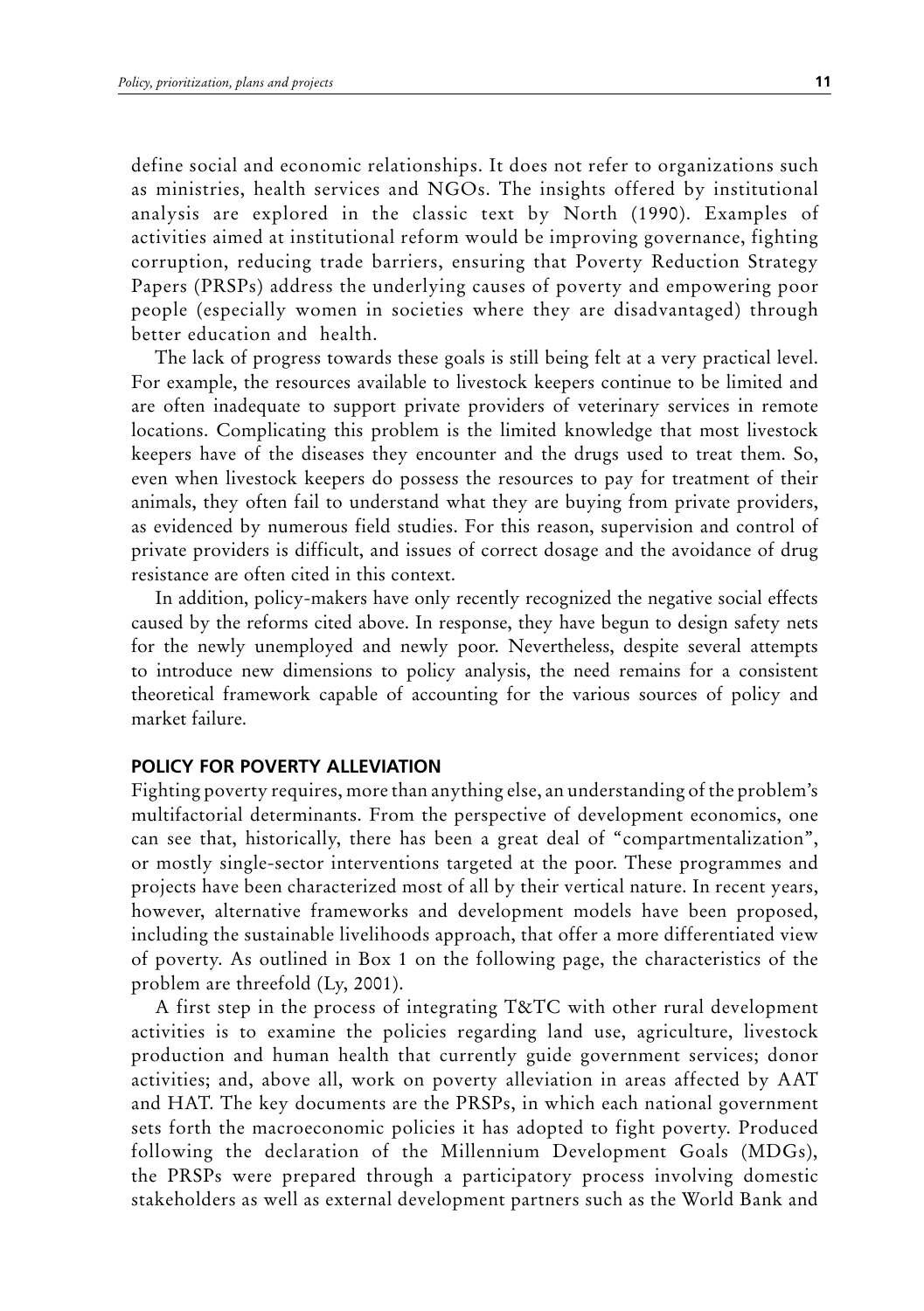define social and economic relationships. It does not refer to organizations such as ministries, health services and NGOs. The insights offered by institutional analysis are explored in the classic text by North (1990). Examples of activities aimed at institutional reform would be improving governance, fighting corruption, reducing trade barriers, ensuring that Poverty Reduction Strategy Papers (PRSPs) address the underlying causes of poverty and empowering poor people (especially women in societies where they are disadvantaged) through better education and health.

The lack of progress towards these goals is still being felt at a very practical level. For example, the resources available to livestock keepers continue to be limited and are often inadequate to support private providers of veterinary services in remote locations. Complicating this problem is the limited knowledge that most livestock keepers have of the diseases they encounter and the drugs used to treat them. So, even when livestock keepers do possess the resources to pay for treatment of their animals, they often fail to understand what they are buying from private providers, as evidenced by numerous field studies. For this reason, supervision and control of private providers is difficult, and issues of correct dosage and the avoidance of drug resistance are often cited in this context.

In addition, policy-makers have only recently recognized the negative social effects caused by the reforms cited above. In response, they have begun to design safety nets for the newly unemployed and newly poor. Nevertheless, despite several attempts to introduce new dimensions to policy analysis, the need remains for a consistent theoretical framework capable of accounting for the various sources of policy and market failure.

## POLICY FOR POVERTY ALLEVIATION

Fighting poverty requires, more than anything else, an understanding of the problem's multifactorial determinants. From the perspective of development economics, one can see that, historically, there has been a great deal of "compartmentalization", or mostly single-sector interventions targeted at the poor. These programmes and projects have been characterized most of all by their vertical nature. In recent years, however, alternative frameworks and development models have been proposed, including the sustainable livelihoods approach, that offer a more differentiated view of poverty. As outlined in Box 1 on the following page, the characteristics of the problem are threefold (Ly, 2001).

A first step in the process of integrating T&TC with other rural development activities is to examine the policies regarding land use, agriculture, livestock production and human health that currently guide government services; donor activities; and, above all, work on poverty alleviation in areas affected by AAT and HAT. The key documents are the PRSPs, in which each national government sets forth the macroeconomic policies it has adopted to fight poverty. Produced following the declaration of the Millennium Development Goals (MDGs), the PRSPs were prepared through a participatory process involving domestic stakeholders as well as external development partners such as the World Bank and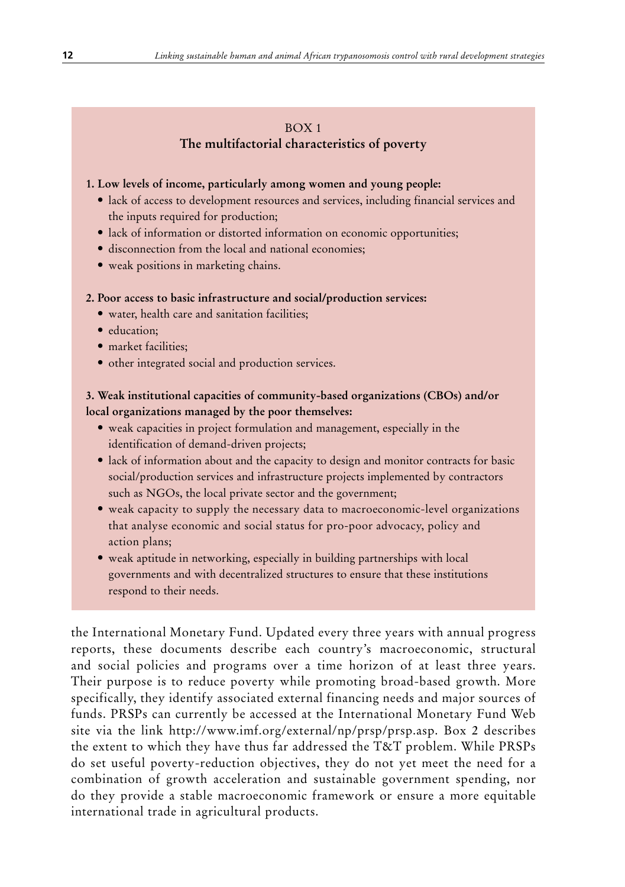BOX 1

**The multifactorial characteristics of poverty**

**1. Low levels of income, particularly among women and young people:**

- lack of access to development resources and services, including financial services and the inputs required for production;
- lack of information or distorted information on economic opportunities;
- disconnection from the local and national economies;
- weak positions in marketing chains.

**2. Poor access to basic infrastructure and social/production services:**

- water, health care and sanitation facilities;
- education;
- market facilities;
- other integrated social and production services.

**3. Weak institutional capacities of community-based organizations (CBOs) and/or local organizations managed by the poor themselves:**

- weak capacities in project formulation and management, especially in the identification of demand-driven projects;
- lack of information about and the capacity to design and monitor contracts for basic social/production services and infrastructure projects implemented by contractors such as NGOs, the local private sector and the government;
- weak capacity to supply the necessary data to macroeconomic-level organizations that analyse economic and social status for pro-poor advocacy, policy and action plans;
- weak aptitude in networking, especially in building partnerships with local governments and with decentralized structures to ensure that these institutions respond to their needs.

the International Monetary Fund. Updated every three years with annual progress reports, these documents describe each country's macroeconomic, structural and social policies and programs over a time horizon of at least three years. Their purpose is to reduce poverty while promoting broad-based growth. More specifically, they identify associated external financing needs and major sources of funds. PRSPs can currently be accessed at the International Monetary Fund Web site via the link http://www.imf.org/external/np/prsp/prsp.asp. Box 2 describes the extent to which they have thus far addressed the T&T problem. While PRSPs do set useful poverty-reduction objectives, they do not yet meet the need for a combination of growth acceleration and sustainable government spending, nor do they provide a stable macroeconomic framework or ensure a more equitable international trade in agricultural products.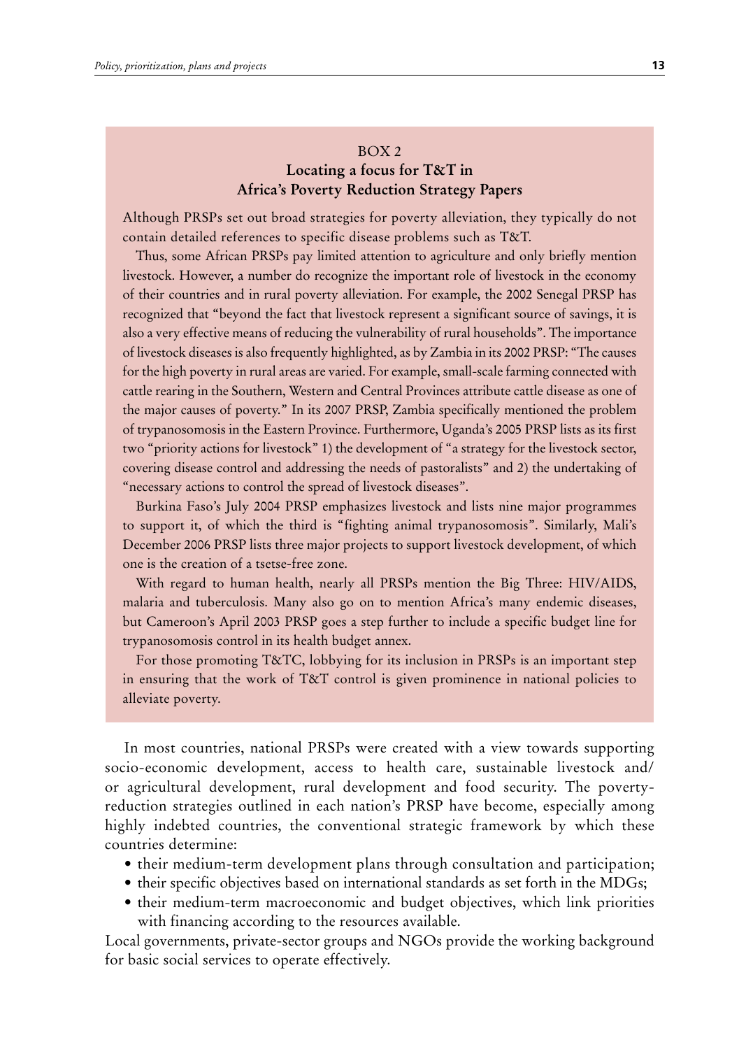### BOX 2

### Locating a focus for T&T in Africa's Poverty Reduction Strategy Papers

Although PRSPs set out broad strategies for poverty alleviation, they typically do not contain detailed references to specific disease problems such as T&T.

Thus, some African PRSPs pay limited attention to agriculture and only briefly mention livestock. However, a number do recognize the important role of livestock in the economy of their countries and in rural poverty alleviation. For example, the 2002 Senegal PRSP has recognized that "beyond the fact that livestock represent a significant source of savings, it is also a very effective means of reducing the vulnerability of rural households". The importance of livestock diseases is also frequently highlighted, as by Zambia in its 2002 PRSP: "The causes for the high poverty in rural areas are varied. For example, small-scale farming connected with cattle rearing in the Southern, Western and Central Provinces attribute cattle disease as one of the major causes of poverty." In its 2007 PRSP, Zambia specifically mentioned the problem of trypanosomosis in the Eastern Province. Furthermore, Uganda's 2005 PRSP lists as its first two "priority actions for livestock" 1) the development of "a strategy for the livestock sector, covering disease control and addressing the needs of pastoralists" and 2) the undertaking of "necessary actions to control the spread of livestock diseases".

Burkina Faso's July 2004 PRSP emphasizes livestock and lists nine major programmes to support it, of which the third is "fighting animal trypanosomosis". Similarly, Mali's December 2006 PRSP lists three major projects to support livestock development, of which one is the creation of a tsetse-free zone.

With regard to human health, nearly all PRSPs mention the Big Three: HIV/AIDS, malaria and tuberculosis. Many also go on to mention Africa's many endemic diseases, but Cameroon's April 2003 PRSP goes a step further to include a specific budget line for trypanosomosis control in its health budget annex.

For those promoting T&TC, lobbying for its inclusion in PRSPs is an important step in ensuring that the work of T&T control is given prominence in national policies to alleviate poverty.

In most countries, national PRSPs were created with a view towards supporting socio-economic development, access to health care, sustainable livestock and/or agricultural development, rural development and food security. The poverty-reduction strategies outlined in each nation's PRSP have become, especially among highly indebted countries, the conventional strategic framework by which these countries determine:

- their medium-term development plans through consultation and participation;
- their specific objectives based on international standards as set forth in the MDGs;
- their medium-term macroeconomic and budget objectives, which link priorities with financing according to the resources available.

Local governments, private-sector groups and NGOs provide the working background for basic social services to operate effectively.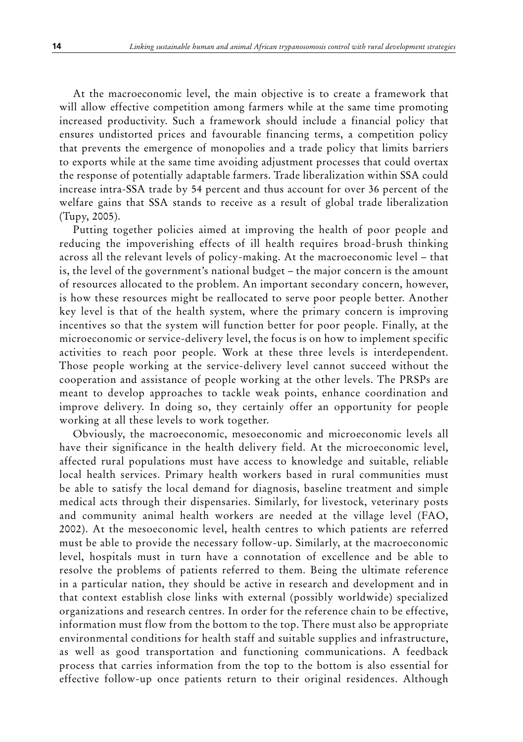At the macroeconomic level, the main objective is to create a framework that will allow effective competition among farmers while at the same time promoting increased productivity. Such a framework should include a financial policy that ensures undistorted prices and favourable financing terms, a competition policy that prevents the emergence of monopolies and a trade policy that limits barriers to exports while at the same time avoiding adjustment processes that could overtax the response of potentially adaptable farmers. Trade liberalization within SSA could increase intra-SSA trade by 54 percent and thus account for over 36 percent of the welfare gains that SSA stands to receive as a result of global trade liberalization (Tupy, 2005).

Putting together policies aimed at improving the health of poor people and reducing the impoverishing effects of ill health requires broad-brush thinking across all the relevant levels of policy-making. At the macroeconomic level – that is, the level of the government's national budget – the major concern is the amount of resources allocated to the problem. An important secondary concern, however, is how these resources might be reallocated to serve poor people better. Another key level is that of the health system, where the primary concern is improving incentives so that the system will function better for poor people. Finally, at the microeconomic or service-delivery level, the focus is on how to implement specific activities to reach poor people. Work at these three levels is interdependent. Those people working at the service-delivery level cannot succeed without the cooperation and assistance of people working at the other levels. The PRSPs are meant to develop approaches to tackle weak points, enhance coordination and improve delivery. In doing so, they certainly offer an opportunity for people working at all these levels to work together.

Obviously, the macroeconomic, mesoeconomic and microeconomic levels all have their significance in the health delivery field. At the microeconomic level, affected rural populations must have access to knowledge and suitable, reliable local health services. Primary health workers based in rural communities must be able to satisfy the local demand for diagnosis, baseline treatment and simple medical acts through their dispensaries. Similarly, for livestock, veterinary posts and community animal health workers are needed at the village level (FAO, 2002). At the mesoeconomic level, health centres to which patients are referred must be able to provide the necessary follow-up. Similarly, at the macroeconomic level, hospitals must in turn have a connotation of excellence and be able to resolve the problems of patients referred to them. Being the ultimate reference in a particular nation, they should be active in research and development and in that context establish close links with external (possibly worldwide) specialized organizations and research centres. In order for the reference chain to be effective, information must flow from the bottom to the top. There must also be appropriate environmental conditions for health staff and suitable supplies and infrastructure, as well as good transportation and functioning communications. A feedback process that carries information from the top to the bottom is also essential for effective follow-up once patients return to their original residences. Although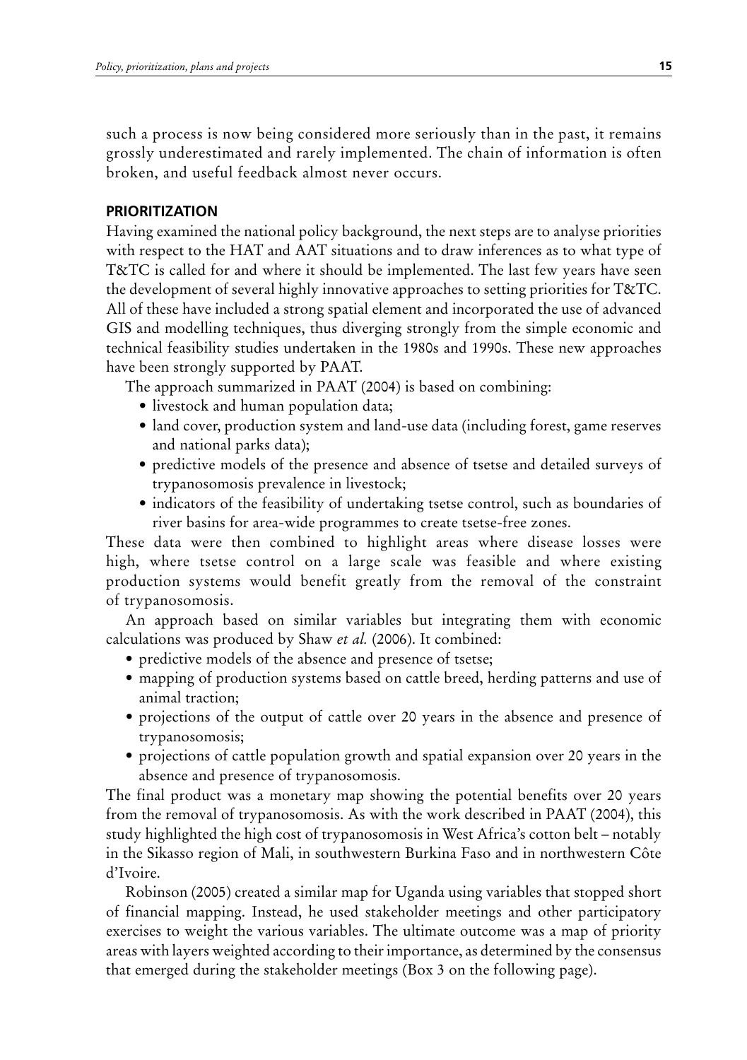such a process is now being considered more seriously than in the past, it remains grossly underestimated and rarely implemented. The chain of information is often broken, and useful feedback almost never occurs.

## PRIORITIZATION

Having examined the national policy background, the next steps are to analyse priorities with respect to the HAT and AAT situations and to draw inferences as to what type of T&TC is called for and where it should be implemented. The last few years have seen the development of several highly innovative approaches to setting priorities for T&TC. All of these have included a strong spatial element and incorporated the use of advanced GIS and modelling techniques, thus diverging strongly from the simple economic and technical feasibility studies undertaken in the 1980s and 1990s. These new approaches have been strongly supported by PAAT.

The approach summarized in PAAT (2004) is based on combining:

- livestock and human population data;
- land cover, production system and land-use data (including forest, game reserves and national parks data);
- predictive models of the presence and absence of tsetse and detailed surveys of trypanosomosis prevalence in livestock;
- indicators of the feasibility of undertaking tsetse control, such as boundaries of river basins for area-wide programmes to create tsetse-free zones.

These data were then combined to highlight areas where disease losses were high, where tsetse control on a large scale was feasible and where existing production systems would benefit greatly from the removal of the constraint of trypanosomosis.

An approach based on similar variables but integrating them with economic calculations was produced by Shaw *et al.* (2006). It combined:

- predictive models of the absence and presence of tsetse;
- mapping of production systems based on cattle breed, herding patterns and use of animal traction;
- projections of the output of cattle over 20 years in the absence and presence of trypanosomosis;
- projections of cattle population growth and spatial expansion over 20 years in the absence and presence of trypanosomosis.

The final product was a monetary map showing the potential benefits over 20 years from the removal of trypanosomosis. As with the work described in PAAT (2004), this study highlighted the high cost of trypanosomosis in West Africa's cotton belt – notably in the Sikasso region of Mali, in southwestern Burkina Faso and in northwestern Côte d'Ivoire.

Robinson (2005) created a similar map for Uganda using variables that stopped short of financial mapping. Instead, he used stakeholder meetings and other participatory exercises to weight the various variables. The ultimate outcome was a map of priority areas with layers weighted according to their importance, as determined by the consensus that emerged during the stakeholder meetings (Box 3 on the following page).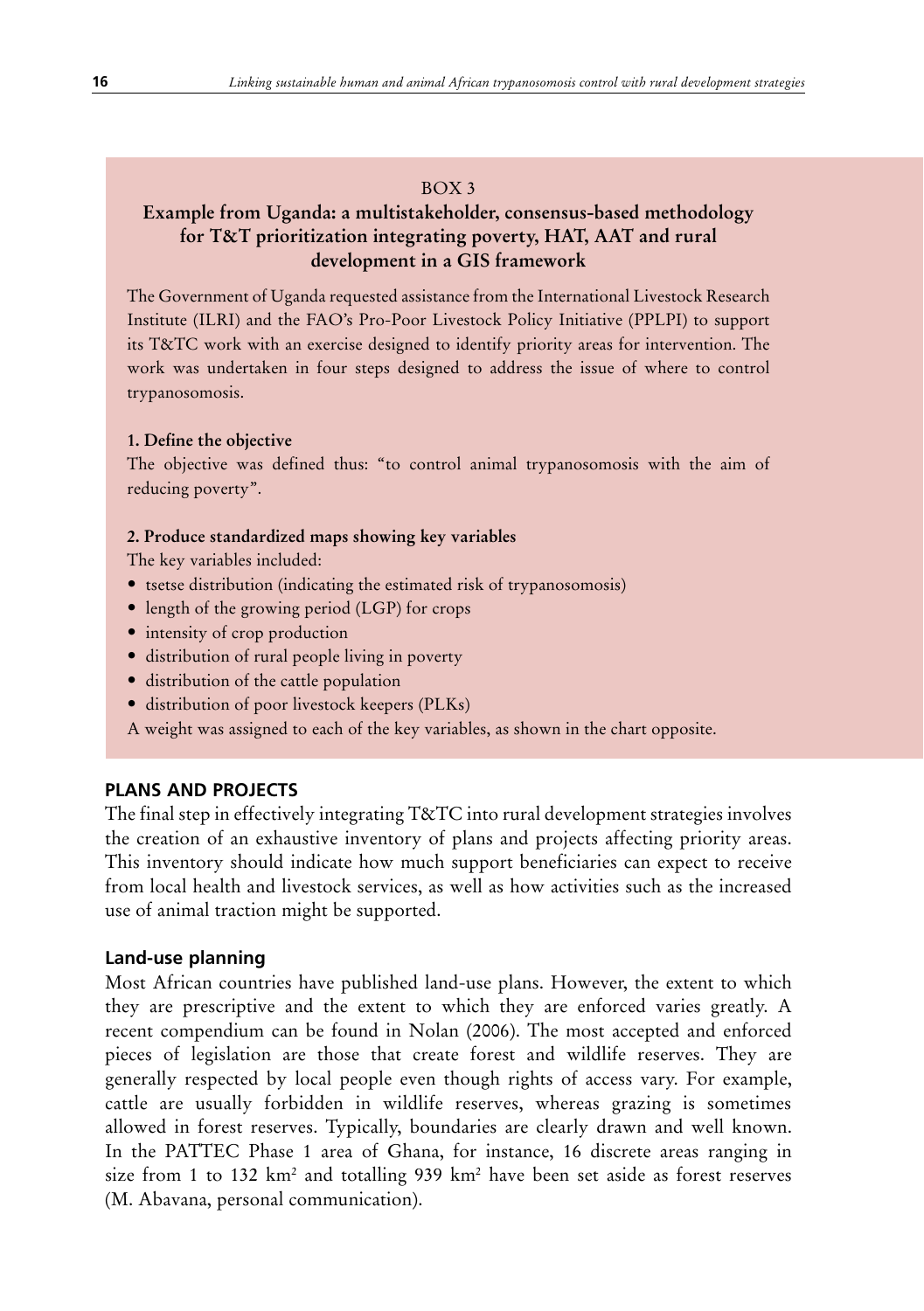BOX 3

### Example from Uganda: a multistakeholder, consensus-based methodology for T&T prioritization integrating poverty, HAT, AAT and rural development in a GIS framework

The Government of Uganda requested assistance from the International Livestock Research Institute (ILRI) and the FAO's Pro-Poor Livestock Policy Initiative (PPLPI) to support its T&TC work with an exercise designed to identify priority areas for intervention. The work was undertaken in four steps designed to address the issue of where to control trypanosomosis.

**1. Define the objective**

The objective was defined thus: "to control animal trypanosomosis with the aim of reducing poverty".

**2. Produce standardized maps showing key variables**

The key variables included:

- tsetse distribution (indicating the estimated risk of trypanosomosis)
- length of the growing period (LGP) for crops
- intensity of crop production
- distribution of rural people living in poverty
- distribution of the cattle population
- distribution of poor livestock keepers (PLKs)

A weight was assigned to each of the key variables, as shown in the chart opposite.

## PLANS AND PROJECTS

The final step in effectively integrating T&TC into rural development strategies involves the creation of an exhaustive inventory of plans and projects affecting priority areas. This inventory should indicate how much support beneficiaries can expect to receive from local health and livestock services, as well as how activities such as the increased use of animal traction might be supported.

### Land-use planning

Most African countries have published land-use plans. However, the extent to which they are prescriptive and the extent to which they are enforced varies greatly. A recent compendium can be found in Nolan (2006). The most accepted and enforced pieces of legislation are those that create forest and wildlife reserves. They are generally respected by local people even though rights of access vary. For example, cattle are usually forbidden in wildlife reserves, whereas grazing is sometimes allowed in forest reserves. Typically, boundaries are clearly drawn and well known. In the PATTEC Phase 1 area of Ghana, for instance, 16 discrete areas ranging in size from 1 to 132 km$^2$ and totalling 939 km$^2$ have been set aside as forest reserves (M. Abavana, personal communication).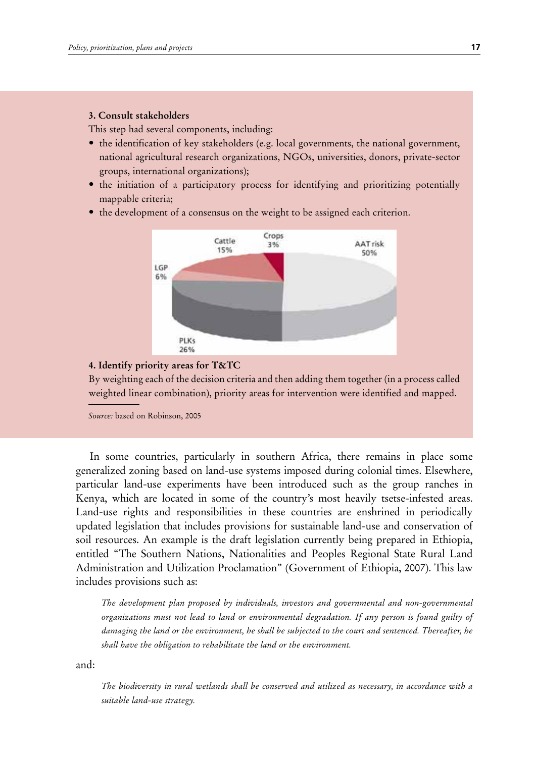**3. Consult stakeholders**

This step had several components, including:

- the identification of key stakeholders (e.g. local governments, the national government, national agricultural research organizations, NGOs, universities, donors, private-sector groups, international organizations);
- the initiation of a participatory process for identifying and prioritizing potentially mappable criteria;
- the development of a consensus on the weight to be assigned each criterion.

Cattle 15%
Crops 3%
AAT risk 50%
LGP 6%
PLKs 26%

**4. Identify priority areas for T&TC**

By weighting each of the decision criteria and then adding them together (in a process called weighted linear combination), priority areas for intervention were identified and mapped.

*Source:* based on Robinson, 2005

In some countries, particularly in southern Africa, there remains in place some generalized zoning based on land-use systems imposed during colonial times. Elsewhere, particular land-use experiments have been introduced such as the group ranches in Kenya, which are located in some of the country's most heavily tsetse-infested areas. Land-use rights and responsibilities in these countries are enshrined in periodically updated legislation that includes provisions for sustainable land-use and conservation of soil resources. An example is the draft legislation currently being prepared in Ethiopia, entitled "The Southern Nations, Nationalities and Peoples Regional State Rural Land Administration and Utilization Proclamation" (Government of Ethiopia, 2007). This law includes provisions such as:

> *The development plan proposed by individuals, investors and governmental and non-governmental organizations must not lead to land or environmental degradation. If any person is found guilty of damaging the land or the environment, he shall be subjected to the court and sentenced. Thereafter, he shall have the obligation to rehabilitate the land or the environment.*

and:

> *The biodiversity in rural wetlands shall be conserved and utilized as necessary, in accordance with a suitable land-use strategy.*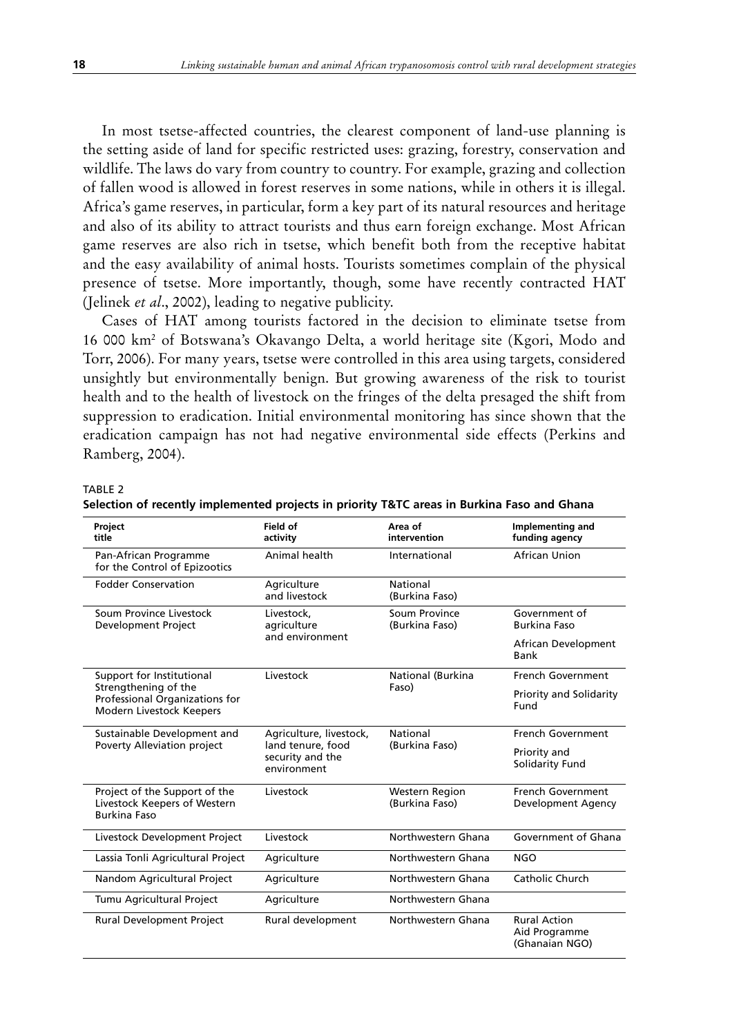In most tsetse-affected countries, the clearest component of land-use planning is the setting aside of land for specific restricted uses: grazing, forestry, conservation and wildlife. The laws do vary from country to country. For example, grazing and collection of fallen wood is allowed in forest reserves in some nations, while in others it is illegal. Africa's game reserves, in particular, form a key part of its natural resources and heritage and also of its ability to attract tourists and thus earn foreign exchange. Most African game reserves are also rich in tsetse, which benefit both from the receptive habitat and the easy availability of animal hosts. Tourists sometimes complain of the physical presence of tsetse. More importantly, though, some have recently contracted HAT (Jelinek *et al*., 2002), leading to negative publicity.

Cases of HAT among tourists factored in the decision to eliminate tsetse from 16 000 km$^2$ of Botswana's Okavango Delta, a world heritage site (Kgori, Modo and Torr, 2006). For many years, tsetse were controlled in this area using targets, considered unsightly but environmentally benign. But growing awareness of the risk to tourist health and to the health of livestock on the fringes of the delta presaged the shift from suppression to eradication. Initial environmental monitoring has since shown that the eradication campaign has not had negative environmental side effects (Perkins and Ramberg, 2004).

TABLE 2

**Selection of recently implemented projects in priority T&TC areas in Burkina Faso and Ghana**

| Project title | Field of activity | Area of intervention | Implementing and funding agency |
|---|---|---|---|
| Pan-African Programme for the Control of Epizootics | Animal health | International | African Union |
| Fodder Conservation | Agriculture and livestock | National (Burkina Faso) | |
| Soum Province Livestock Development Project | Livestock, agriculture and environment | Soum Province (Burkina Faso) | Government of Burkina Faso<br>African Development Bank |
| Support for Institutional Strengthening of the Professional Organizations for Modern Livestock Keepers | Livestock | National (Burkina Faso) | French Government<br>Priority and Solidarity Fund |
| Sustainable Development and Poverty Alleviation project | Agriculture, livestock, land tenure, food security and the environment | National (Burkina Faso) | French Government<br>Priority and Solidarity Fund |
| Project of the Support of the Livestock Keepers of Western Burkina Faso | Livestock | Western Region (Burkina Faso) | French Government Development Agency |
| Livestock Development Project | Livestock | Northwestern Ghana | Government of Ghana |
| Lassia Tonli Agricultural Project | Agriculture | Northwestern Ghana | NGO |
| Nandom Agricultural Project | Agriculture | Northwestern Ghana | Catholic Church |
| Tumu Agricultural Project | Agriculture | Northwestern Ghana | |
| Rural Development Project | Rural development | Northwestern Ghana | Rural Action Aid Programme (Ghanaian NGO) |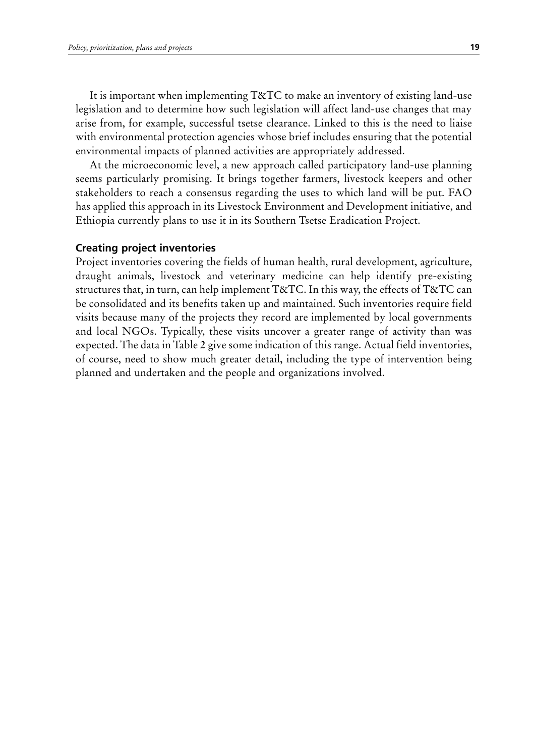It is important when implementing T&TC to make an inventory of existing land-use legislation and to determine how such legislation will affect land-use changes that may arise from, for example, successful tsetse clearance. Linked to this is the need to liaise with environmental protection agencies whose brief includes ensuring that the potential environmental impacts of planned activities are appropriately addressed.

At the microeconomic level, a new approach called participatory land-use planning seems particularly promising. It brings together farmers, livestock keepers and other stakeholders to reach a consensus regarding the uses to which land will be put. FAO has applied this approach in its Livestock Environment and Development initiative, and Ethiopia currently plans to use it in its Southern Tsetse Eradication Project.

### Creating project inventories

Project inventories covering the fields of human health, rural development, agriculture, draught animals, livestock and veterinary medicine can help identify pre-existing structures that, in turn, can help implement T&TC. In this way, the effects of T&TC can be consolidated and its benefits taken up and maintained. Such inventories require field visits because many of the projects they record are implemented by local governments and local NGOs. Typically, these visits uncover a greater range of activity than was expected. The data in Table 2 give some indication of this range. Actual field inventories, of course, need to show much greater detail, including the type of intervention being planned and undertaken and the people and organizations involved.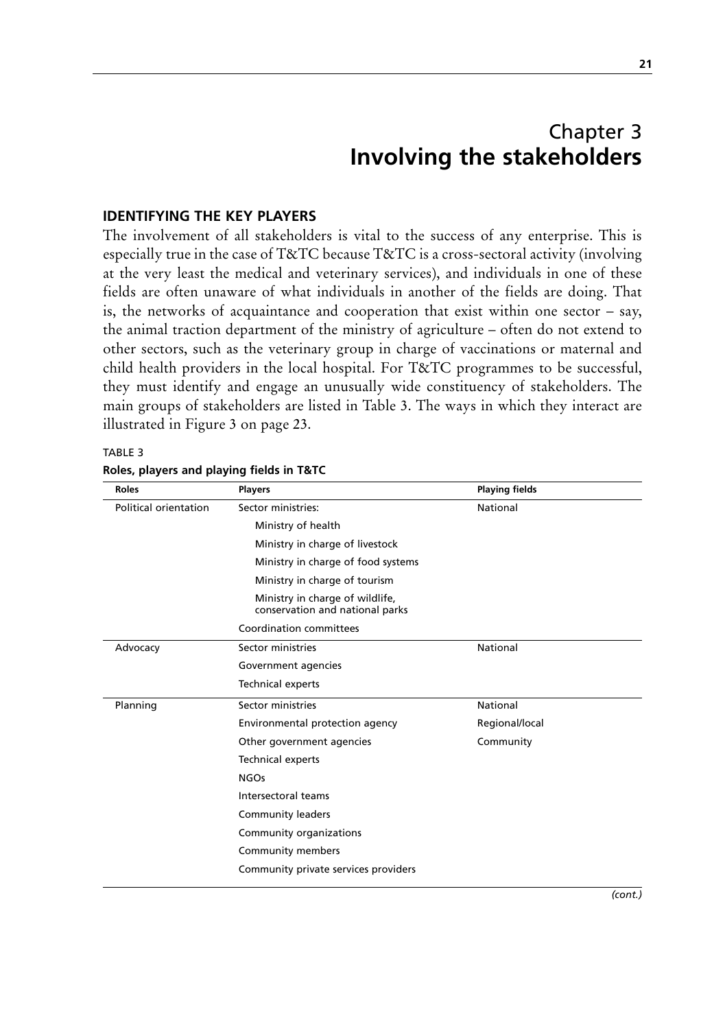# Chapter 3
# Involving the stakeholders

## IDENTIFYING THE KEY PLAYERS

The involvement of all stakeholders is vital to the success of any enterprise. This is especially true in the case of T&TC because T&TC is a cross-sectoral activity (involving at the very least the medical and veterinary services), and individuals in one of these fields are often unaware of what individuals in another of the fields are doing. That is, the networks of acquaintance and cooperation that exist within one sector – say, the animal traction department of the ministry of agriculture – often do not extend to other sectors, such as the veterinary group in charge of vaccinations or maternal and child health providers in the local hospital. For T&TC programmes to be successful, they must identify and engage an unusually wide constituency of stakeholders. The main groups of stakeholders are listed in Table 3. The ways in which they interact are illustrated in Figure 3 on page 23.

TABLE 3
**Roles, players and playing fields in T&TC**

| Roles | Players | Playing fields |
|---|---|---|
| Political orientation | Sector ministries: | National |
| | Ministry of health | |
| | Ministry in charge of livestock | |
| | Ministry in charge of food systems | |
| | Ministry in charge of tourism | |
| | Ministry in charge of wildlife, conservation and national parks | |
| | Coordination committees | |
| Advocacy | Sector ministries | National |
| | Government agencies | |
| | Technical experts | |
| Planning | Sector ministries | National |
| | Environmental protection agency | Regional/local |
| | Other government agencies | Community |
| | Technical experts | |
| | NGOs | |
| | Intersectoral teams | |
| | Community leaders | |
| | Community organizations | |
| | Community members | |
| | Community private services providers | |

*(cont.)*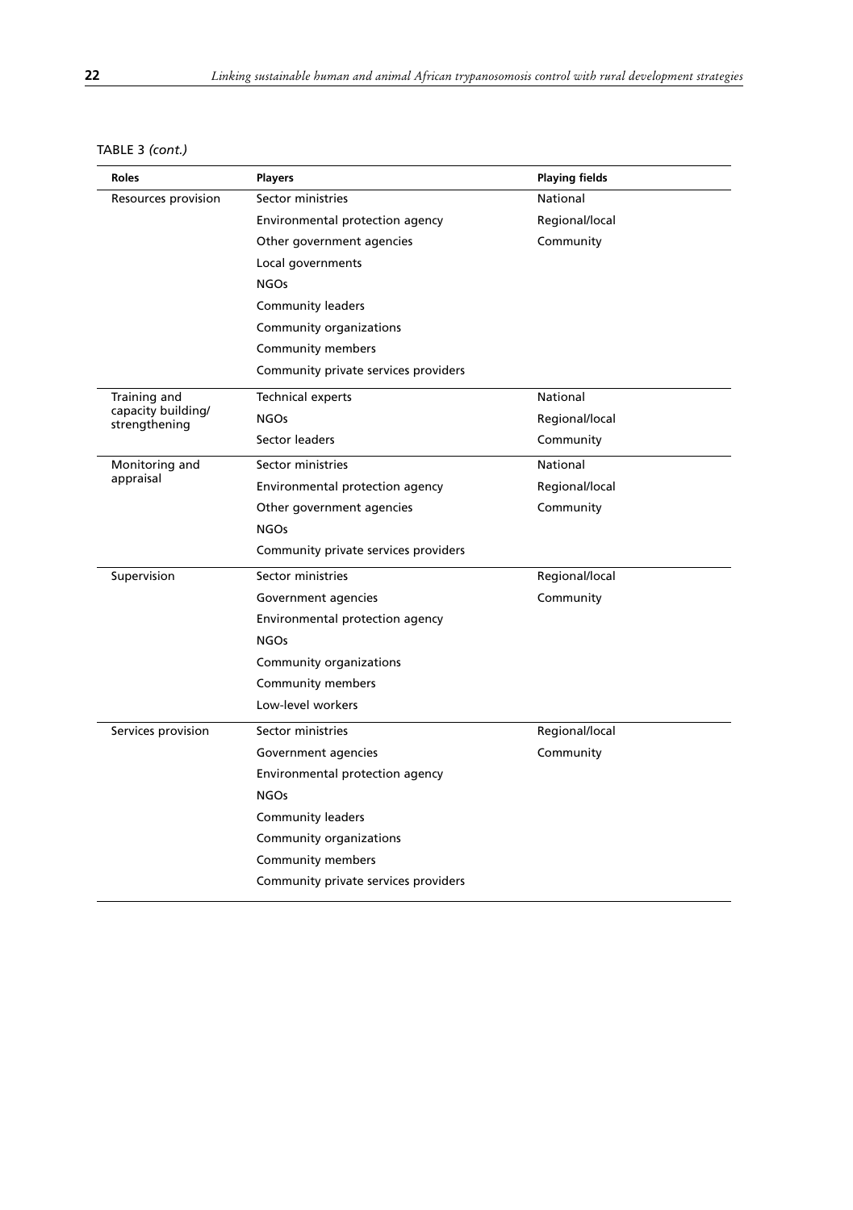TABLE 3 *(cont.)*

| Roles | Players | Playing fields |
|---|---|---|
| Resources provision | Sector ministries | National |
| | Environmental protection agency | Regional/local |
| | Other government agencies | Community |
| | Local governments | |
| | NGOs | |
| | Community leaders | |
| | Community organizations | |
| | Community members | |
| | Community private services providers | |
| Training and capacity building/ strengthening | Technical experts | National |
| | NGOs | Regional/local |
| | Sector leaders | Community |
| Monitoring and appraisal | Sector ministries | National |
| | Environmental protection agency | Regional/local |
| | Other government agencies | Community |
| | NGOs | |
| | Community private services providers | |
| Supervision | Sector ministries | Regional/local |
| | Government agencies | Community |
| | Environmental protection agency | |
| | NGOs | |
| | Community organizations | |
| | Community members | |
| | Low-level workers | |
| Services provision | Sector ministries | Regional/local |
| | Government agencies | Community |
| | Environmental protection agency | |
| | NGOs | |
| | Community leaders | |
| | Community organizations | |
| | Community members | |
| | Community private services providers | |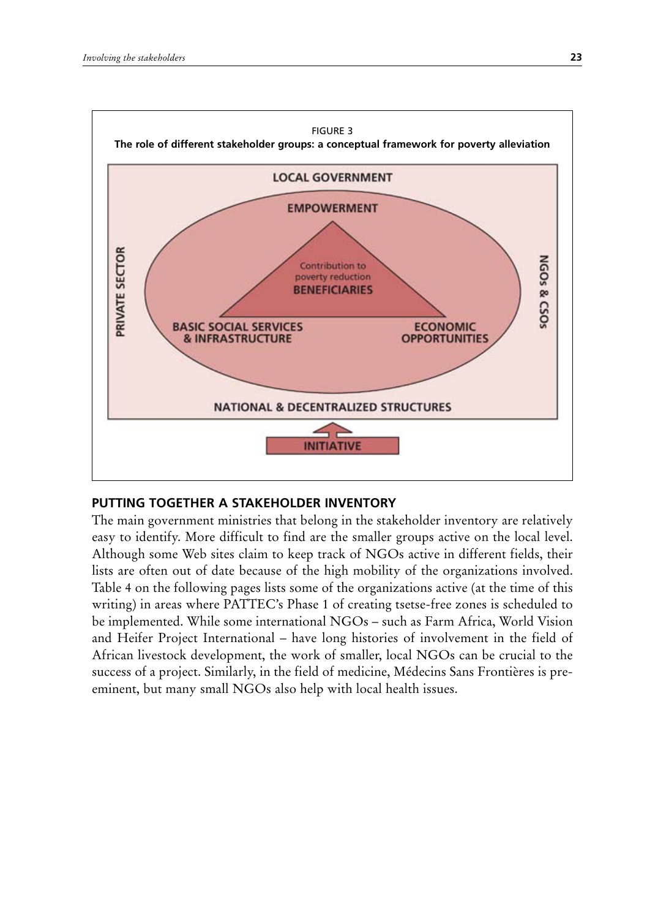FIGURE 3

**The role of different stakeholder groups: a conceptual framework for poverty alleviation**

LOCAL GOVERNMENT

EMPOWERMENT

Contribution to poverty reduction

BENEFICIARIES

BASIC SOCIAL SERVICES & INFRASTRUCTURE

ECONOMIC OPPORTUNITIES

PRIVATE SECTOR

NGOs & CSOs

NATIONAL & DECENTRALIZED STRUCTURES

INITIATIVE

## PUTTING TOGETHER A STAKEHOLDER INVENTORY

The main government ministries that belong in the stakeholder inventory are relatively easy to identify. More difficult to find are the smaller groups active on the local level. Although some Web sites claim to keep track of NGOs active in different fields, their lists are often out of date because of the high mobility of the organizations involved. Table 4 on the following pages lists some of the organizations active (at the time of this writing) in areas where PATTEC's Phase 1 of creating tsetse-free zones is scheduled to be implemented. While some international NGOs – such as Farm Africa, World Vision and Heifer Project International – have long histories of involvement in the field of African livestock development, the work of smaller, local NGOs can be crucial to the success of a project. Similarly, in the field of medicine, Médecins Sans Frontières is pre-eminent, but many small NGOs also help with local health issues.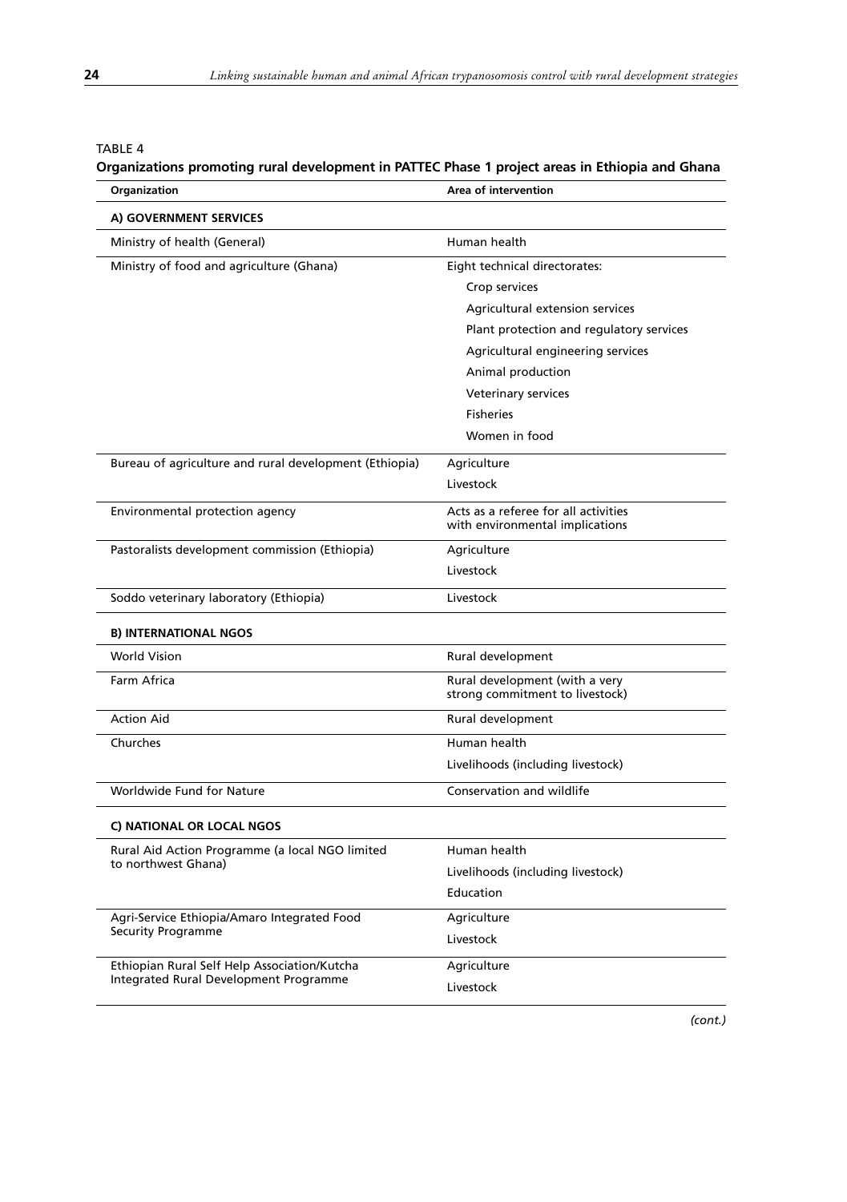TABLE 4

**Organizations promoting rural development in PATTEC Phase 1 project areas in Ethiopia and Ghana**

| Organization | Area of intervention |
|---|---|
| **A) GOVERNMENT SERVICES** | |
| Ministry of health (General) | Human health |
| Ministry of food and agriculture (Ghana) | Eight technical directorates:<br>Crop services<br>Agricultural extension services<br>Plant protection and regulatory services<br>Agricultural engineering services<br>Animal production<br>Veterinary services<br>Fisheries<br>Women in food |
| Bureau of agriculture and rural development (Ethiopia) | Agriculture<br>Livestock |
| Environmental protection agency | Acts as a referee for all activities with environmental implications |
| Pastoralists development commission (Ethiopia) | Agriculture<br>Livestock |
| Soddo veterinary laboratory (Ethiopia) | Livestock |
| **B) INTERNATIONAL NGOS** | |
| World Vision | Rural development |
| Farm Africa | Rural development (with a very strong commitment to livestock) |
| Action Aid | Rural development |
| Churches | Human health<br>Livelihoods (including livestock) |
| Worldwide Fund for Nature | Conservation and wildlife |
| **C) NATIONAL OR LOCAL NGOS** | |
| Rural Aid Action Programme (a local NGO limited to northwest Ghana) | Human health<br>Livelihoods (including livestock)<br>Education |
| Agri-Service Ethiopia/Amaro Integrated Food Security Programme | Agriculture<br>Livestock |
| Ethiopian Rural Self Help Association/Kutcha Integrated Rural Development Programme | Agriculture<br>Livestock |

*(cont.)*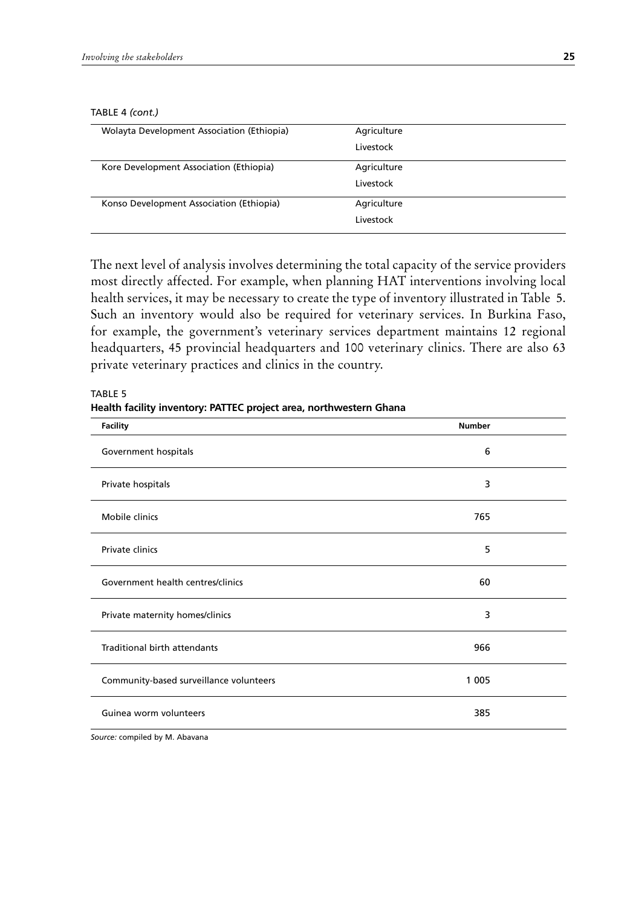TABLE 4 *(cont.)*

| | |
|---|---|
| Wolayta Development Association (Ethiopia) | Agriculture<br>Livestock |
| Kore Development Association (Ethiopia) | Agriculture<br>Livestock |
| Konso Development Association (Ethiopia) | Agriculture<br>Livestock |

The next level of analysis involves determining the total capacity of the service providers most directly affected. For example, when planning HAT interventions involving local health services, it may be necessary to create the type of inventory illustrated in Table 5. Such an inventory would also be required for veterinary services. In Burkina Faso, for example, the government's veterinary services department maintains 12 regional headquarters, 45 provincial headquarters and 100 veterinary clinics. There are also 63 private veterinary practices and clinics in the country.

TABLE 5
**Health facility inventory: PATTEC project area, northwestern Ghana**

| Facility | Number |
|---|---|
| Government hospitals | 6 |
| Private hospitals | 3 |
| Mobile clinics | 765 |
| Private clinics | 5 |
| Government health centres/clinics | 60 |
| Private maternity homes/clinics | 3 |
| Traditional birth attendants | 966 |
| Community-based surveillance volunteers | 1 005 |
| Guinea worm volunteers | 385 |

*Source:* compiled by M. Abavana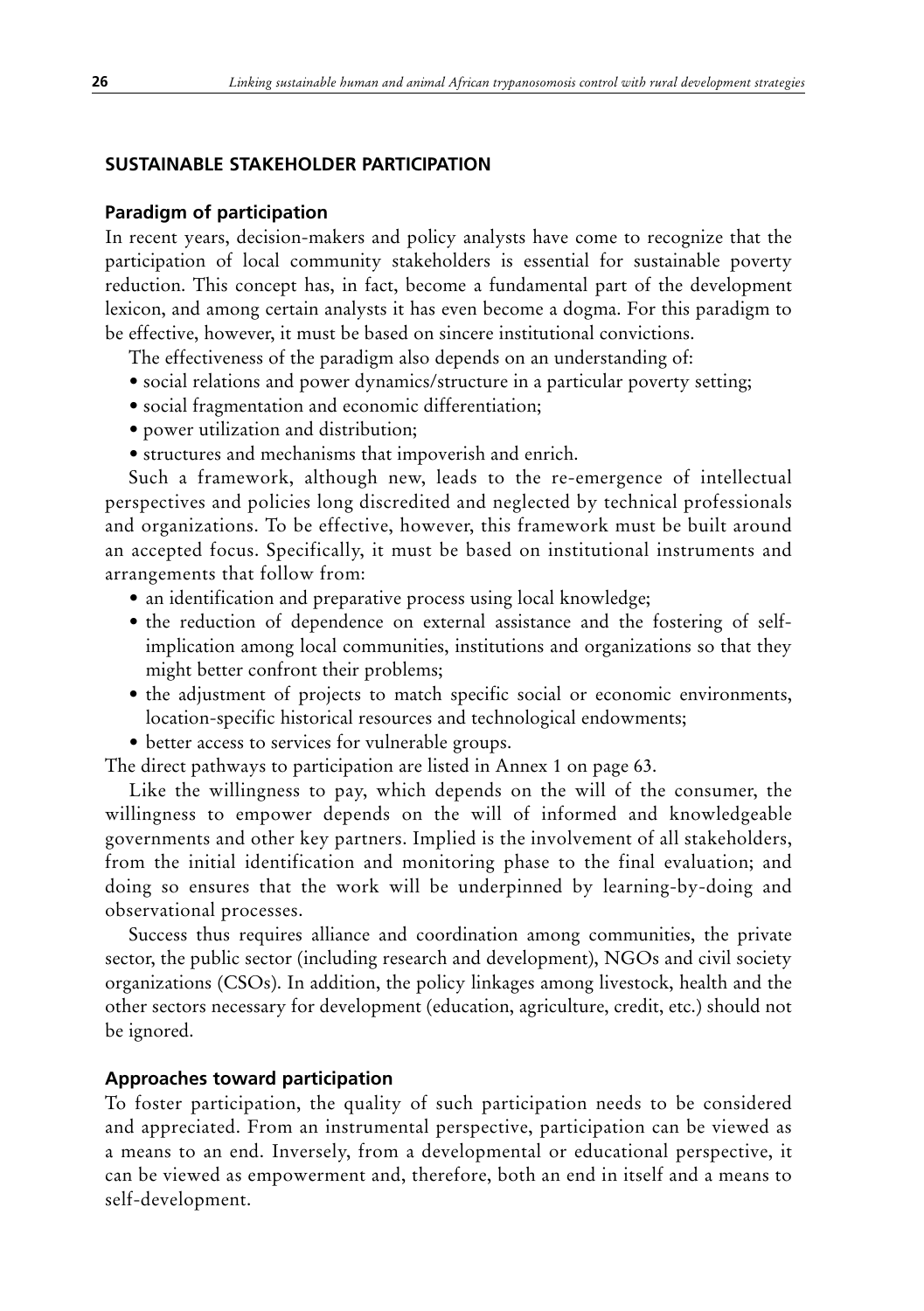## SUSTAINABLE STAKEHOLDER PARTICIPATION

### Paradigm of participation

In recent years, decision-makers and policy analysts have come to recognize that the participation of local community stakeholders is essential for sustainable poverty reduction. This concept has, in fact, become a fundamental part of the development lexicon, and among certain analysts it has even become a dogma. For this paradigm to be effective, however, it must be based on sincere institutional convictions.

The effectiveness of the paradigm also depends on an understanding of:

- social relations and power dynamics/structure in a particular poverty setting;
- social fragmentation and economic differentiation;
- power utilization and distribution;
- structures and mechanisms that impoverish and enrich.

Such a framework, although new, leads to the re-emergence of intellectual perspectives and policies long discredited and neglected by technical professionals and organizations. To be effective, however, this framework must be built around an accepted focus. Specifically, it must be based on institutional instruments and arrangements that follow from:

- an identification and preparative process using local knowledge;
- the reduction of dependence on external assistance and the fostering of self-implication among local communities, institutions and organizations so that they might better confront their problems;
- the adjustment of projects to match specific social or economic environments, location-specific historical resources and technological endowments;
- better access to services for vulnerable groups.

The direct pathways to participation are listed in Annex 1 on page 63.

Like the willingness to pay, which depends on the will of the consumer, the willingness to empower depends on the will of informed and knowledgeable governments and other key partners. Implied is the involvement of all stakeholders, from the initial identification and monitoring phase to the final evaluation; and doing so ensures that the work will be underpinned by learning-by-doing and observational processes.

Success thus requires alliance and coordination among communities, the private sector, the public sector (including research and development), NGOs and civil society organizations (CSOs). In addition, the policy linkages among livestock, health and the other sectors necessary for development (education, agriculture, credit, etc.) should not be ignored.

### Approaches toward participation

To foster participation, the quality of such participation needs to be considered and appreciated. From an instrumental perspective, participation can be viewed as a means to an end. Inversely, from a developmental or educational perspective, it can be viewed as empowerment and, therefore, both an end in itself and a means to self-development.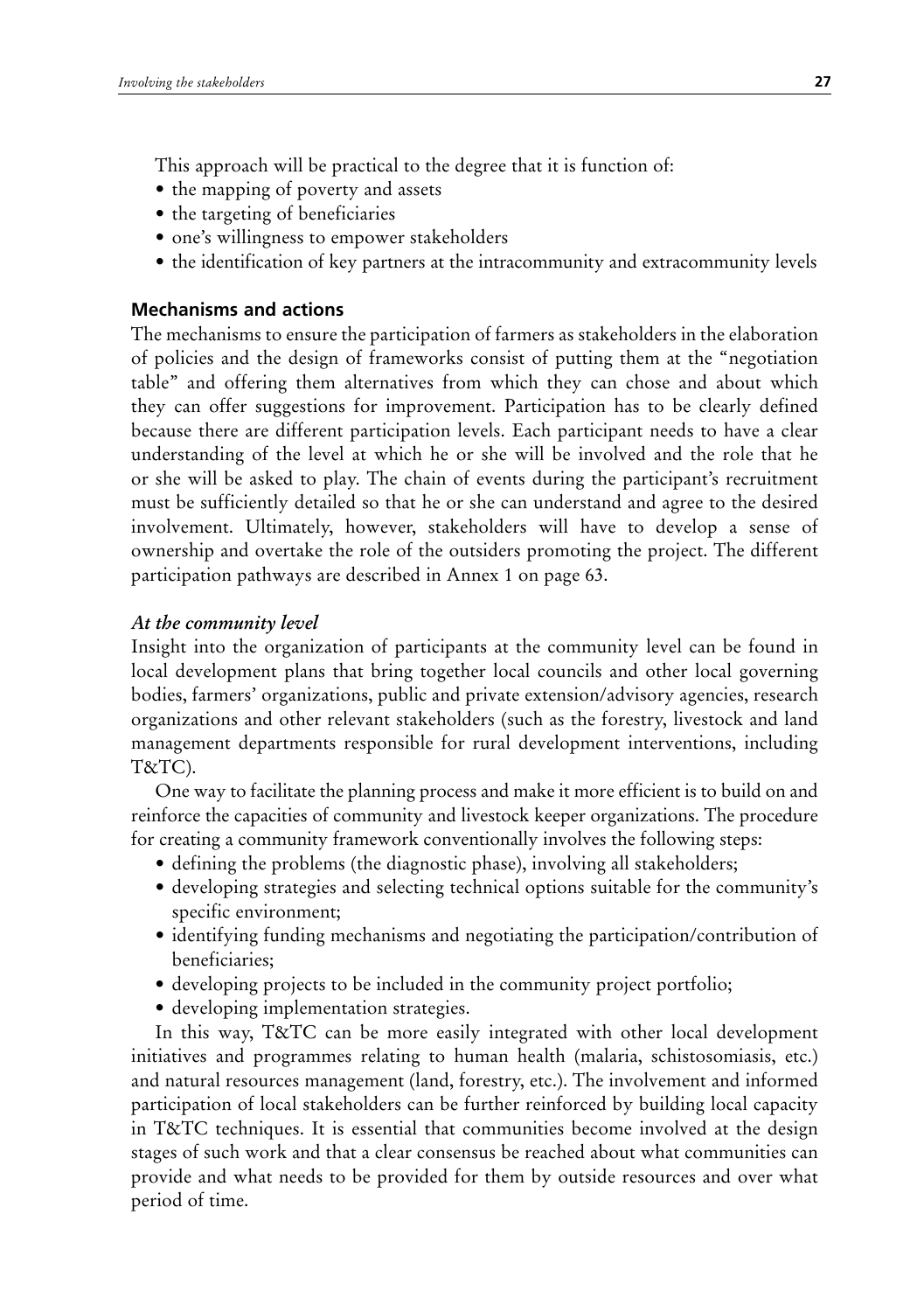This approach will be practical to the degree that it is function of:

- the mapping of poverty and assets
- the targeting of beneficiaries
- one's willingness to empower stakeholders
- the identification of key partners at the intracommunity and extracommunity levels

## Mechanisms and actions

The mechanisms to ensure the participation of farmers as stakeholders in the elaboration of policies and the design of frameworks consist of putting them at the "negotiation table" and offering them alternatives from which they can chose and about which they can offer suggestions for improvement. Participation has to be clearly defined because there are different participation levels. Each participant needs to have a clear understanding of the level at which he or she will be involved and the role that he or she will be asked to play. The chain of events during the participant's recruitment must be sufficiently detailed so that he or she can understand and agree to the desired involvement. Ultimately, however, stakeholders will have to develop a sense of ownership and overtake the role of the outsiders promoting the project. The different participation pathways are described in Annex 1 on page 63.

### *At the community level*

Insight into the organization of participants at the community level can be found in local development plans that bring together local councils and other local governing bodies, farmers' organizations, public and private extension/advisory agencies, research organizations and other relevant stakeholders (such as the forestry, livestock and land management departments responsible for rural development interventions, including T&TC).

One way to facilitate the planning process and make it more efficient is to build on and reinforce the capacities of community and livestock keeper organizations. The procedure for creating a community framework conventionally involves the following steps:

- defining the problems (the diagnostic phase), involving all stakeholders;
- developing strategies and selecting technical options suitable for the community's specific environment;
- identifying funding mechanisms and negotiating the participation/contribution of beneficiaries;
- developing projects to be included in the community project portfolio;
- developing implementation strategies.

In this way, T&TC can be more easily integrated with other local development initiatives and programmes relating to human health (malaria, schistosomiasis, etc.) and natural resources management (land, forestry, etc.). The involvement and informed participation of local stakeholders can be further reinforced by building local capacity in T&TC techniques. It is essential that communities become involved at the design stages of such work and that a clear consensus be reached about what communities can provide and what needs to be provided for them by outside resources and over what period of time.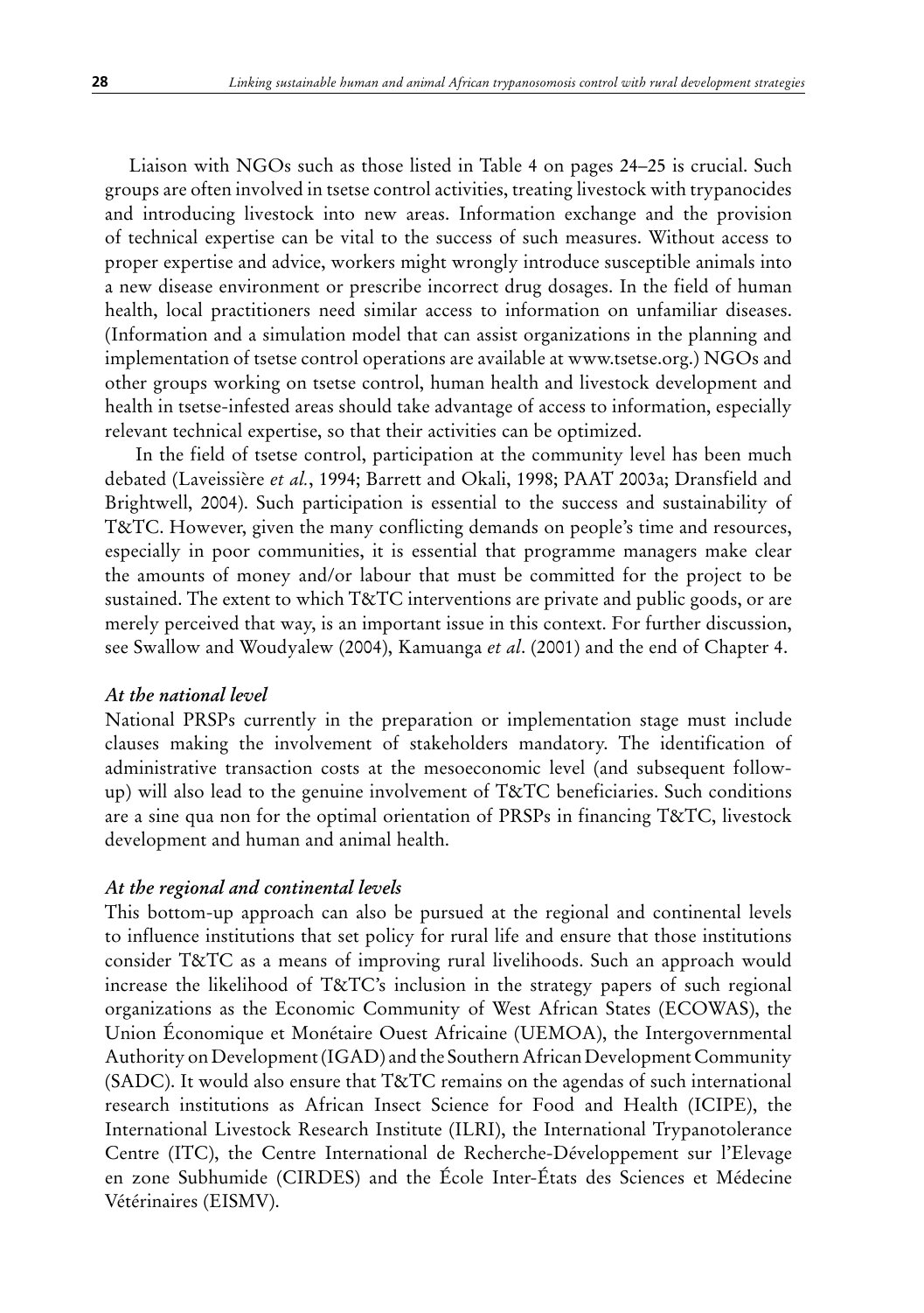Liaison with NGOs such as those listed in Table 4 on pages 24–25 is crucial. Such groups are often involved in tsetse control activities, treating livestock with trypanocides and introducing livestock into new areas. Information exchange and the provision of technical expertise can be vital to the success of such measures. Without access to proper expertise and advice, workers might wrongly introduce susceptible animals into a new disease environment or prescribe incorrect drug dosages. In the field of human health, local practitioners need similar access to information on unfamiliar diseases. (Information and a simulation model that can assist organizations in the planning and implementation of tsetse control operations are available at www.tsetse.org.) NGOs and other groups working on tsetse control, human health and livestock development and health in tsetse-infested areas should take advantage of access to information, especially relevant technical expertise, so that their activities can be optimized.

In the field of tsetse control, participation at the community level has been much debated (Laveissière *et al.*, 1994; Barrett and Okali, 1998; PAAT 2003a; Dransfield and Brightwell, 2004). Such participation is essential to the success and sustainability of T&TC. However, given the many conflicting demands on people's time and resources, especially in poor communities, it is essential that programme managers make clear the amounts of money and/or labour that must be committed for the project to be sustained. The extent to which T&TC interventions are private and public goods, or are merely perceived that way, is an important issue in this context. For further discussion, see Swallow and Woudyalew (2004), Kamuanga *et al*. (2001) and the end of Chapter 4.

### *At the national level*

National PRSPs currently in the preparation or implementation stage must include clauses making the involvement of stakeholders mandatory. The identification of administrative transaction costs at the mesoeconomic level (and subsequent follow-up) will also lead to the genuine involvement of T&TC beneficiaries. Such conditions are a sine qua non for the optimal orientation of PRSPs in financing T&TC, livestock development and human and animal health.

### *At the regional and continental levels*

This bottom-up approach can also be pursued at the regional and continental levels to influence institutions that set policy for rural life and ensure that those institutions consider T&TC as a means of improving rural livelihoods. Such an approach would increase the likelihood of T&TC's inclusion in the strategy papers of such regional organizations as the Economic Community of West African States (ECOWAS), the Union Économique et Monétaire Ouest Africaine (UEMOA), the Intergovernmental Authority on Development (IGAD) and the Southern African Development Community (SADC). It would also ensure that T&TC remains on the agendas of such international research institutions as African Insect Science for Food and Health (ICIPE), the International Livestock Research Institute (ILRI), the International Trypanotolerance Centre (ITC), the Centre International de Recherche-Développement sur l'Elevage en zone Subhumide (CIRDES) and the École Inter-États des Sciences et Médecine Vétérinaires (EISMV).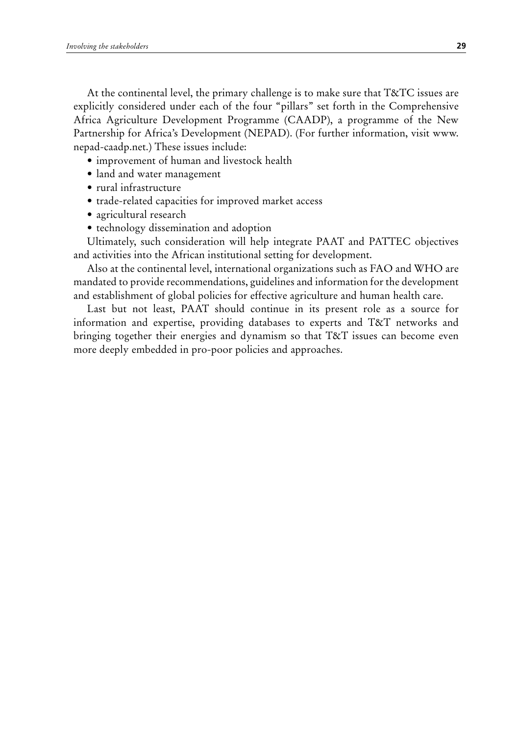At the continental level, the primary challenge is to make sure that T&TC issues are explicitly considered under each of the four "pillars" set forth in the Comprehensive Africa Agriculture Development Programme (CAADP), a programme of the New Partnership for Africa's Development (NEPAD). (For further information, visit www.nepad-caadp.net.) These issues include:

- improvement of human and livestock health
- land and water management
- rural infrastructure
- trade-related capacities for improved market access
- agricultural research
- technology dissemination and adoption

Ultimately, such consideration will help integrate PAAT and PATTEC objectives and activities into the African institutional setting for development.

Also at the continental level, international organizations such as FAO and WHO are mandated to provide recommendations, guidelines and information for the development and establishment of global policies for effective agriculture and human health care.

Last but not least, PAAT should continue in its present role as a source for information and expertise, providing databases to experts and T&T networks and bringing together their energies and dynamism so that T&T issues can become even more deeply embedded in pro-poor policies and approaches.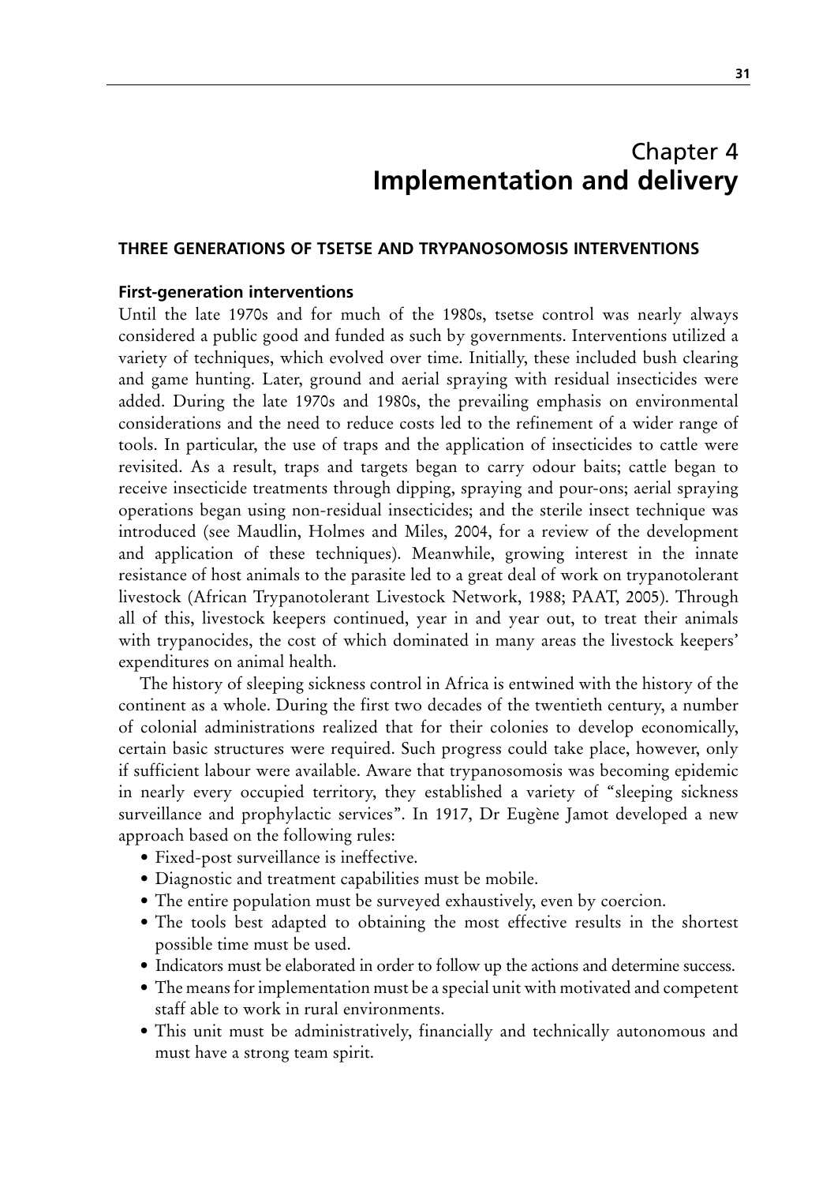# Chapter 4
# Implementation and delivery

## THREE GENERATIONS OF TSETSE AND TRYPANOSOMOSIS INTERVENTIONS

### First-generation interventions

Until the late 1970s and for much of the 1980s, tsetse control was nearly always considered a public good and funded as such by governments. Interventions utilized a variety of techniques, which evolved over time. Initially, these included bush clearing and game hunting. Later, ground and aerial spraying with residual insecticides were added. During the late 1970s and 1980s, the prevailing emphasis on environmental considerations and the need to reduce costs led to the refinement of a wider range of tools. In particular, the use of traps and the application of insecticides to cattle were revisited. As a result, traps and targets began to carry odour baits; cattle began to receive insecticide treatments through dipping, spraying and pour-ons; aerial spraying operations began using non-residual insecticides; and the sterile insect technique was introduced (see Maudlin, Holmes and Miles, 2004, for a review of the development and application of these techniques). Meanwhile, growing interest in the innate resistance of host animals to the parasite led to a great deal of work on trypanotolerant livestock (African Trypanotolerant Livestock Network, 1988; PAAT, 2005). Through all of this, livestock keepers continued, year in and year out, to treat their animals with trypanocides, the cost of which dominated in many areas the livestock keepers' expenditures on animal health.

The history of sleeping sickness control in Africa is entwined with the history of the continent as a whole. During the first two decades of the twentieth century, a number of colonial administrations realized that for their colonies to develop economically, certain basic structures were required. Such progress could take place, however, only if sufficient labour were available. Aware that trypanosomosis was becoming epidemic in nearly every occupied territory, they established a variety of "sleeping sickness surveillance and prophylactic services". In 1917, Dr Eugène Jamot developed a new approach based on the following rules:

- Fixed-post surveillance is ineffective.
- Diagnostic and treatment capabilities must be mobile.
- The entire population must be surveyed exhaustively, even by coercion.
- The tools best adapted to obtaining the most effective results in the shortest possible time must be used.
- Indicators must be elaborated in order to follow up the actions and determine success.
- The means for implementation must be a special unit with motivated and competent staff able to work in rural environments.
- This unit must be administratively, financially and technically autonomous and must have a strong team spirit.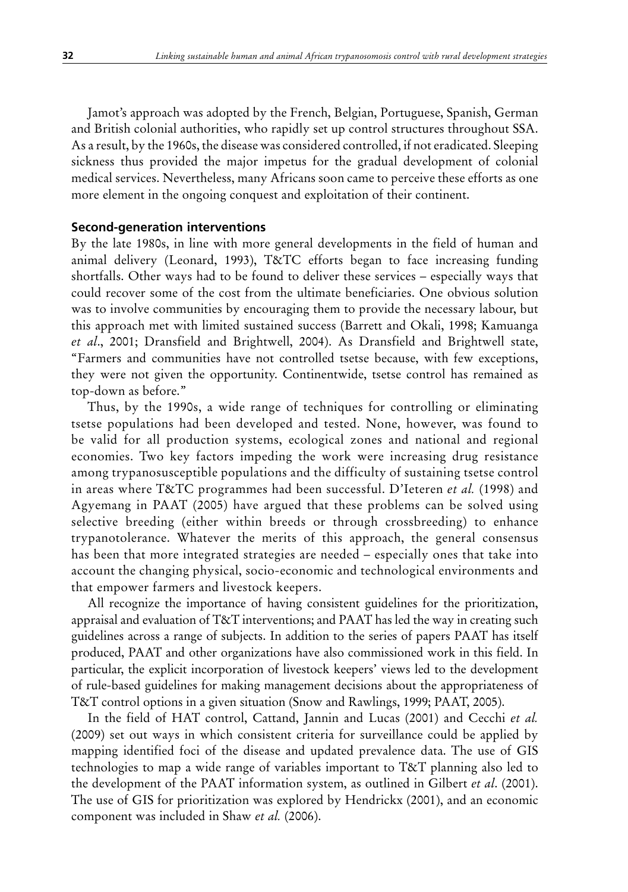Jamot's approach was adopted by the French, Belgian, Portuguese, Spanish, German and British colonial authorities, who rapidly set up control structures throughout SSA. As a result, by the 1960s, the disease was considered controlled, if not eradicated. Sleeping sickness thus provided the major impetus for the gradual development of colonial medical services. Nevertheless, many Africans soon came to perceive these efforts as one more element in the ongoing conquest and exploitation of their continent.

### Second-generation interventions

By the late 1980s, in line with more general developments in the field of human and animal delivery (Leonard, 1993), T&TC efforts began to face increasing funding shortfalls. Other ways had to be found to deliver these services – especially ways that could recover some of the cost from the ultimate beneficiaries. One obvious solution was to involve communities by encouraging them to provide the necessary labour, but this approach met with limited sustained success (Barrett and Okali, 1998; Kamuanga *et al*., 2001; Dransfield and Brightwell, 2004). As Dransfield and Brightwell state, "Farmers and communities have not controlled tsetse because, with few exceptions, they were not given the opportunity. Continentwide, tsetse control has remained as top-down as before."

Thus, by the 1990s, a wide range of techniques for controlling or eliminating tsetse populations had been developed and tested. None, however, was found to be valid for all production systems, ecological zones and national and regional economies. Two key factors impeding the work were increasing drug resistance among trypanosusceptible populations and the difficulty of sustaining tsetse control in areas where T&TC programmes had been successful. D'Ieteren *et al.* (1998) and Agyemang in PAAT (2005) have argued that these problems can be solved using selective breeding (either within breeds or through crossbreeding) to enhance trypanotolerance. Whatever the merits of this approach, the general consensus has been that more integrated strategies are needed – especially ones that take into account the changing physical, socio-economic and technological environments and that empower farmers and livestock keepers.

All recognize the importance of having consistent guidelines for the prioritization, appraisal and evaluation of T&T interventions; and PAAT has led the way in creating such guidelines across a range of subjects. In addition to the series of papers PAAT has itself produced, PAAT and other organizations have also commissioned work in this field. In particular, the explicit incorporation of livestock keepers' views led to the development of rule-based guidelines for making management decisions about the appropriateness of T&T control options in a given situation (Snow and Rawlings, 1999; PAAT, 2005).

In the field of HAT control, Cattand, Jannin and Lucas (2001) and Cecchi *et al.* (2009) set out ways in which consistent criteria for surveillance could be applied by mapping identified foci of the disease and updated prevalence data. The use of GIS technologies to map a wide range of variables important to T&T planning also led to the development of the PAAT information system, as outlined in Gilbert *et al*. (2001). The use of GIS for prioritization was explored by Hendrickx (2001), and an economic component was included in Shaw *et al.* (2006).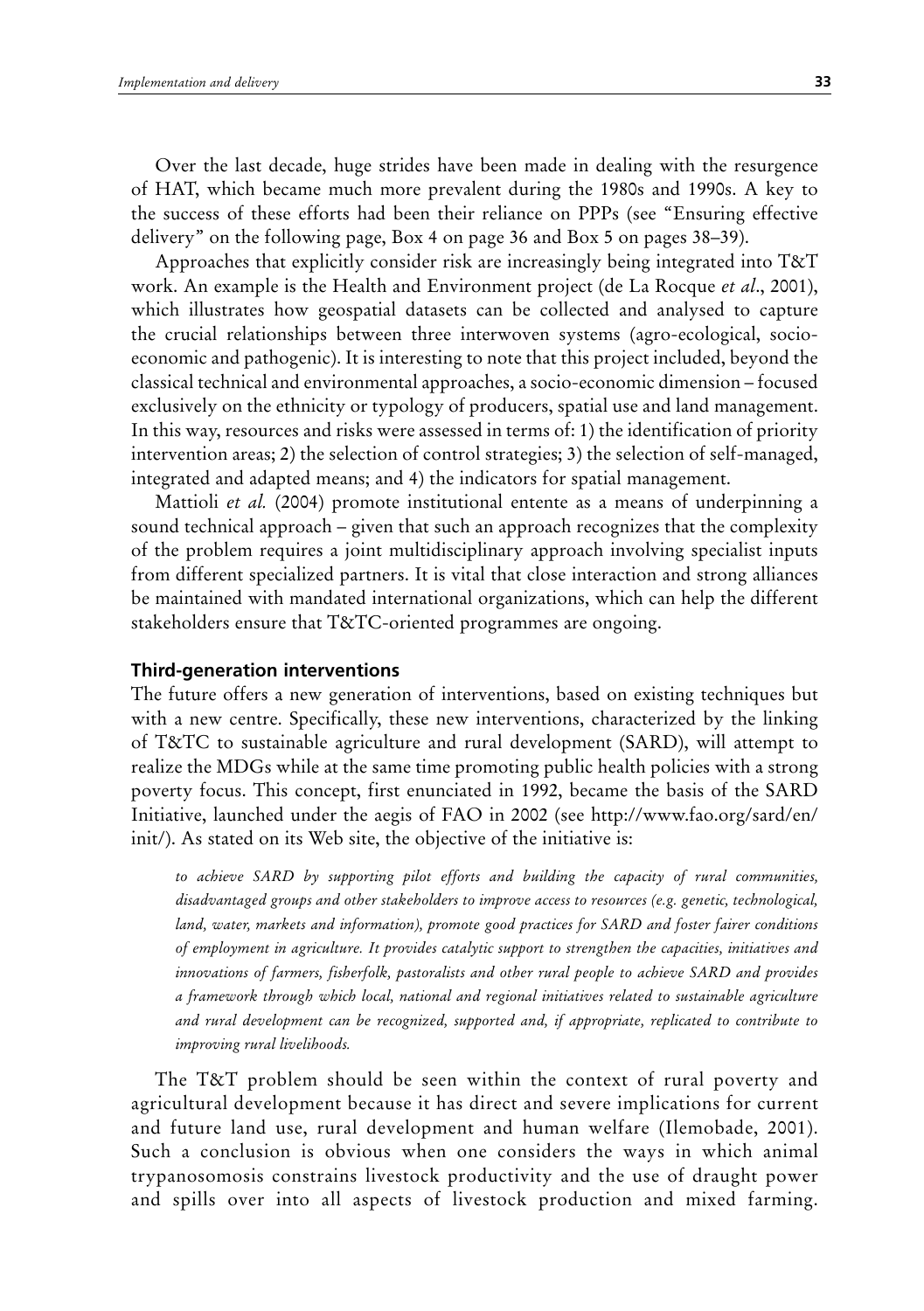Over the last decade, huge strides have been made in dealing with the resurgence of HAT, which became much more prevalent during the 1980s and 1990s. A key to the success of these efforts had been their reliance on PPPs (see "Ensuring effective delivery" on the following page, Box 4 on page 36 and Box 5 on pages 38–39).

Approaches that explicitly consider risk are increasingly being integrated into T&T work. An example is the Health and Environment project (de La Rocque *et al*., 2001), which illustrates how geospatial datasets can be collected and analysed to capture the crucial relationships between three interwoven systems (agro-ecological, socio-economic and pathogenic). It is interesting to note that this project included, beyond the classical technical and environmental approaches, a socio-economic dimension – focused exclusively on the ethnicity or typology of producers, spatial use and land management. In this way, resources and risks were assessed in terms of: 1) the identification of priority intervention areas; 2) the selection of control strategies; 3) the selection of self-managed, integrated and adapted means; and 4) the indicators for spatial management.

Mattioli *et al.* (2004) promote institutional entente as a means of underpinning a sound technical approach – given that such an approach recognizes that the complexity of the problem requires a joint multidisciplinary approach involving specialist inputs from different specialized partners. It is vital that close interaction and strong alliances be maintained with mandated international organizations, which can help the different stakeholders ensure that T&TC-oriented programmes are ongoing.

### Third-generation interventions

The future offers a new generation of interventions, based on existing techniques but with a new centre. Specifically, these new interventions, characterized by the linking of T&TC to sustainable agriculture and rural development (SARD), will attempt to realize the MDGs while at the same time promoting public health policies with a strong poverty focus. This concept, first enunciated in 1992, became the basis of the SARD Initiative, launched under the aegis of FAO in 2002 (see http://www.fao.org/sard/en/init/). As stated on its Web site, the objective of the initiative is:

> *to achieve SARD by supporting pilot efforts and building the capacity of rural communities, disadvantaged groups and other stakeholders to improve access to resources (e.g. genetic, technological, land, water, markets and information), promote good practices for SARD and foster fairer conditions of employment in agriculture. It provides catalytic support to strengthen the capacities, initiatives and innovations of farmers, fisherfolk, pastoralists and other rural people to achieve SARD and provides a framework through which local, national and regional initiatives related to sustainable agriculture and rural development can be recognized, supported and, if appropriate, replicated to contribute to improving rural livelihoods.*

The T&T problem should be seen within the context of rural poverty and agricultural development because it has direct and severe implications for current and future land use, rural development and human welfare (Ilemobade, 2001). Such a conclusion is obvious when one considers the ways in which animal trypanosomosis constrains livestock productivity and the use of draught power and spills over into all aspects of livestock production and mixed farming.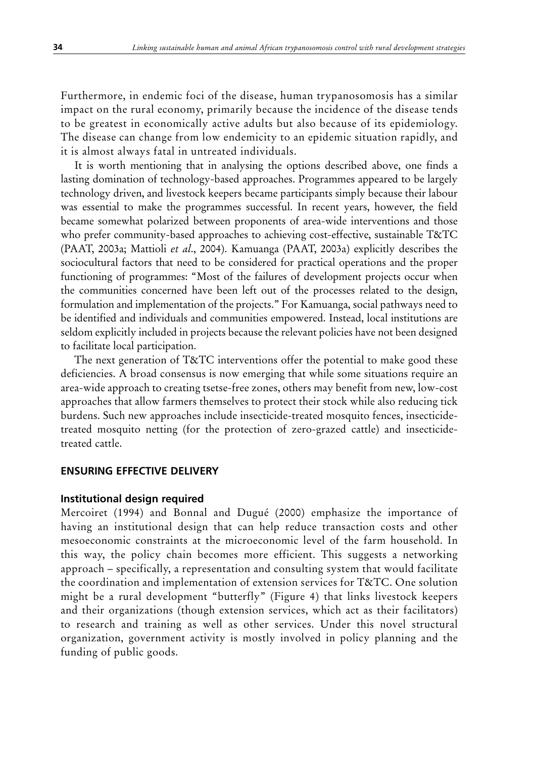Furthermore, in endemic foci of the disease, human trypanosomosis has a similar impact on the rural economy, primarily because the incidence of the disease tends to be greatest in economically active adults but also because of its epidemiology. The disease can change from low endemicity to an epidemic situation rapidly, and it is almost always fatal in untreated individuals.

It is worth mentioning that in analysing the options described above, one finds a lasting domination of technology-based approaches. Programmes appeared to be largely technology driven, and livestock keepers became participants simply because their labour was essential to make the programmes successful. In recent years, however, the field became somewhat polarized between proponents of area-wide interventions and those who prefer community-based approaches to achieving cost-effective, sustainable T&TC (PAAT, 2003a; Mattioli *et al*., 2004). Kamuanga (PAAT, 2003a) explicitly describes the sociocultural factors that need to be considered for practical operations and the proper functioning of programmes: "Most of the failures of development projects occur when the communities concerned have been left out of the processes related to the design, formulation and implementation of the projects." For Kamuanga, social pathways need to be identified and individuals and communities empowered. Instead, local institutions are seldom explicitly included in projects because the relevant policies have not been designed to facilitate local participation.

The next generation of T&TC interventions offer the potential to make good these deficiencies. A broad consensus is now emerging that while some situations require an area-wide approach to creating tsetse-free zones, others may benefit from new, low-cost approaches that allow farmers themselves to protect their stock while also reducing tick burdens. Such new approaches include insecticide-treated mosquito fences, insecticide-treated mosquito netting (for the protection of zero-grazed cattle) and insecticide-treated cattle.

## ENSURING EFFECTIVE DELIVERY

### Institutional design required

Mercoiret (1994) and Bonnal and Dugué (2000) emphasize the importance of having an institutional design that can help reduce transaction costs and other mesoeconomic constraints at the microeconomic level of the farm household. In this way, the policy chain becomes more efficient. This suggests a networking approach – specifically, a representation and consulting system that would facilitate the coordination and implementation of extension services for T&TC. One solution might be a rural development "butterfly" (Figure 4) that links livestock keepers and their organizations (though extension services, which act as their facilitators) to research and training as well as other services. Under this novel structural organization, government activity is mostly involved in policy planning and the funding of public goods.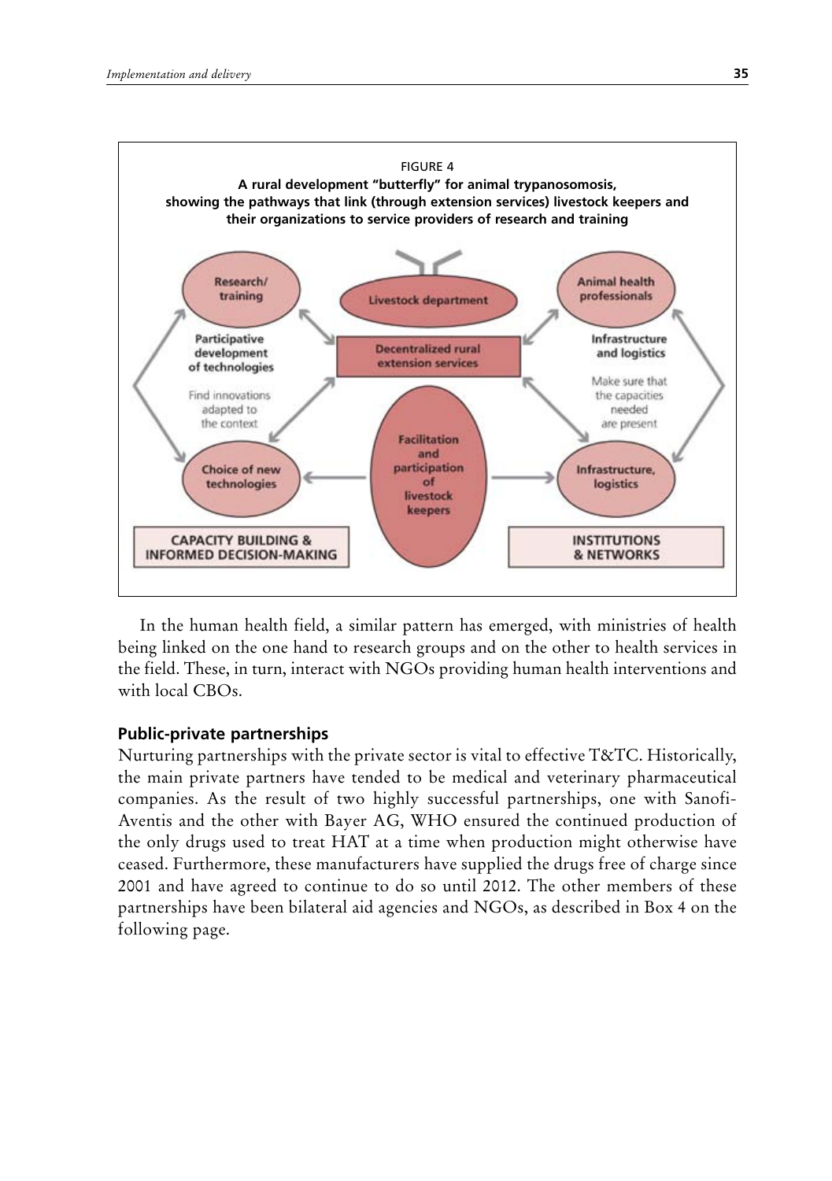FIGURE 4

**A rural development "butterfly" for animal trypanosomosis, showing the pathways that link (through extension services) livestock keepers and their organizations to service providers of research and training**

In the human health field, a similar pattern has emerged, with ministries of health being linked on the one hand to research groups and on the other to health services in the field. These, in turn, interact with NGOs providing human health interventions and with local CBOs.

### Public-private partnerships

Nurturing partnerships with the private sector is vital to effective T&TC. Historically, the main private partners have tended to be medical and veterinary pharmaceutical companies. As the result of two highly successful partnerships, one with Sanofi-Aventis and the other with Bayer AG, WHO ensured the continued production of the only drugs used to treat HAT at a time when production might otherwise have ceased. Furthermore, these manufacturers have supplied the drugs free of charge since 2001 and have agreed to continue to do so until 2012. The other members of these partnerships have been bilateral aid agencies and NGOs, as described in Box 4 on the following page.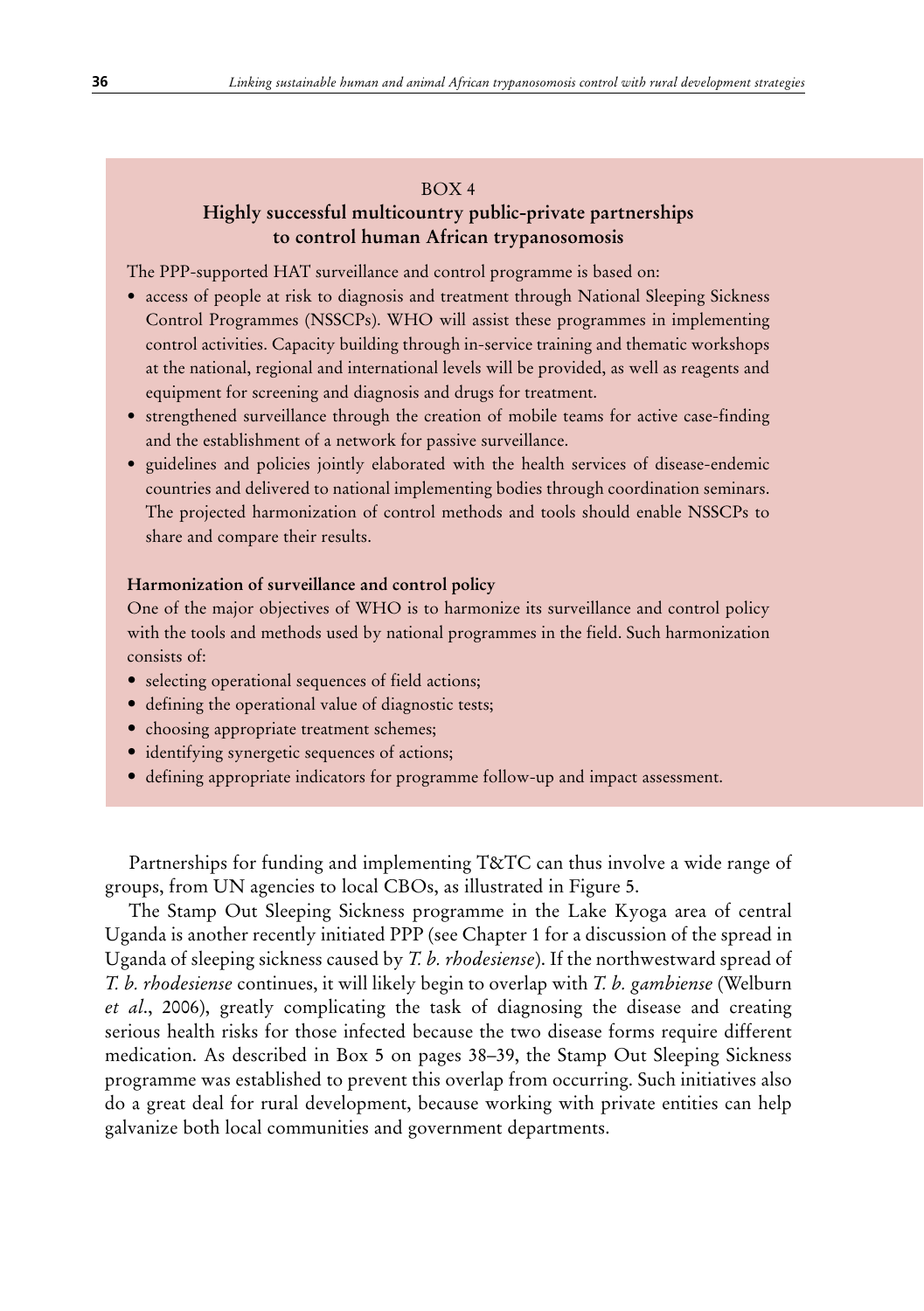BOX 4

### Highly successful multicountry public-private partnerships to control human African trypanosomosis

The PPP-supported HAT surveillance and control programme is based on:

- access of people at risk to diagnosis and treatment through National Sleeping Sickness Control Programmes (NSSCPs). WHO will assist these programmes in implementing control activities. Capacity building through in-service training and thematic workshops at the national, regional and international levels will be provided, as well as reagents and equipment for screening and diagnosis and drugs for treatment.
- strengthened surveillance through the creation of mobile teams for active case-finding and the establishment of a network for passive surveillance.
- guidelines and policies jointly elaborated with the health services of disease-endemic countries and delivered to national implementing bodies through coordination seminars. The projected harmonization of control methods and tools should enable NSSCPs to share and compare their results.

**Harmonization of surveillance and control policy**

One of the major objectives of WHO is to harmonize its surveillance and control policy with the tools and methods used by national programmes in the field. Such harmonization consists of:

- selecting operational sequences of field actions;
- defining the operational value of diagnostic tests;
- choosing appropriate treatment schemes;
- identifying synergetic sequences of actions;
- defining appropriate indicators for programme follow-up and impact assessment.

Partnerships for funding and implementing T&TC can thus involve a wide range of groups, from UN agencies to local CBOs, as illustrated in Figure 5.

The Stamp Out Sleeping Sickness programme in the Lake Kyoga area of central Uganda is another recently initiated PPP (see Chapter 1 for a discussion of the spread in Uganda of sleeping sickness caused by *T. b. rhodesiense*). If the northwestward spread of *T. b. rhodesiense* continues, it will likely begin to overlap with *T. b. gambiense* (Welburn *et al*., 2006), greatly complicating the task of diagnosing the disease and creating serious health risks for those infected because the two disease forms require different medication. As described in Box 5 on pages 38–39, the Stamp Out Sleeping Sickness programme was established to prevent this overlap from occurring. Such initiatives also do a great deal for rural development, because working with private entities can help galvanize both local communities and government departments.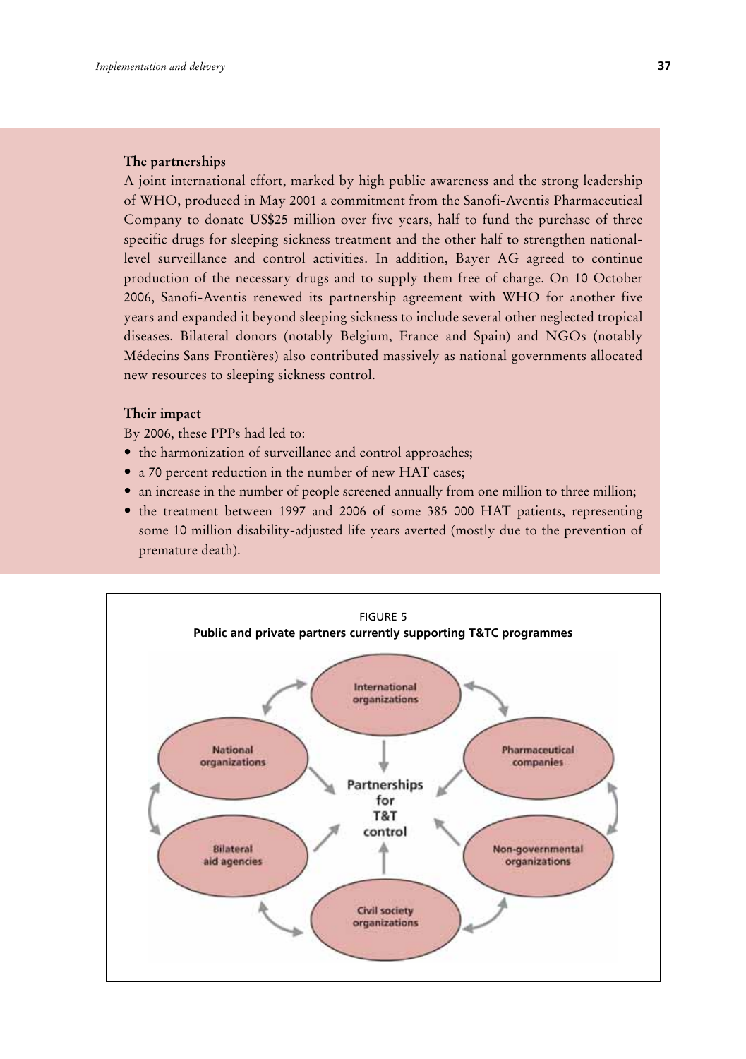### The partnerships

A joint international effort, marked by high public awareness and the strong leadership of WHO, produced in May 2001 a commitment from the Sanofi-Aventis Pharmaceutical Company to donate US$25 million over five years, half to fund the purchase of three specific drugs for sleeping sickness treatment and the other half to strengthen national-level surveillance and control activities. In addition, Bayer AG agreed to continue production of the necessary drugs and to supply them free of charge. On 10 October 2006, Sanofi-Aventis renewed its partnership agreement with WHO for another five years and expanded it beyond sleeping sickness to include several other neglected tropical diseases. Bilateral donors (notably Belgium, France and Spain) and NGOs (notably Médecins Sans Frontières) also contributed massively as national governments allocated new resources to sleeping sickness control.

### Their impact

By 2006, these PPPs had led to:

- the harmonization of surveillance and control approaches;
- a 70 percent reduction in the number of new HAT cases;
- an increase in the number of people screened annually from one million to three million;
- the treatment between 1997 and 2006 of some 385 000 HAT patients, representing some 10 million disability-adjusted life years averted (mostly due to the prevention of premature death).

FIGURE 5
**Public and private partners currently supporting T&TC programmes**

International organizations; Pharmaceutical companies; Non-governmental organizations; Civil society organizations; Bilateral aid agencies; National organizations → Partnerships for T&T control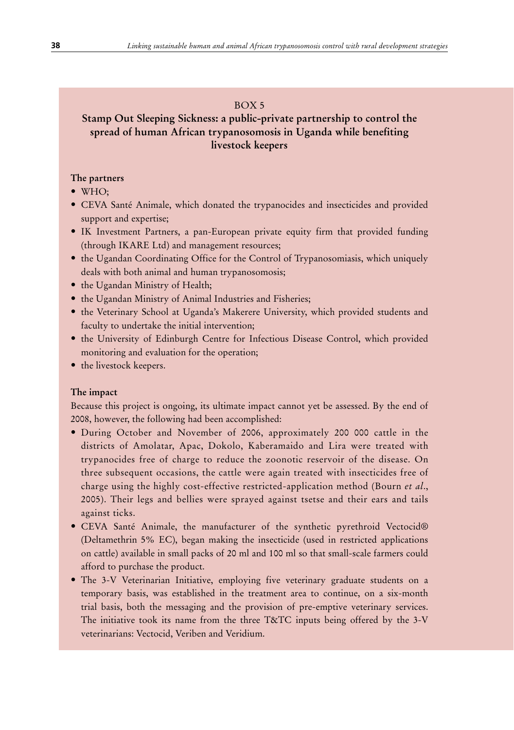BOX 5

## Stamp Out Sleeping Sickness: a public-private partnership to control the spread of human African trypanosomosis in Uganda while benefiting livestock keepers

**The partners**

- WHO;
- CEVA Santé Animale, which donated the trypanocides and insecticides and provided support and expertise;
- IK Investment Partners, a pan-European private equity firm that provided funding (through IKARE Ltd) and management resources;
- the Ugandan Coordinating Office for the Control of Trypanosomiasis, which uniquely deals with both animal and human trypanosomosis;
- the Ugandan Ministry of Health;
- the Ugandan Ministry of Animal Industries and Fisheries;
- the Veterinary School at Uganda's Makerere University, which provided students and faculty to undertake the initial intervention;
- the University of Edinburgh Centre for Infectious Disease Control, which provided monitoring and evaluation for the operation;
- the livestock keepers.

**The impact**

Because this project is ongoing, its ultimate impact cannot yet be assessed. By the end of 2008, however, the following had been accomplished:

- During October and November of 2006, approximately 200 000 cattle in the districts of Amolatar, Apac, Dokolo, Kaberamaido and Lira were treated with trypanocides free of charge to reduce the zoonotic reservoir of the disease. On three subsequent occasions, the cattle were again treated with insecticides free of charge using the highly cost-effective restricted-application method (Bourn *et al*., 2005). Their legs and bellies were sprayed against tsetse and their ears and tails against ticks.
- CEVA Santé Animale, the manufacturer of the synthetic pyrethroid Vectocid® (Deltamethrin 5% EC), began making the insecticide (used in restricted applications on cattle) available in small packs of 20 ml and 100 ml so that small-scale farmers could afford to purchase the product.
- The 3-V Veterinarian Initiative, employing five veterinary graduate students on a temporary basis, was established in the treatment area to continue, on a six-month trial basis, both the messaging and the provision of pre-emptive veterinary services. The initiative took its name from the three T&TC inputs being offered by the 3-V veterinarians: Vectocid, Veriben and Veridium.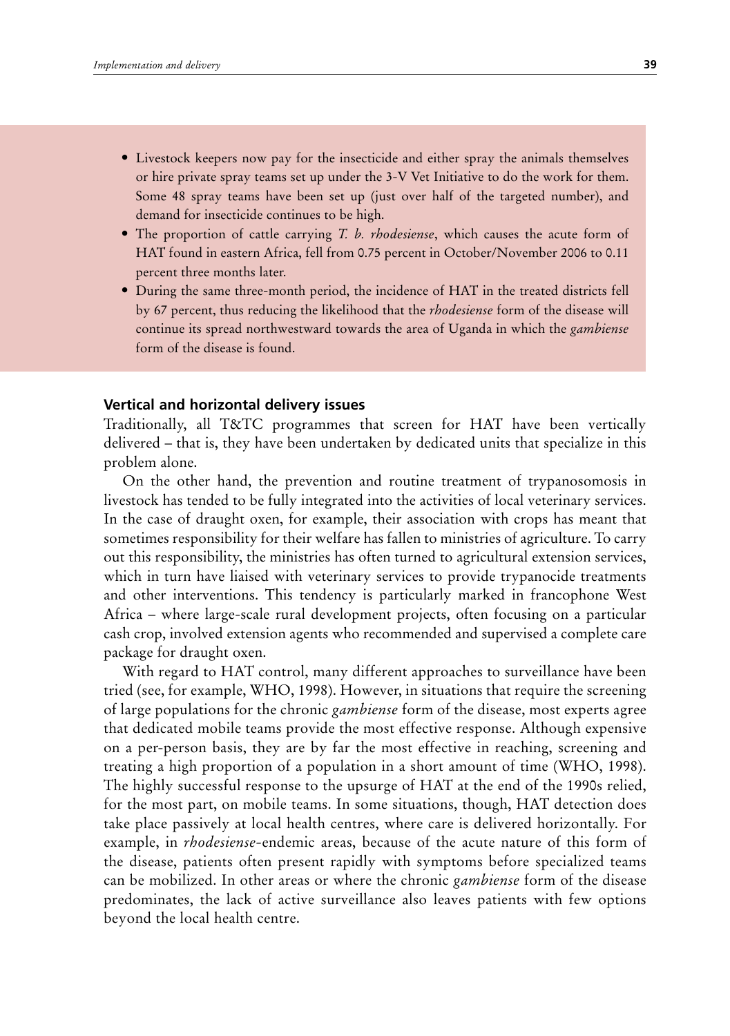- Livestock keepers now pay for the insecticide and either spray the animals themselves or hire private spray teams set up under the 3-V Vet Initiative to do the work for them. Some 48 spray teams have been set up (just over half of the targeted number), and demand for insecticide continues to be high.
- The proportion of cattle carrying *T. b. rhodesiense*, which causes the acute form of HAT found in eastern Africa, fell from 0.75 percent in October/November 2006 to 0.11 percent three months later.
- During the same three-month period, the incidence of HAT in the treated districts fell by 67 percent, thus reducing the likelihood that the *rhodesiense* form of the disease will continue its spread northwestward towards the area of Uganda in which the *gambiense* form of the disease is found.

### Vertical and horizontal delivery issues

Traditionally, all T&TC programmes that screen for HAT have been vertically delivered – that is, they have been undertaken by dedicated units that specialize in this problem alone.

On the other hand, the prevention and routine treatment of trypanosomosis in livestock has tended to be fully integrated into the activities of local veterinary services. In the case of draught oxen, for example, their association with crops has meant that sometimes responsibility for their welfare has fallen to ministries of agriculture. To carry out this responsibility, the ministries has often turned to agricultural extension services, which in turn have liaised with veterinary services to provide trypanocide treatments and other interventions. This tendency is particularly marked in francophone West Africa – where large-scale rural development projects, often focusing on a particular cash crop, involved extension agents who recommended and supervised a complete care package for draught oxen.

With regard to HAT control, many different approaches to surveillance have been tried (see, for example, WHO, 1998). However, in situations that require the screening of large populations for the chronic *gambiense* form of the disease, most experts agree that dedicated mobile teams provide the most effective response. Although expensive on a per-person basis, they are by far the most effective in reaching, screening and treating a high proportion of a population in a short amount of time (WHO, 1998). The highly successful response to the upsurge of HAT at the end of the 1990s relied, for the most part, on mobile teams. In some situations, though, HAT detection does take place passively at local health centres, where care is delivered horizontally. For example, in *rhodesiense*-endemic areas, because of the acute nature of this form of the disease, patients often present rapidly with symptoms before specialized teams can be mobilized. In other areas or where the chronic *gambiense* form of the disease predominates, the lack of active surveillance also leaves patients with few options beyond the local health centre.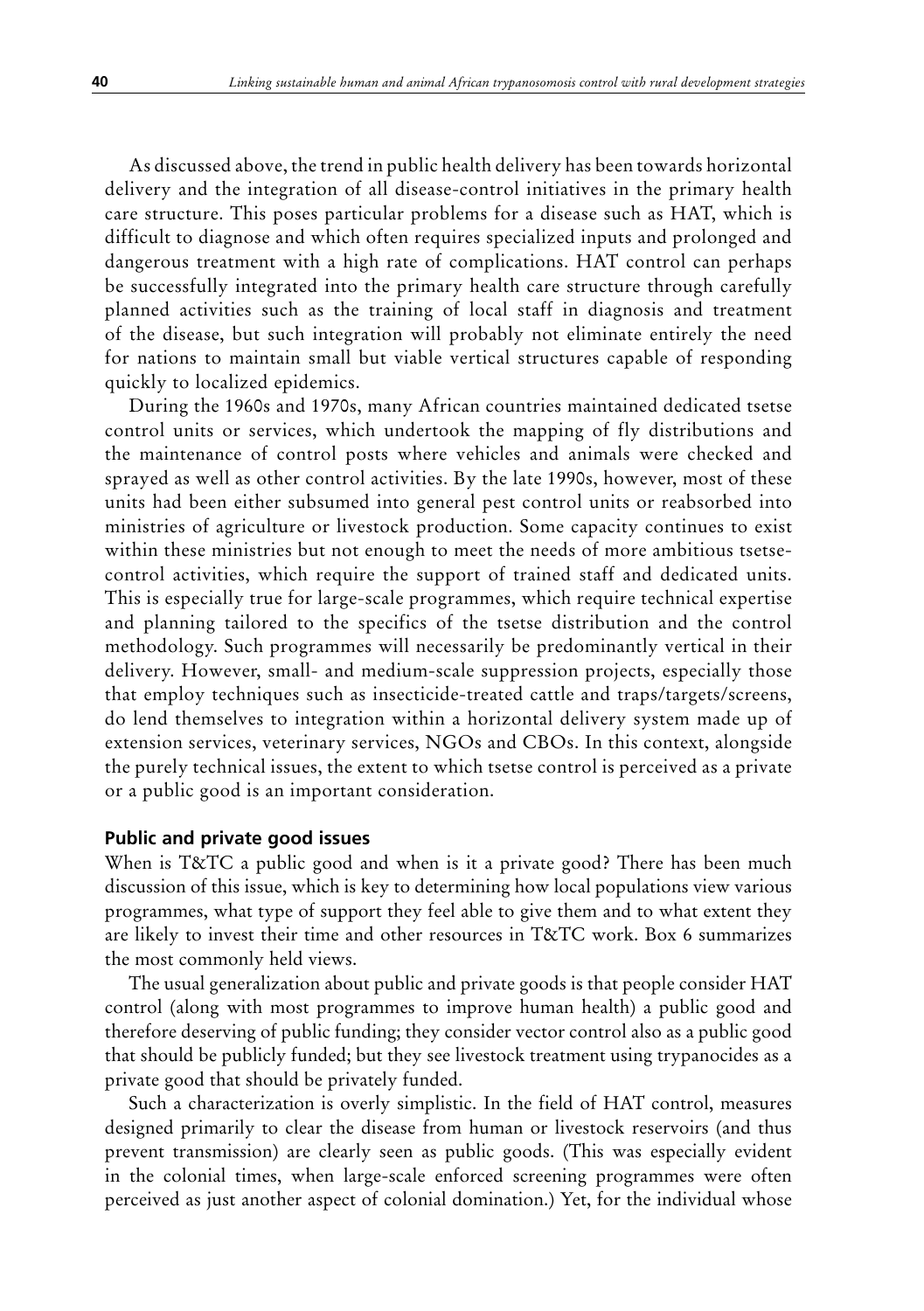As discussed above, the trend in public health delivery has been towards horizontal delivery and the integration of all disease-control initiatives in the primary health care structure. This poses particular problems for a disease such as HAT, which is difficult to diagnose and which often requires specialized inputs and prolonged and dangerous treatment with a high rate of complications. HAT control can perhaps be successfully integrated into the primary health care structure through carefully planned activities such as the training of local staff in diagnosis and treatment of the disease, but such integration will probably not eliminate entirely the need for nations to maintain small but viable vertical structures capable of responding quickly to localized epidemics.

During the 1960s and 1970s, many African countries maintained dedicated tsetse control units or services, which undertook the mapping of fly distributions and the maintenance of control posts where vehicles and animals were checked and sprayed as well as other control activities. By the late 1990s, however, most of these units had been either subsumed into general pest control units or reabsorbed into ministries of agriculture or livestock production. Some capacity continues to exist within these ministries but not enough to meet the needs of more ambitious tsetse-control activities, which require the support of trained staff and dedicated units. This is especially true for large-scale programmes, which require technical expertise and planning tailored to the specifics of the tsetse distribution and the control methodology. Such programmes will necessarily be predominantly vertical in their delivery. However, small- and medium-scale suppression projects, especially those that employ techniques such as insecticide-treated cattle and traps/targets/screens, do lend themselves to integration within a horizontal delivery system made up of extension services, veterinary services, NGOs and CBOs. In this context, alongside the purely technical issues, the extent to which tsetse control is perceived as a private or a public good is an important consideration.

## Public and private good issues

When is T&TC a public good and when is it a private good? There has been much discussion of this issue, which is key to determining how local populations view various programmes, what type of support they feel able to give them and to what extent they are likely to invest their time and other resources in T&TC work. Box 6 summarizes the most commonly held views.

The usual generalization about public and private goods is that people consider HAT control (along with most programmes to improve human health) a public good and therefore deserving of public funding; they consider vector control also as a public good that should be publicly funded; but they see livestock treatment using trypanocides as a private good that should be privately funded.

Such a characterization is overly simplistic. In the field of HAT control, measures designed primarily to clear the disease from human or livestock reservoirs (and thus prevent transmission) are clearly seen as public goods. (This was especially evident in the colonial times, when large-scale enforced screening programmes were often perceived as just another aspect of colonial domination.) Yet, for the individual whose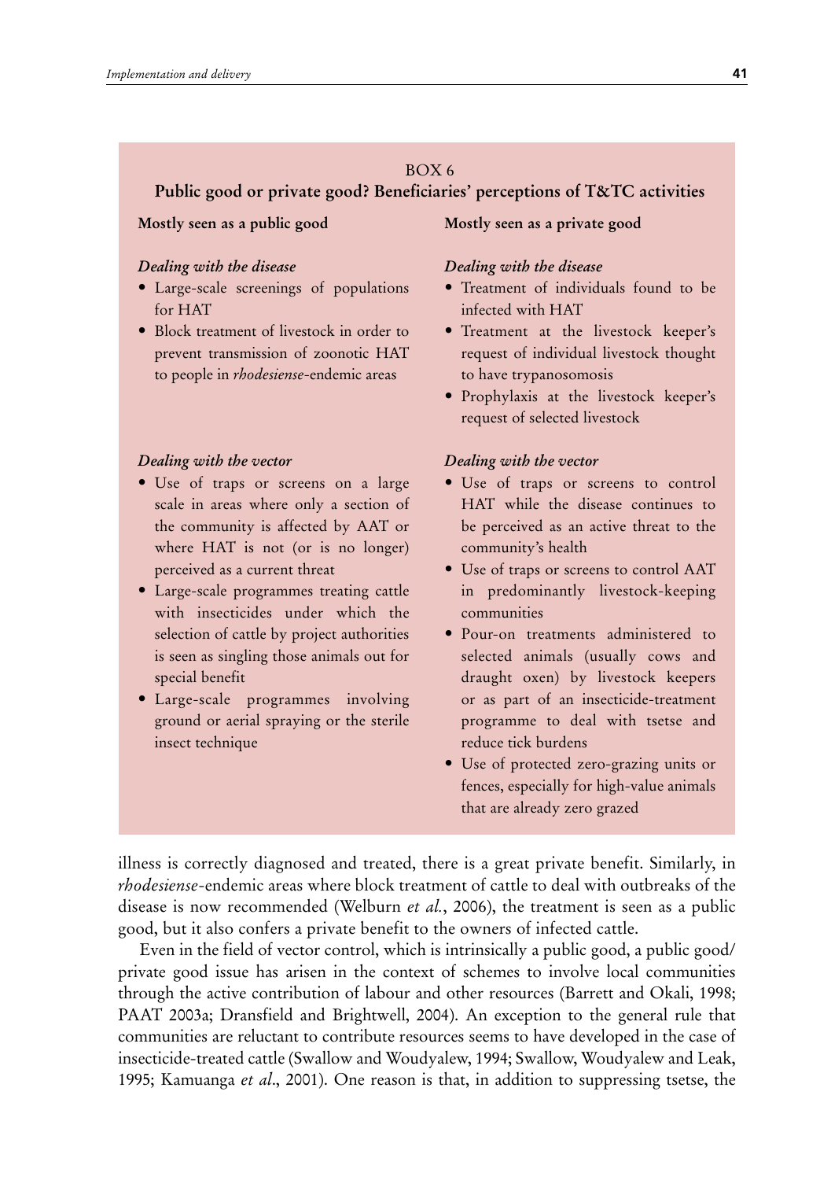BOX 6

**Public good or private good? Beneficiaries' perceptions of T&TC activities**

**Mostly seen as a public good**

*Dealing with the disease*

- Large-scale screenings of populations for HAT
- Block treatment of livestock in order to prevent transmission of zoonotic HAT to people in *rhodesiense*-endemic areas

*Dealing with the vector*

- Use of traps or screens on a large scale in areas where only a section of the community is affected by AAT or where HAT is not (or is no longer) perceived as a current threat
- Large-scale programmes treating cattle with insecticides under which the selection of cattle by project authorities is seen as singling those animals out for special benefit
- Large-scale programmes involving ground or aerial spraying or the sterile insect technique

**Mostly seen as a private good**

*Dealing with the disease*

- Treatment of individuals found to be infected with HAT
- Treatment at the livestock keeper's request of individual livestock thought to have trypanosomosis
- Prophylaxis at the livestock keeper's request of selected livestock

*Dealing with the vector*

- Use of traps or screens to control HAT while the disease continues to be perceived as an active threat to the community's health
- Use of traps or screens to control AAT in predominantly livestock-keeping communities
- Pour-on treatments administered to selected animals (usually cows and draught oxen) by livestock keepers or as part of an insecticide-treatment programme to deal with tsetse and reduce tick burdens
- Use of protected zero-grazing units or fences, especially for high-value animals that are already zero grazed

illness is correctly diagnosed and treated, there is a great private benefit. Similarly, in *rhodesiense*-endemic areas where block treatment of cattle to deal with outbreaks of the disease is now recommended (Welburn *et al.*, 2006), the treatment is seen as a public good, but it also confers a private benefit to the owners of infected cattle.

Even in the field of vector control, which is intrinsically a public good, a public good/private good issue has arisen in the context of schemes to involve local communities through the active contribution of labour and other resources (Barrett and Okali, 1998; PAAT 2003a; Dransfield and Brightwell, 2004). An exception to the general rule that communities are reluctant to contribute resources seems to have developed in the case of insecticide-treated cattle (Swallow and Woudyalew, 1994; Swallow, Woudyalew and Leak, 1995; Kamuanga *et al*., 2001). One reason is that, in addition to suppressing tsetse, the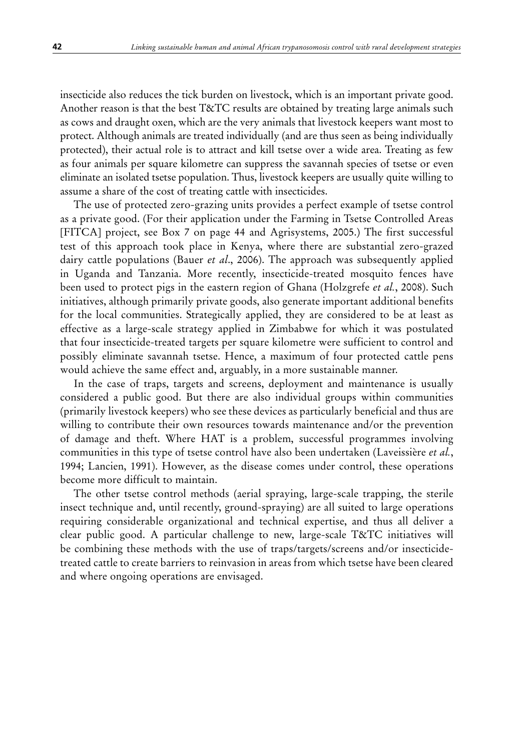insecticide also reduces the tick burden on livestock, which is an important private good. Another reason is that the best T&TC results are obtained by treating large animals such as cows and draught oxen, which are the very animals that livestock keepers want most to protect. Although animals are treated individually (and are thus seen as being individually protected), their actual role is to attract and kill tsetse over a wide area. Treating as few as four animals per square kilometre can suppress the savannah species of tsetse or even eliminate an isolated tsetse population. Thus, livestock keepers are usually quite willing to assume a share of the cost of treating cattle with insecticides.

The use of protected zero-grazing units provides a perfect example of tsetse control as a private good. (For their application under the Farming in Tsetse Controlled Areas [FITCA] project, see Box 7 on page 44 and Agrisystems, 2005.) The first successful test of this approach took place in Kenya, where there are substantial zero-grazed dairy cattle populations (Bauer *et al*., 2006). The approach was subsequently applied in Uganda and Tanzania. More recently, insecticide-treated mosquito fences have been used to protect pigs in the eastern region of Ghana (Holzgrefe *et al.*, 2008). Such initiatives, although primarily private goods, also generate important additional benefits for the local communities. Strategically applied, they are considered to be at least as effective as a large-scale strategy applied in Zimbabwe for which it was postulated that four insecticide-treated targets per square kilometre were sufficient to control and possibly eliminate savannah tsetse. Hence, a maximum of four protected cattle pens would achieve the same effect and, arguably, in a more sustainable manner.

In the case of traps, targets and screens, deployment and maintenance is usually considered a public good. But there are also individual groups within communities (primarily livestock keepers) who see these devices as particularly beneficial and thus are willing to contribute their own resources towards maintenance and/or the prevention of damage and theft. Where HAT is a problem, successful programmes involving communities in this type of tsetse control have also been undertaken (Laveissière *et al.*, 1994; Lancien, 1991). However, as the disease comes under control, these operations become more difficult to maintain.

The other tsetse control methods (aerial spraying, large-scale trapping, the sterile insect technique and, until recently, ground-spraying) are all suited to large operations requiring considerable organizational and technical expertise, and thus all deliver a clear public good. A particular challenge to new, large-scale T&TC initiatives will be combining these methods with the use of traps/targets/screens and/or insecticide-treated cattle to create barriers to reinvasion in areas from which tsetse have been cleared and where ongoing operations are envisaged.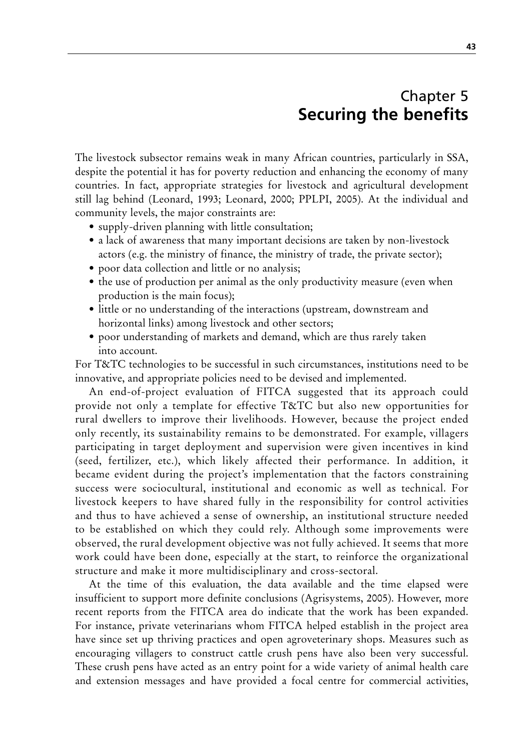# Chapter 5
# Securing the benefits

The livestock subsector remains weak in many African countries, particularly in SSA, despite the potential it has for poverty reduction and enhancing the economy of many countries. In fact, appropriate strategies for livestock and agricultural development still lag behind (Leonard, 1993; Leonard, 2000; PPLPI, 2005). At the individual and community levels, the major constraints are:

- supply-driven planning with little consultation;
- a lack of awareness that many important decisions are taken by non-livestock actors (e.g. the ministry of finance, the ministry of trade, the private sector);
- poor data collection and little or no analysis;
- the use of production per animal as the only productivity measure (even when production is the main focus);
- little or no understanding of the interactions (upstream, downstream and horizontal links) among livestock and other sectors;
- poor understanding of markets and demand, which are thus rarely taken into account.

For T&TC technologies to be successful in such circumstances, institutions need to be innovative, and appropriate policies need to be devised and implemented.

An end-of-project evaluation of FITCA suggested that its approach could provide not only a template for effective T&TC but also new opportunities for rural dwellers to improve their livelihoods. However, because the project ended only recently, its sustainability remains to be demonstrated. For example, villagers participating in target deployment and supervision were given incentives in kind (seed, fertilizer, etc.), which likely affected their performance. In addition, it became evident during the project's implementation that the factors constraining success were sociocultural, institutional and economic as well as technical. For livestock keepers to have shared fully in the responsibility for control activities and thus to have achieved a sense of ownership, an institutional structure needed to be established on which they could rely. Although some improvements were observed, the rural development objective was not fully achieved. It seems that more work could have been done, especially at the start, to reinforce the organizational structure and make it more multidisciplinary and cross-sectoral.

At the time of this evaluation, the data available and the time elapsed were insufficient to support more definite conclusions (Agrisystems, 2005). However, more recent reports from the FITCA area do indicate that the work has been expanded. For instance, private veterinarians whom FITCA helped establish in the project area have since set up thriving practices and open agroveterinary shops. Measures such as encouraging villagers to construct cattle crush pens have also been very successful. These crush pens have acted as an entry point for a wide variety of animal health care and extension messages and have provided a focal centre for commercial activities,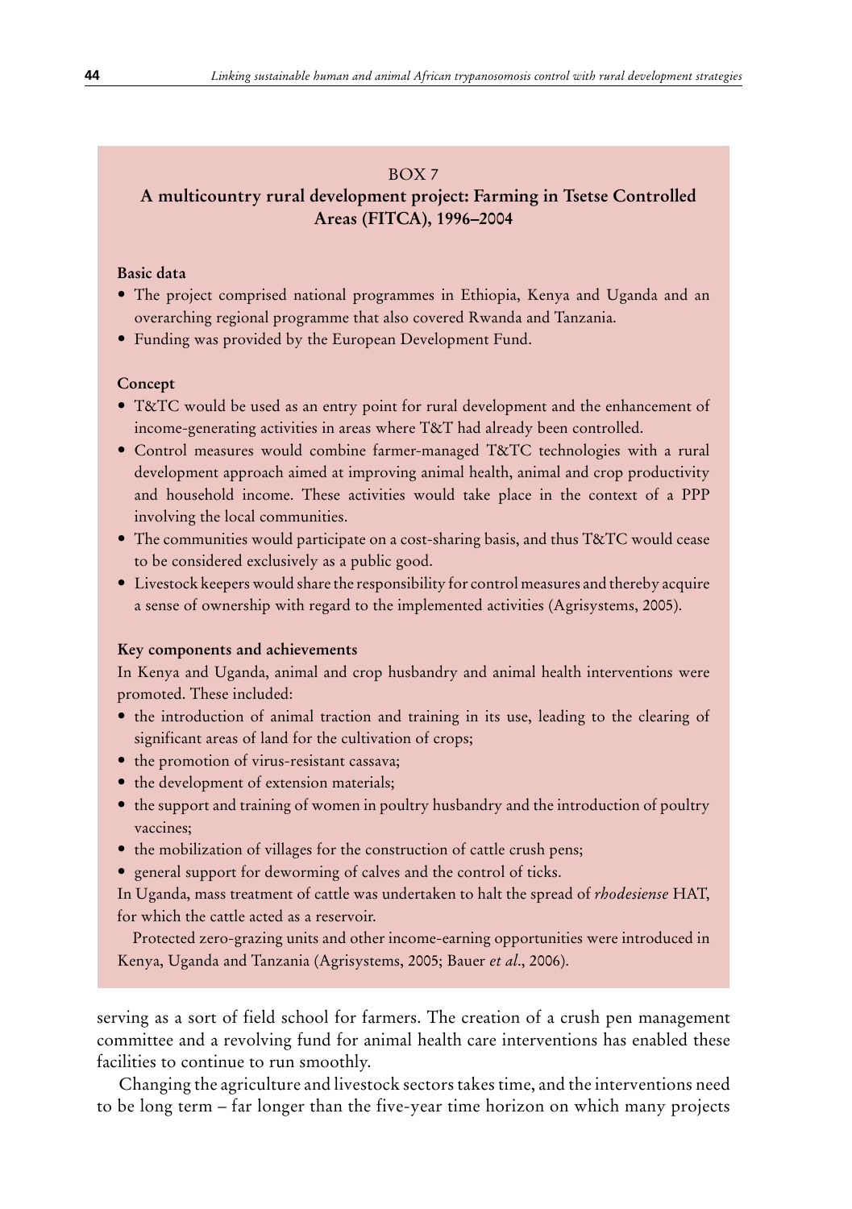BOX 7

**A multicountry rural development project: Farming in Tsetse Controlled Areas (FITCA), 1996–2004**

**Basic data**

- The project comprised national programmes in Ethiopia, Kenya and Uganda and an overarching regional programme that also covered Rwanda and Tanzania.
- Funding was provided by the European Development Fund.

**Concept**

- T&TC would be used as an entry point for rural development and the enhancement of income-generating activities in areas where T&T had already been controlled.
- Control measures would combine farmer-managed T&TC technologies with a rural development approach aimed at improving animal health, animal and crop productivity and household income. These activities would take place in the context of a PPP involving the local communities.
- The communities would participate on a cost-sharing basis, and thus T&TC would cease to be considered exclusively as a public good.
- Livestock keepers would share the responsibility for control measures and thereby acquire a sense of ownership with regard to the implemented activities (Agrisystems, 2005).

**Key components and achievements**

In Kenya and Uganda, animal and crop husbandry and animal health interventions were promoted. These included:

- the introduction of animal traction and training in its use, leading to the clearing of significant areas of land for the cultivation of crops;
- the promotion of virus-resistant cassava;
- the development of extension materials;
- the support and training of women in poultry husbandry and the introduction of poultry vaccines;
- the mobilization of villages for the construction of cattle crush pens;
- general support for deworming of calves and the control of ticks.

In Uganda, mass treatment of cattle was undertaken to halt the spread of *rhodesiense* HAT, for which the cattle acted as a reservoir.

Protected zero-grazing units and other income-earning opportunities were introduced in Kenya, Uganda and Tanzania (Agrisystems, 2005; Bauer *et al*., 2006).

serving as a sort of field school for farmers. The creation of a crush pen management committee and a revolving fund for animal health care interventions has enabled these facilities to continue to run smoothly.

Changing the agriculture and livestock sectors takes time, and the interventions need to be long term – far longer than the five-year time horizon on which many projects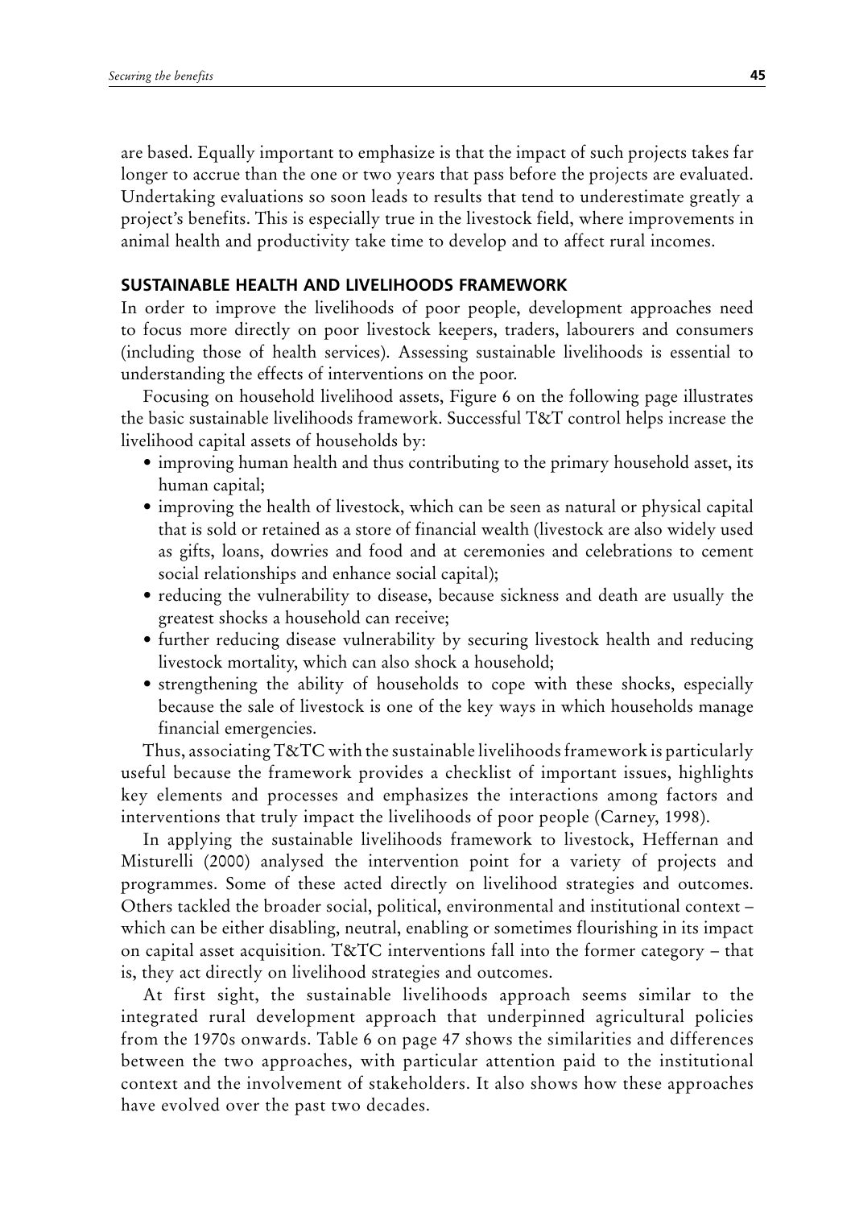are based. Equally important to emphasize is that the impact of such projects takes far longer to accrue than the one or two years that pass before the projects are evaluated. Undertaking evaluations so soon leads to results that tend to underestimate greatly a project's benefits. This is especially true in the livestock field, where improvements in animal health and productivity take time to develop and to affect rural incomes.

## SUSTAINABLE HEALTH AND LIVELIHOODS FRAMEWORK

In order to improve the livelihoods of poor people, development approaches need to focus more directly on poor livestock keepers, traders, labourers and consumers (including those of health services). Assessing sustainable livelihoods is essential to understanding the effects of interventions on the poor.

Focusing on household livelihood assets, Figure 6 on the following page illustrates the basic sustainable livelihoods framework. Successful T&T control helps increase the livelihood capital assets of households by:

- improving human health and thus contributing to the primary household asset, its human capital;
- improving the health of livestock, which can be seen as natural or physical capital that is sold or retained as a store of financial wealth (livestock are also widely used as gifts, loans, dowries and food and at ceremonies and celebrations to cement social relationships and enhance social capital);
- reducing the vulnerability to disease, because sickness and death are usually the greatest shocks a household can receive;
- further reducing disease vulnerability by securing livestock health and reducing livestock mortality, which can also shock a household;
- strengthening the ability of households to cope with these shocks, especially because the sale of livestock is one of the key ways in which households manage financial emergencies.

Thus, associating T&TC with the sustainable livelihoods framework is particularly useful because the framework provides a checklist of important issues, highlights key elements and processes and emphasizes the interactions among factors and interventions that truly impact the livelihoods of poor people (Carney, 1998).

In applying the sustainable livelihoods framework to livestock, Heffernan and Misturelli (2000) analysed the intervention point for a variety of projects and programmes. Some of these acted directly on livelihood strategies and outcomes. Others tackled the broader social, political, environmental and institutional context – which can be either disabling, neutral, enabling or sometimes flourishing in its impact on capital asset acquisition. T&TC interventions fall into the former category – that is, they act directly on livelihood strategies and outcomes.

At first sight, the sustainable livelihoods approach seems similar to the integrated rural development approach that underpinned agricultural policies from the 1970s onwards. Table 6 on page 47 shows the similarities and differences between the two approaches, with particular attention paid to the institutional context and the involvement of stakeholders. It also shows how these approaches have evolved over the past two decades.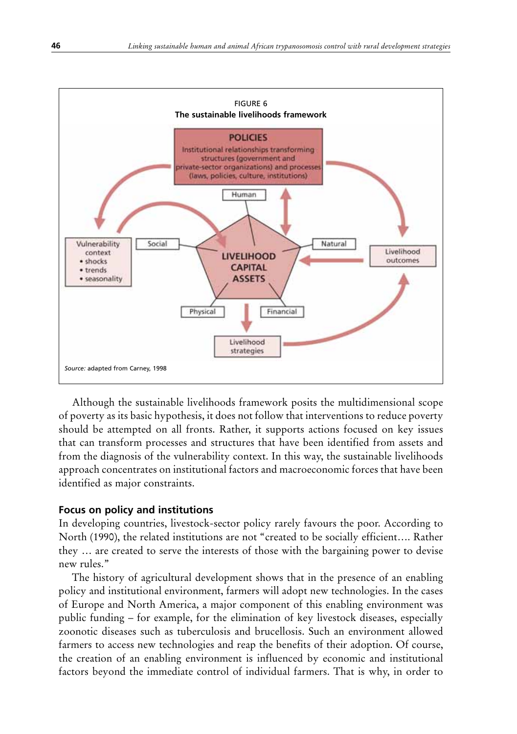FIGURE 6

**The sustainable livelihoods framework**

POLICIES

Institutional relationships transforming structures (government and private-sector organizations) and processes (laws, policies, culture, institutions)

Vulnerability context
- shocks
- trends
- seasonality

Human

Social

Natural

Physical

Financial

LIVELIHOOD CAPITAL ASSETS

Livelihood outcomes

Livelihood strategies

*Source:* adapted from Carney, 1998

Although the sustainable livelihoods framework posits the multidimensional scope of poverty as its basic hypothesis, it does not follow that interventions to reduce poverty should be attempted on all fronts. Rather, it supports actions focused on key issues that can transform processes and structures that have been identified from assets and from the diagnosis of the vulnerability context. In this way, the sustainable livelihoods approach concentrates on institutional factors and macroeconomic forces that have been identified as major constraints.

### Focus on policy and institutions

In developing countries, livestock-sector policy rarely favours the poor. According to North (1990), the related institutions are not "created to be socially efficient…. Rather they … are created to serve the interests of those with the bargaining power to devise new rules."

The history of agricultural development shows that in the presence of an enabling policy and institutional environment, farmers will adopt new technologies. In the cases of Europe and North America, a major component of this enabling environment was public funding – for example, for the elimination of key livestock diseases, especially zoonotic diseases such as tuberculosis and brucellosis. Such an environment allowed farmers to access new technologies and reap the benefits of their adoption. Of course, the creation of an enabling environment is influenced by economic and institutional factors beyond the immediate control of individual farmers. That is why, in order to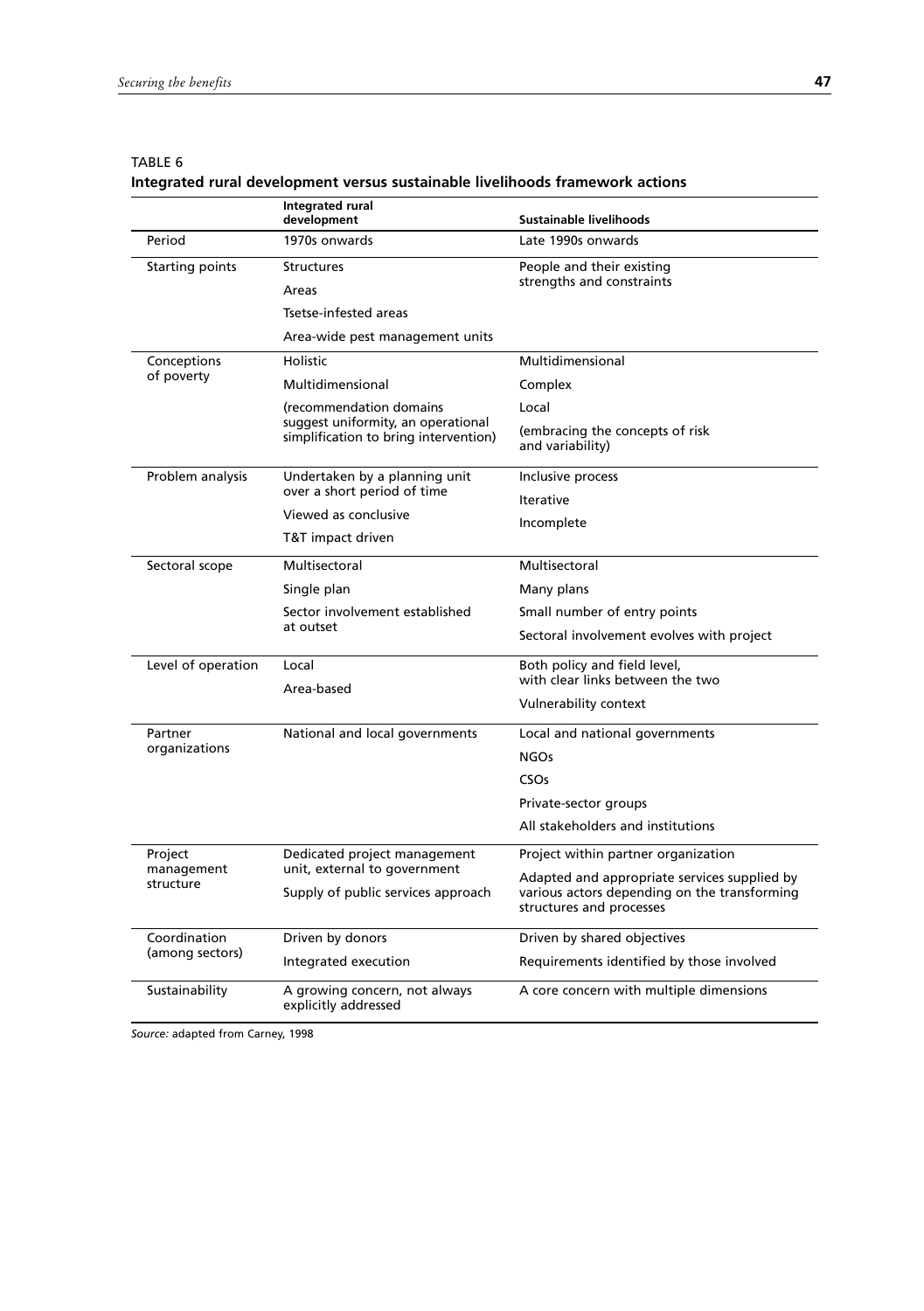TABLE 6

**Integrated rural development versus sustainable livelihoods framework actions**

| | Integrated rural development | Sustainable livelihoods |
|---|---|---|
| Period | 1970s onwards | Late 1990s onwards |
| Starting points | Structures<br>Areas<br>Tsetse-infested areas<br>Area-wide pest management units | People and their existing strengths and constraints |
| Conceptions of poverty | Holistic<br>Multidimensional<br>(recommendation domains suggest uniformity, an operational simplification to bring intervention) | Multidimensional<br>Complex<br>Local<br>(embracing the concepts of risk and variability) |
| Problem analysis | Undertaken by a planning unit over a short period of time<br>Viewed as conclusive<br>T&T impact driven | Inclusive process<br>Iterative<br>Incomplete |
| Sectoral scope | Multisectoral<br>Single plan<br>Sector involvement established at outset | Multisectoral<br>Many plans<br>Small number of entry points<br>Sectoral involvement evolves with project |
| Level of operation | Local<br>Area-based | Both policy and field level, with clear links between the two<br>Vulnerability context |
| Partner organizations | National and local governments | Local and national governments<br>NGOs<br>CSOs<br>Private-sector groups<br>All stakeholders and institutions |
| Project management structure | Dedicated project management unit, external to government<br>Supply of public services approach | Project within partner organization<br>Adapted and appropriate services supplied by various actors depending on the transforming structures and processes |
| Coordination (among sectors) | Driven by donors<br>Integrated execution | Driven by shared objectives<br>Requirements identified by those involved |
| Sustainability | A growing concern, not always explicitly addressed | A core concern with multiple dimensions |

*Source:* adapted from Carney, 1998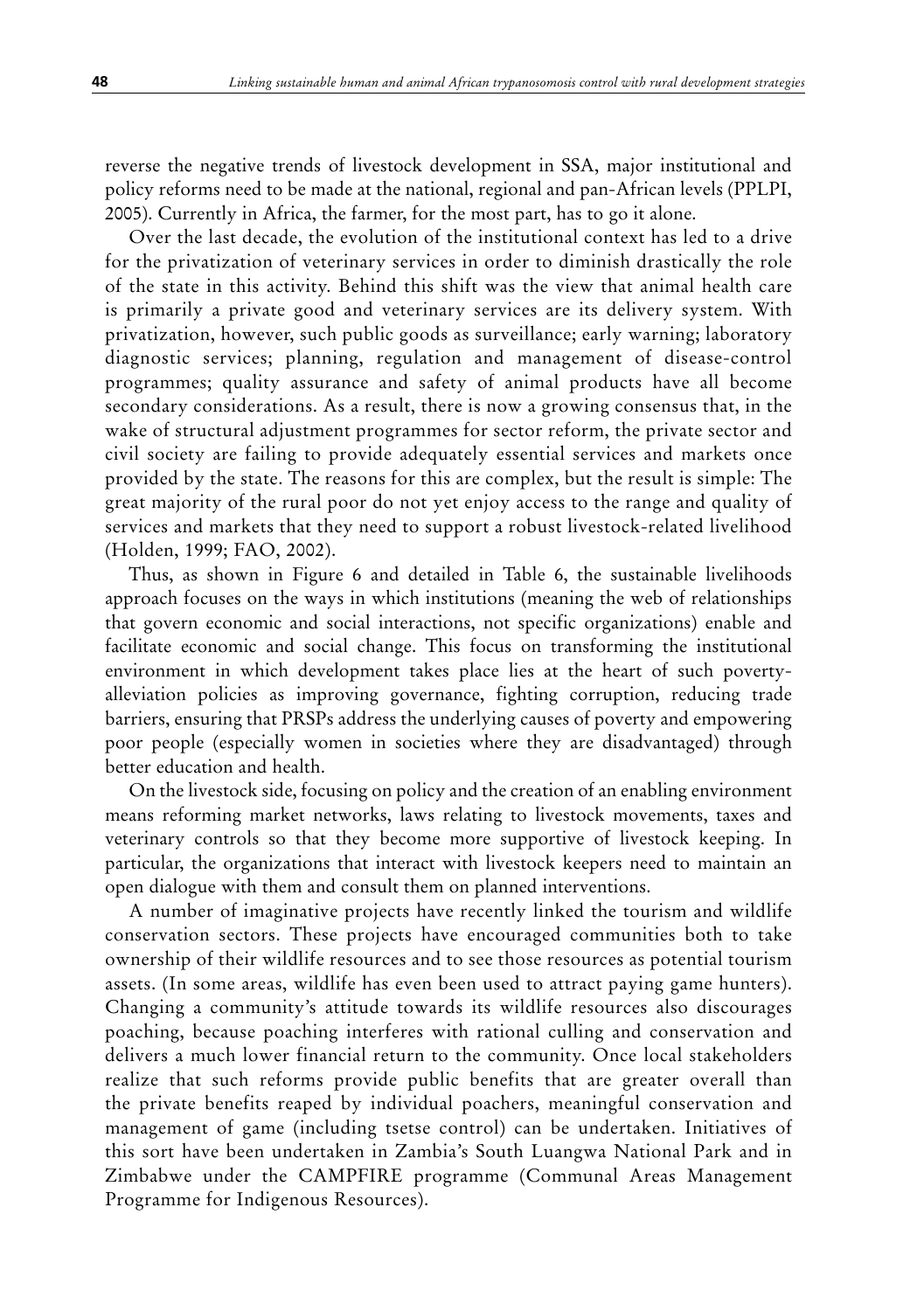reverse the negative trends of livestock development in SSA, major institutional and policy reforms need to be made at the national, regional and pan-African levels (PPLPI, 2005). Currently in Africa, the farmer, for the most part, has to go it alone.

Over the last decade, the evolution of the institutional context has led to a drive for the privatization of veterinary services in order to diminish drastically the role of the state in this activity. Behind this shift was the view that animal health care is primarily a private good and veterinary services are its delivery system. With privatization, however, such public goods as surveillance; early warning; laboratory diagnostic services; planning, regulation and management of disease-control programmes; quality assurance and safety of animal products have all become secondary considerations. As a result, there is now a growing consensus that, in the wake of structural adjustment programmes for sector reform, the private sector and civil society are failing to provide adequately essential services and markets once provided by the state. The reasons for this are complex, but the result is simple: The great majority of the rural poor do not yet enjoy access to the range and quality of services and markets that they need to support a robust livestock-related livelihood (Holden, 1999; FAO, 2002).

Thus, as shown in Figure 6 and detailed in Table 6, the sustainable livelihoods approach focuses on the ways in which institutions (meaning the web of relationships that govern economic and social interactions, not specific organizations) enable and facilitate economic and social change. This focus on transforming the institutional environment in which development takes place lies at the heart of such poverty-alleviation policies as improving governance, fighting corruption, reducing trade barriers, ensuring that PRSPs address the underlying causes of poverty and empowering poor people (especially women in societies where they are disadvantaged) through better education and health.

On the livestock side, focusing on policy and the creation of an enabling environment means reforming market networks, laws relating to livestock movements, taxes and veterinary controls so that they become more supportive of livestock keeping. In particular, the organizations that interact with livestock keepers need to maintain an open dialogue with them and consult them on planned interventions.

A number of imaginative projects have recently linked the tourism and wildlife conservation sectors. These projects have encouraged communities both to take ownership of their wildlife resources and to see those resources as potential tourism assets. (In some areas, wildlife has even been used to attract paying game hunters). Changing a community's attitude towards its wildlife resources also discourages poaching, because poaching interferes with rational culling and conservation and delivers a much lower financial return to the community. Once local stakeholders realize that such reforms provide public benefits that are greater overall than the private benefits reaped by individual poachers, meaningful conservation and management of game (including tsetse control) can be undertaken. Initiatives of this sort have been undertaken in Zambia's South Luangwa National Park and in Zimbabwe under the CAMPFIRE programme (Communal Areas Management Programme for Indigenous Resources).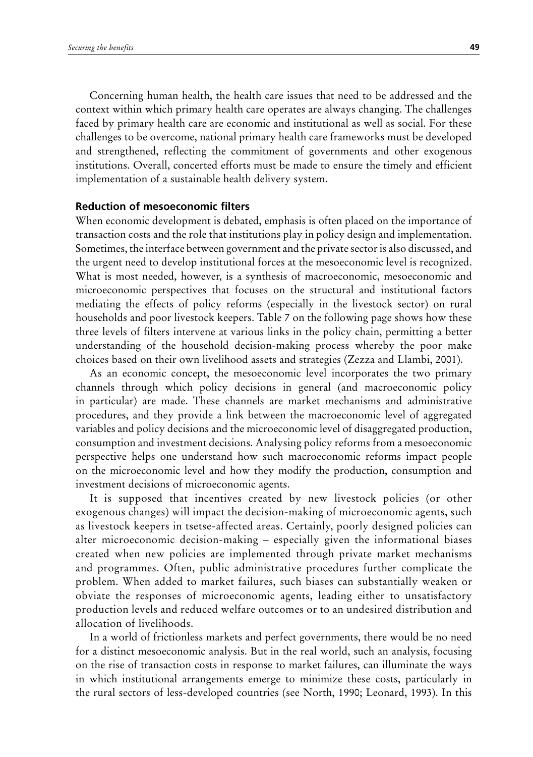Concerning human health, the health care issues that need to be addressed and the context within which primary health care operates are always changing. The challenges faced by primary health care are economic and institutional as well as social. For these challenges to be overcome, national primary health care frameworks must be developed and strengthened, reflecting the commitment of governments and other exogenous institutions. Overall, concerted efforts must be made to ensure the timely and efficient implementation of a sustainable health delivery system.

### Reduction of mesoeconomic filters

When economic development is debated, emphasis is often placed on the importance of transaction costs and the role that institutions play in policy design and implementation. Sometimes, the interface between government and the private sector is also discussed, and the urgent need to develop institutional forces at the mesoeconomic level is recognized. What is most needed, however, is a synthesis of macroeconomic, mesoeconomic and microeconomic perspectives that focuses on the structural and institutional factors mediating the effects of policy reforms (especially in the livestock sector) on rural households and poor livestock keepers. Table 7 on the following page shows how these three levels of filters intervene at various links in the policy chain, permitting a better understanding of the household decision-making process whereby the poor make choices based on their own livelihood assets and strategies (Zezza and Llambi, 2001).

As an economic concept, the mesoeconomic level incorporates the two primary channels through which policy decisions in general (and macroeconomic policy in particular) are made. These channels are market mechanisms and administrative procedures, and they provide a link between the macroeconomic level of aggregated variables and policy decisions and the microeconomic level of disaggregated production, consumption and investment decisions. Analysing policy reforms from a mesoeconomic perspective helps one understand how such macroeconomic reforms impact people on the microeconomic level and how they modify the production, consumption and investment decisions of microeconomic agents.

It is supposed that incentives created by new livestock policies (or other exogenous changes) will impact the decision-making of microeconomic agents, such as livestock keepers in tsetse-affected areas. Certainly, poorly designed policies can alter microeconomic decision-making – especially given the informational biases created when new policies are implemented through private market mechanisms and programmes. Often, public administrative procedures further complicate the problem. When added to market failures, such biases can substantially weaken or obviate the responses of microeconomic agents, leading either to unsatisfactory production levels and reduced welfare outcomes or to an undesired distribution and allocation of livelihoods.

In a world of frictionless markets and perfect governments, there would be no need for a distinct mesoeconomic analysis. But in the real world, such an analysis, focusing on the rise of transaction costs in response to market failures, can illuminate the ways in which institutional arrangements emerge to minimize these costs, particularly in the rural sectors of less-developed countries (see North, 1990; Leonard, 1993). In this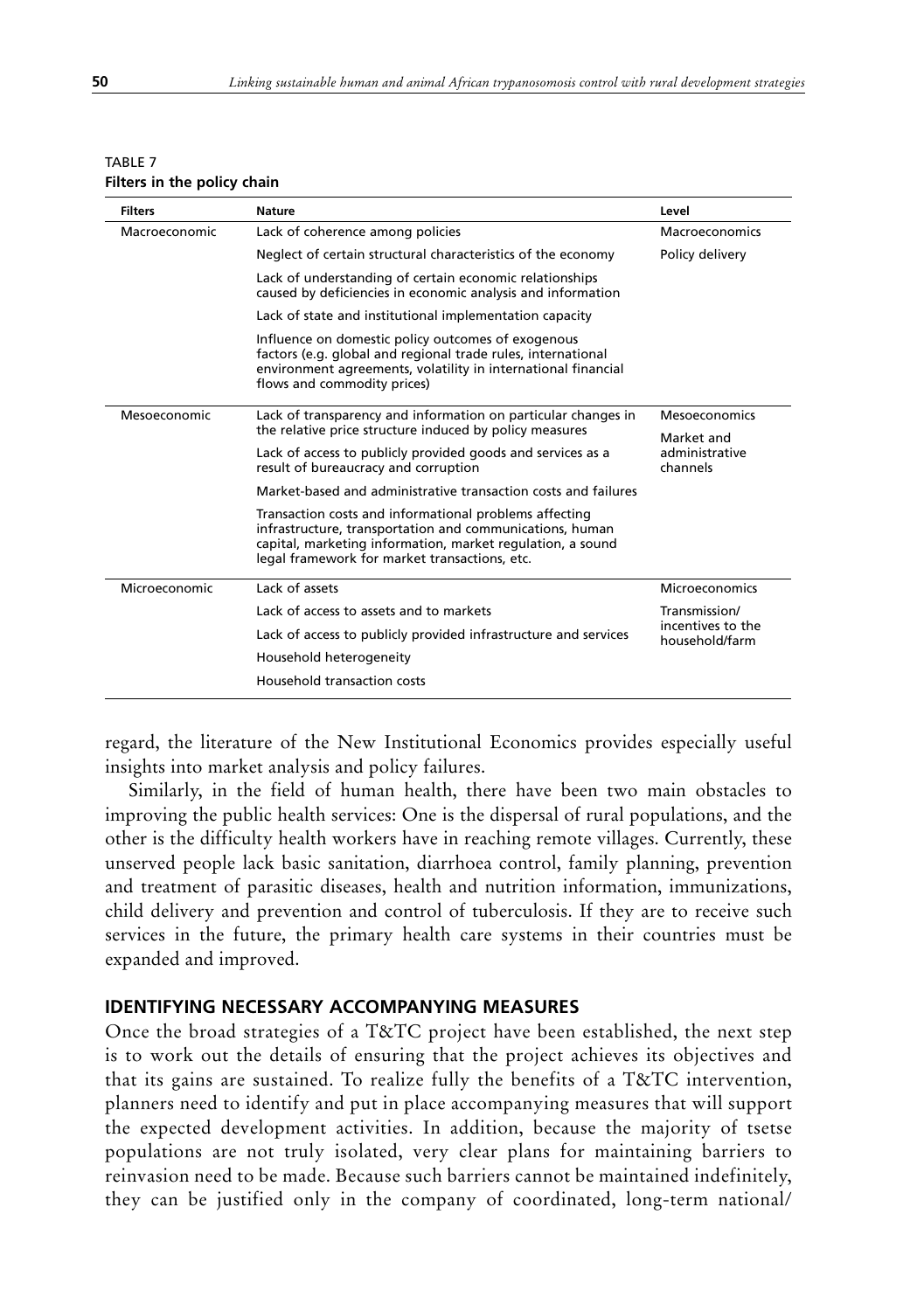TABLE 7
**Filters in the policy chain**

| Filters | Nature | Level |
|---|---|---|
| Macroeconomic | Lack of coherence among policies | Macroeconomics |
| | Neglect of certain structural characteristics of the economy | Policy delivery |
| | Lack of understanding of certain economic relationships caused by deficiencies in economic analysis and information | |
| | Lack of state and institutional implementation capacity | |
| | Influence on domestic policy outcomes of exogenous factors (e.g. global and regional trade rules, international environment agreements, volatility in international financial flows and commodity prices) | |
| Mesoeconomic | Lack of transparency and information on particular changes in the relative price structure induced by policy measures | Mesoeconomics |
| | Lack of access to publicly provided goods and services as a result of bureaucracy and corruption | Market and administrative channels |
| | Market-based and administrative transaction costs and failures | |
| | Transaction costs and informational problems affecting infrastructure, transportation and communications, human capital, marketing information, market regulation, a sound legal framework for market transactions, etc. | |
| Microeconomic | Lack of assets | Microeconomics |
| | Lack of access to assets and to markets | Transmission/ incentives to the household/farm |
| | Lack of access to publicly provided infrastructure and services | |
| | Household heterogeneity | |
| | Household transaction costs | |

regard, the literature of the New Institutional Economics provides especially useful insights into market analysis and policy failures.

Similarly, in the field of human health, there have been two main obstacles to improving the public health services: One is the dispersal of rural populations, and the other is the difficulty health workers have in reaching remote villages. Currently, these unserved people lack basic sanitation, diarrhoea control, family planning, prevention and treatment of parasitic diseases, health and nutrition information, immunizations, child delivery and prevention and control of tuberculosis. If they are to receive such services in the future, the primary health care systems in their countries must be expanded and improved.

## IDENTIFYING NECESSARY ACCOMPANYING MEASURES

Once the broad strategies of a T&TC project have been established, the next step is to work out the details of ensuring that the project achieves its objectives and that its gains are sustained. To realize fully the benefits of a T&TC intervention, planners need to identify and put in place accompanying measures that will support the expected development activities. In addition, because the majority of tsetse populations are not truly isolated, very clear plans for maintaining barriers to reinvasion need to be made. Because such barriers cannot be maintained indefinitely, they can be justified only in the company of coordinated, long-term national/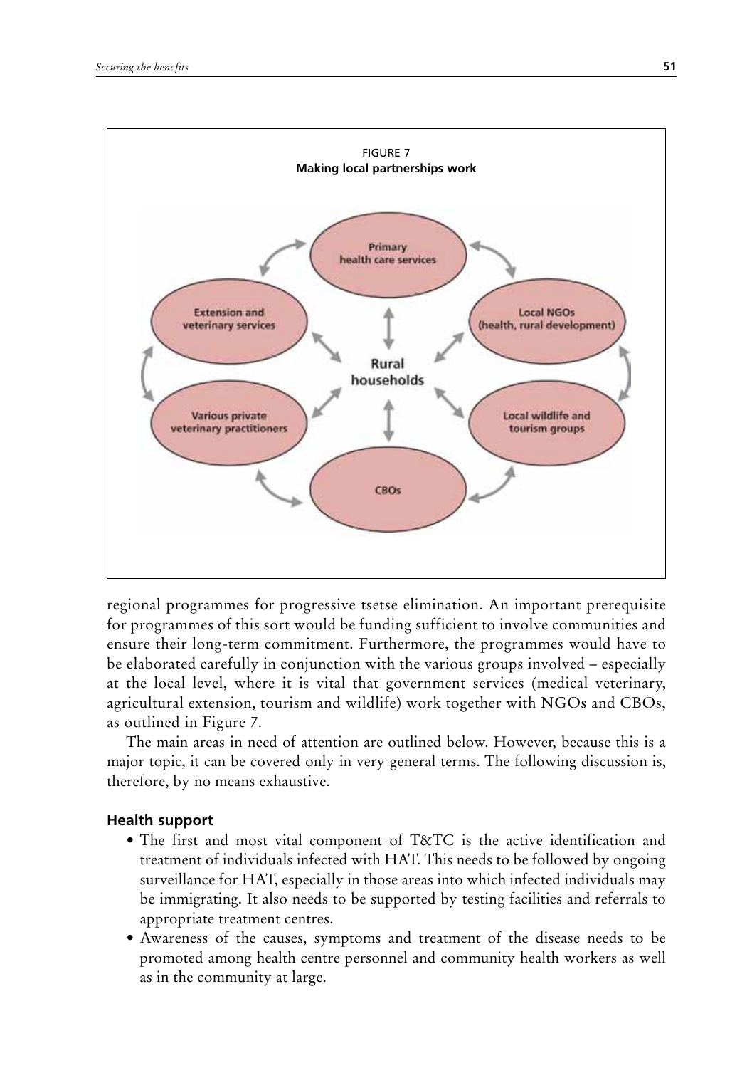FIGURE 7
**Making local partnerships work**

Primary health care services

Extension and veterinary services

Local NGOs (health, rural development)

Rural households

Various private veterinary practitioners

Local wildlife and tourism groups

CBOs

regional programmes for progressive tsetse elimination. An important prerequisite for programmes of this sort would be funding sufficient to involve communities and ensure their long-term commitment. Furthermore, the programmes would have to be elaborated carefully in conjunction with the various groups involved – especially at the local level, where it is vital that government services (medical veterinary, agricultural extension, tourism and wildlife) work together with NGOs and CBOs, as outlined in Figure 7.

The main areas in need of attention are outlined below. However, because this is a major topic, it can be covered only in very general terms. The following discussion is, therefore, by no means exhaustive.

### Health support

- The first and most vital component of T&TC is the active identification and treatment of individuals infected with HAT. This needs to be followed by ongoing surveillance for HAT, especially in those areas into which infected individuals may be immigrating. It also needs to be supported by testing facilities and referrals to appropriate treatment centres.
- Awareness of the causes, symptoms and treatment of the disease needs to be promoted among health centre personnel and community health workers as well as in the community at large.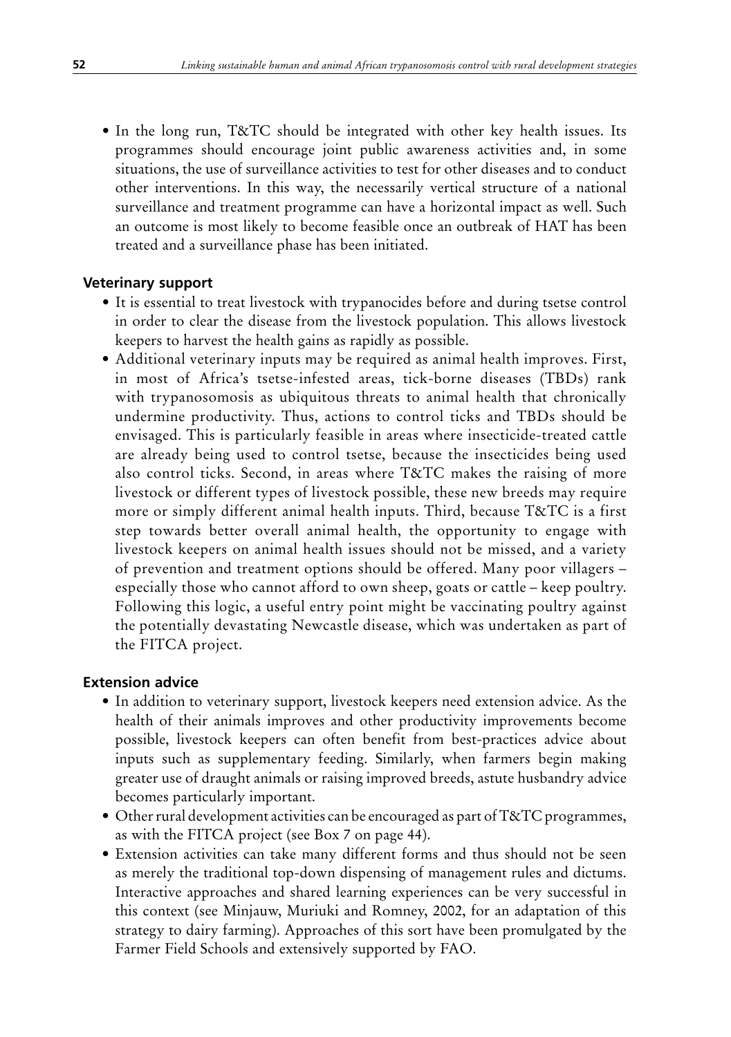- In the long run, T&TC should be integrated with other key health issues. Its programmes should encourage joint public awareness activities and, in some situations, the use of surveillance activities to test for other diseases and to conduct other interventions. In this way, the necessarily vertical structure of a national surveillance and treatment programme can have a horizontal impact as well. Such an outcome is most likely to become feasible once an outbreak of HAT has been treated and a surveillance phase has been initiated.

### Veterinary support

- It is essential to treat livestock with trypanocides before and during tsetse control in order to clear the disease from the livestock population. This allows livestock keepers to harvest the health gains as rapidly as possible.
- Additional veterinary inputs may be required as animal health improves. First, in most of Africa's tsetse-infested areas, tick-borne diseases (TBDs) rank with trypanosomosis as ubiquitous threats to animal health that chronically undermine productivity. Thus, actions to control ticks and TBDs should be envisaged. This is particularly feasible in areas where insecticide-treated cattle are already being used to control tsetse, because the insecticides being used also control ticks. Second, in areas where T&TC makes the raising of more livestock or different types of livestock possible, these new breeds may require more or simply different animal health inputs. Third, because T&TC is a first step towards better overall animal health, the opportunity to engage with livestock keepers on animal health issues should not be missed, and a variety of prevention and treatment options should be offered. Many poor villagers – especially those who cannot afford to own sheep, goats or cattle – keep poultry. Following this logic, a useful entry point might be vaccinating poultry against the potentially devastating Newcastle disease, which was undertaken as part of the FITCA project.

### Extension advice

- In addition to veterinary support, livestock keepers need extension advice. As the health of their animals improves and other productivity improvements become possible, livestock keepers can often benefit from best-practices advice about inputs such as supplementary feeding. Similarly, when farmers begin making greater use of draught animals or raising improved breeds, astute husbandry advice becomes particularly important.
- Other rural development activities can be encouraged as part of T&TC programmes, as with the FITCA project (see Box 7 on page 44).
- Extension activities can take many different forms and thus should not be seen as merely the traditional top-down dispensing of management rules and dictums. Interactive approaches and shared learning experiences can be very successful in this context (see Minjauw, Muriuki and Romney, 2002, for an adaptation of this strategy to dairy farming). Approaches of this sort have been promulgated by the Farmer Field Schools and extensively supported by FAO.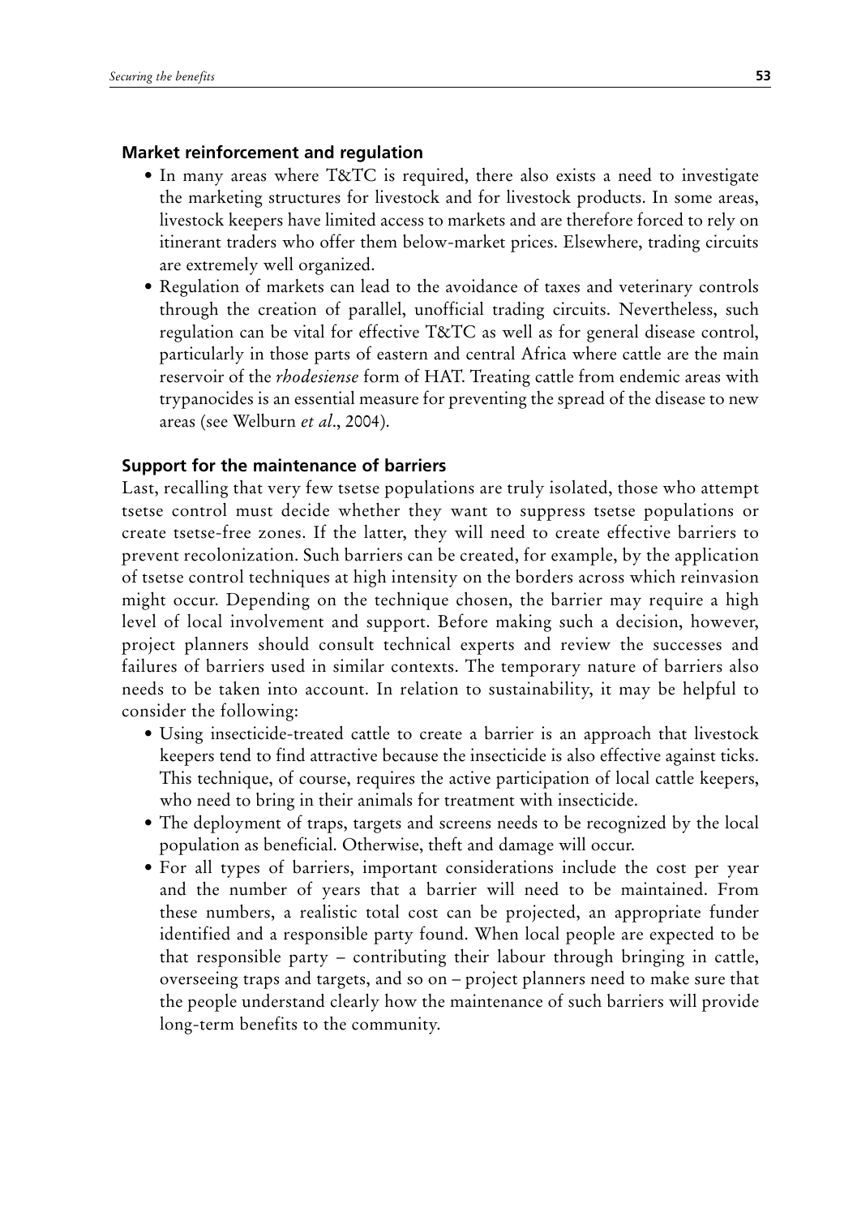### Market reinforcement and regulation

- In many areas where T&TC is required, there also exists a need to investigate the marketing structures for livestock and for livestock products. In some areas, livestock keepers have limited access to markets and are therefore forced to rely on itinerant traders who offer them below-market prices. Elsewhere, trading circuits are extremely well organized.
- Regulation of markets can lead to the avoidance of taxes and veterinary controls through the creation of parallel, unofficial trading circuits. Nevertheless, such regulation can be vital for effective T&TC as well as for general disease control, particularly in those parts of eastern and central Africa where cattle are the main reservoir of the *rhodesiense* form of HAT. Treating cattle from endemic areas with trypanocides is an essential measure for preventing the spread of the disease to new areas (see Welburn *et al*., 2004).

### Support for the maintenance of barriers

Last, recalling that very few tsetse populations are truly isolated, those who attempt tsetse control must decide whether they want to suppress tsetse populations or create tsetse-free zones. If the latter, they will need to create effective barriers to prevent recolonization. Such barriers can be created, for example, by the application of tsetse control techniques at high intensity on the borders across which reinvasion might occur. Depending on the technique chosen, the barrier may require a high level of local involvement and support. Before making such a decision, however, project planners should consult technical experts and review the successes and failures of barriers used in similar contexts. The temporary nature of barriers also needs to be taken into account. In relation to sustainability, it may be helpful to consider the following:

- Using insecticide-treated cattle to create a barrier is an approach that livestock keepers tend to find attractive because the insecticide is also effective against ticks. This technique, of course, requires the active participation of local cattle keepers, who need to bring in their animals for treatment with insecticide.
- The deployment of traps, targets and screens needs to be recognized by the local population as beneficial. Otherwise, theft and damage will occur.
- For all types of barriers, important considerations include the cost per year and the number of years that a barrier will need to be maintained. From these numbers, a realistic total cost can be projected, an appropriate funder identified and a responsible party found. When local people are expected to be that responsible party – contributing their labour through bringing in cattle, overseeing traps and targets, and so on – project planners need to make sure that the people understand clearly how the maintenance of such barriers will provide long-term benefits to the community.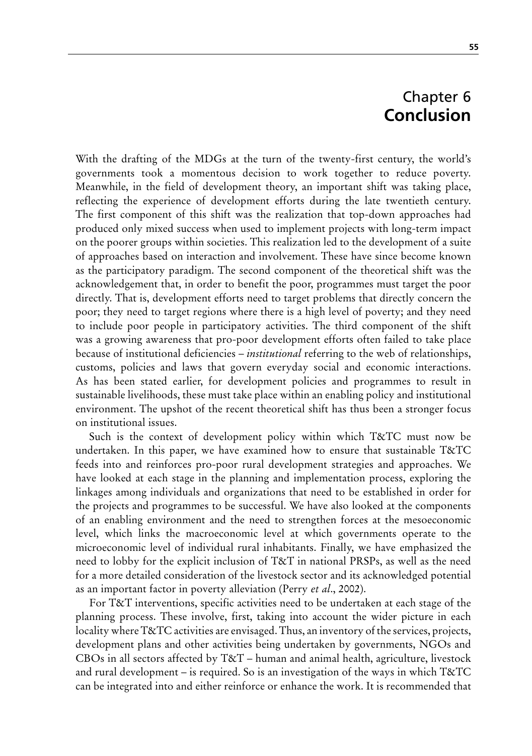# Chapter 6
# Conclusion

With the drafting of the MDGs at the turn of the twenty-first century, the world's governments took a momentous decision to work together to reduce poverty. Meanwhile, in the field of development theory, an important shift was taking place, reflecting the experience of development efforts during the late twentieth century. The first component of this shift was the realization that top-down approaches had produced only mixed success when used to implement projects with long-term impact on the poorer groups within societies. This realization led to the development of a suite of approaches based on interaction and involvement. These have since become known as the participatory paradigm. The second component of the theoretical shift was the acknowledgement that, in order to benefit the poor, programmes must target the poor directly. That is, development efforts need to target problems that directly concern the poor; they need to target regions where there is a high level of poverty; and they need to include poor people in participatory activities. The third component of the shift was a growing awareness that pro-poor development efforts often failed to take place because of institutional deficiencies – *institutional* referring to the web of relationships, customs, policies and laws that govern everyday social and economic interactions. As has been stated earlier, for development policies and programmes to result in sustainable livelihoods, these must take place within an enabling policy and institutional environment. The upshot of the recent theoretical shift has thus been a stronger focus on institutional issues.

Such is the context of development policy within which T&TC must now be undertaken. In this paper, we have examined how to ensure that sustainable T&TC feeds into and reinforces pro-poor rural development strategies and approaches. We have looked at each stage in the planning and implementation process, exploring the linkages among individuals and organizations that need to be established in order for the projects and programmes to be successful. We have also looked at the components of an enabling environment and the need to strengthen forces at the mesoeconomic level, which links the macroeconomic level at which governments operate to the microeconomic level of individual rural inhabitants. Finally, we have emphasized the need to lobby for the explicit inclusion of T&T in national PRSPs, as well as the need for a more detailed consideration of the livestock sector and its acknowledged potential as an important factor in poverty alleviation (Perry *et al*., 2002).

For T&T interventions, specific activities need to be undertaken at each stage of the planning process. These involve, first, taking into account the wider picture in each locality where T&TC activities are envisaged. Thus, an inventory of the services, projects, development plans and other activities being undertaken by governments, NGOs and CBOs in all sectors affected by T&T – human and animal health, agriculture, livestock and rural development – is required. So is an investigation of the ways in which T&TC can be integrated into and either reinforce or enhance the work. It is recommended that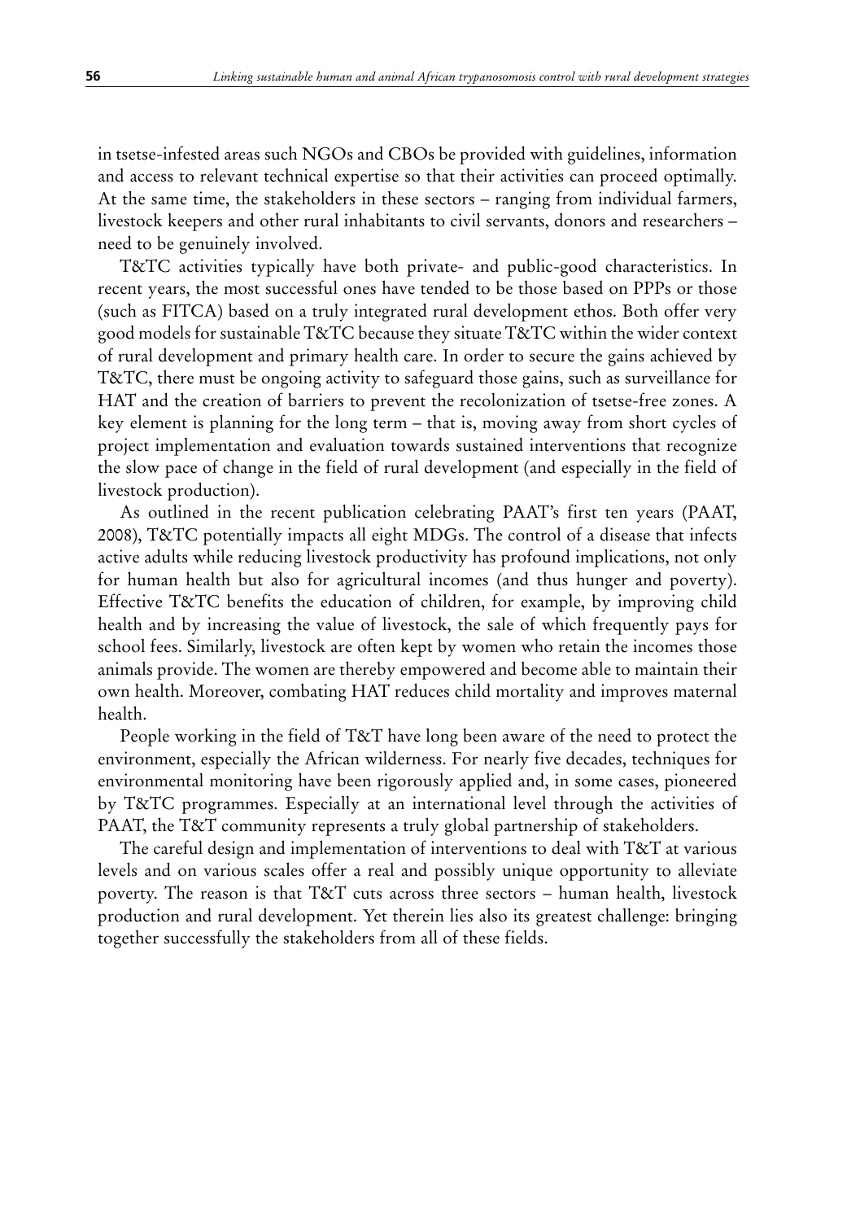in tsetse-infested areas such NGOs and CBOs be provided with guidelines, information and access to relevant technical expertise so that their activities can proceed optimally. At the same time, the stakeholders in these sectors – ranging from individual farmers, livestock keepers and other rural inhabitants to civil servants, donors and researchers – need to be genuinely involved.

T&TC activities typically have both private- and public-good characteristics. In recent years, the most successful ones have tended to be those based on PPPs or those (such as FITCA) based on a truly integrated rural development ethos. Both offer very good models for sustainable T&TC because they situate T&TC within the wider context of rural development and primary health care. In order to secure the gains achieved by T&TC, there must be ongoing activity to safeguard those gains, such as surveillance for HAT and the creation of barriers to prevent the recolonization of tsetse-free zones. A key element is planning for the long term – that is, moving away from short cycles of project implementation and evaluation towards sustained interventions that recognize the slow pace of change in the field of rural development (and especially in the field of livestock production).

As outlined in the recent publication celebrating PAAT's first ten years (PAAT, 2008), T&TC potentially impacts all eight MDGs. The control of a disease that infects active adults while reducing livestock productivity has profound implications, not only for human health but also for agricultural incomes (and thus hunger and poverty). Effective T&TC benefits the education of children, for example, by improving child health and by increasing the value of livestock, the sale of which frequently pays for school fees. Similarly, livestock are often kept by women who retain the incomes those animals provide. The women are thereby empowered and become able to maintain their own health. Moreover, combating HAT reduces child mortality and improves maternal health.

People working in the field of T&T have long been aware of the need to protect the environment, especially the African wilderness. For nearly five decades, techniques for environmental monitoring have been rigorously applied and, in some cases, pioneered by T&TC programmes. Especially at an international level through the activities of PAAT, the T&T community represents a truly global partnership of stakeholders.

The careful design and implementation of interventions to deal with T&T at various levels and on various scales offer a real and possibly unique opportunity to alleviate poverty. The reason is that T&T cuts across three sectors – human health, livestock production and rural development. Yet therein lies also its greatest challenge: bringing together successfully the stakeholders from all of these fields.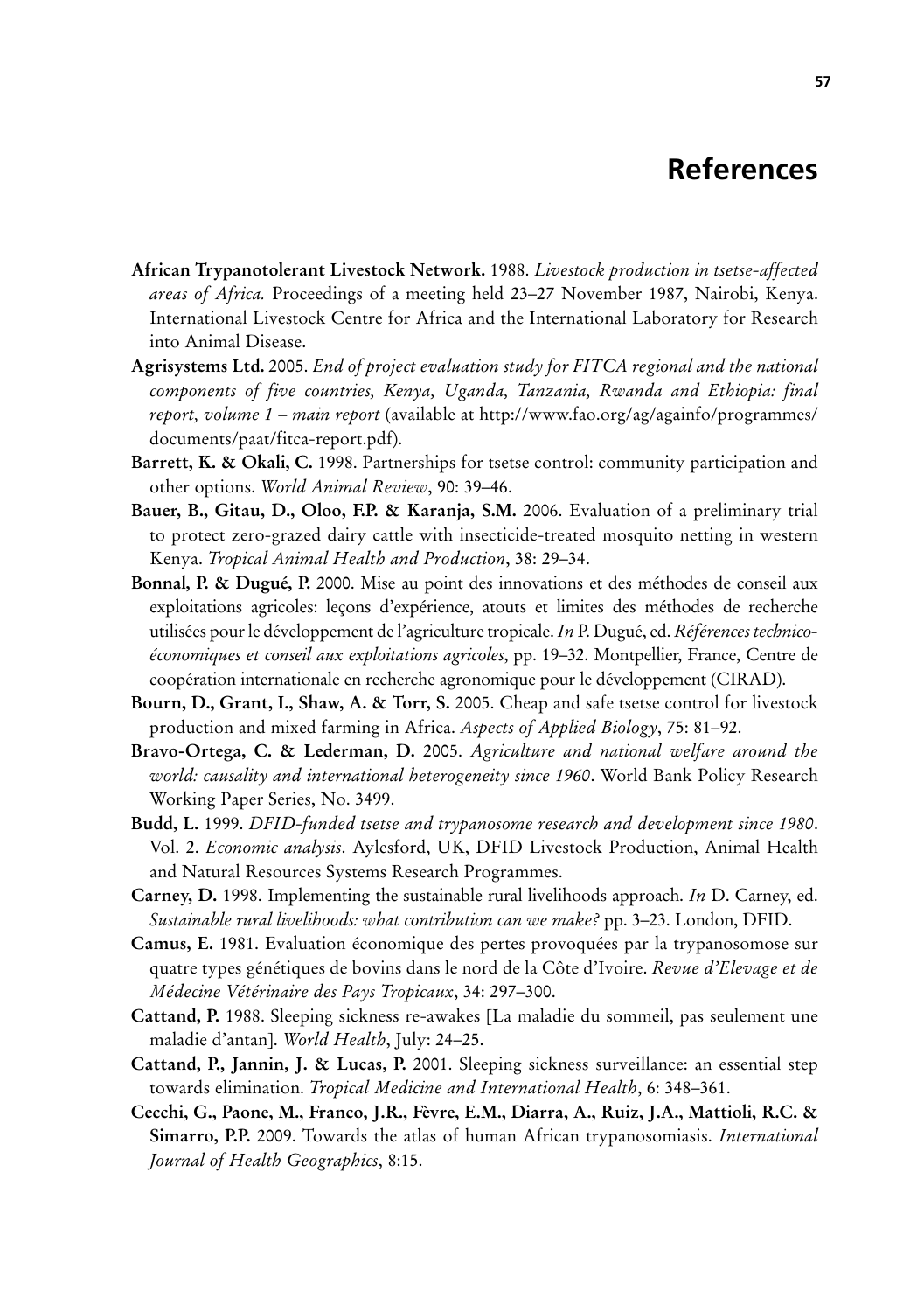# References

**African Trypanotolerant Livestock Network.** 1988. *Livestock production in tsetse-affected areas of Africa.* Proceedings of a meeting held 23–27 November 1987, Nairobi, Kenya. International Livestock Centre for Africa and the International Laboratory for Research into Animal Disease.

**Agrisystems Ltd.** 2005. *End of project evaluation study for FITCA regional and the national components of five countries, Kenya, Uganda, Tanzania, Rwanda and Ethiopia: final report, volume 1 – main report* (available at http://www.fao.org/ag/againfo/programmes/documents/paat/fitca-report.pdf).

**Barrett, K. & Okali, C.** 1998. Partnerships for tsetse control: community participation and other options. *World Animal Review*, 90: 39–46.

**Bauer, B., Gitau, D., Oloo, F.P. & Karanja, S.M.** 2006. Evaluation of a preliminary trial to protect zero-grazed dairy cattle with insecticide-treated mosquito netting in western Kenya. *Tropical Animal Health and Production*, 38: 29–34.

**Bonnal, P. & Dugué, P.** 2000. Mise au point des innovations et des méthodes de conseil aux exploitations agricoles: leçons d'expérience, atouts et limites des méthodes de recherche utilisées pour le développement de l'agriculture tropicale. *In* P. Dugué, ed. *Références technico-économiques et conseil aux exploitations agricoles*, pp. 19–32. Montpellier, France, Centre de coopération internationale en recherche agronomique pour le développement (CIRAD).

**Bourn, D., Grant, I., Shaw, A. & Torr, S.** 2005. Cheap and safe tsetse control for livestock production and mixed farming in Africa. *Aspects of Applied Biology*, 75: 81–92.

**Bravo-Ortega, C. & Lederman, D.** 2005. *Agriculture and national welfare around the world: causality and international heterogeneity since 1960*. World Bank Policy Research Working Paper Series, No. 3499.

**Budd, L.** 1999. *DFID-funded tsetse and trypanosome research and development since 1980*. Vol. 2. *Economic analysis.* Aylesford, UK, DFID Livestock Production, Animal Health and Natural Resources Systems Research Programmes.

**Carney, D.** 1998. Implementing the sustainable rural livelihoods approach. *In* D. Carney, ed. *Sustainable rural livelihoods: what contribution can we make?* pp. 3–23. London, DFID.

**Camus, E.** 1981. Evaluation économique des pertes provoquées par la trypanosomose sur quatre types génétiques de bovins dans le nord de la Côte d'Ivoire. *Revue d'Elevage et de Médecine Vétérinaire des Pays Tropicaux*, 34: 297–300.

**Cattand, P.** 1988. Sleeping sickness re-awakes [La maladie du sommeil, pas seulement une maladie d'antan]. *World Health*, July: 24–25.

**Cattand, P., Jannin, J. & Lucas, P.** 2001. Sleeping sickness surveillance: an essential step towards elimination. *Tropical Medicine and International Health*, 6: 348–361.

**Cecchi, G., Paone, M., Franco, J.R., Fèvre, E.M., Diarra, A., Ruiz, J.A., Mattioli, R.C. & Simarro, P.P.** 2009. Towards the atlas of human African trypanosomiasis. *International Journal of Health Geographics*, 8:15.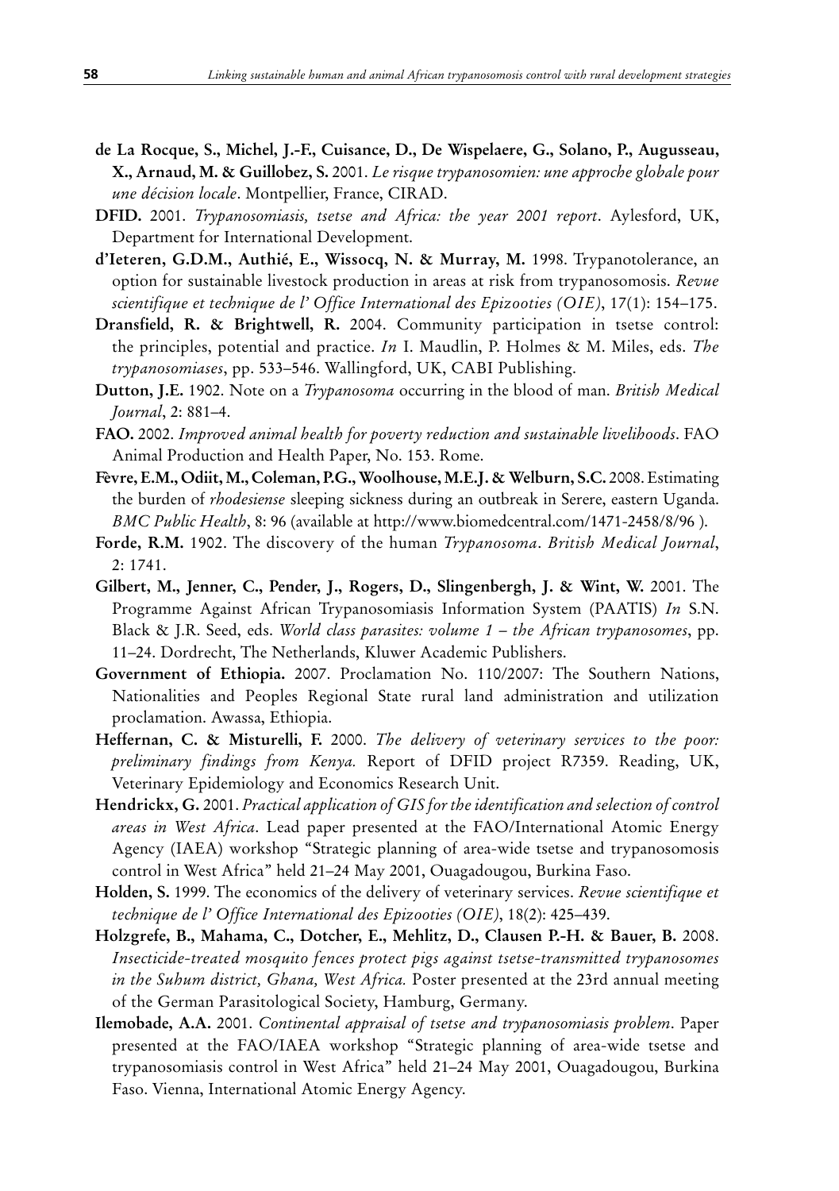**de La Rocque, S., Michel, J.-F., Cuisance, D., De Wispelaere, G., Solano, P., Augusseau, X., Arnaud, M. & Guillobez, S.** 2001. *Le risque trypanosomien: une approche globale pour une décision locale*. Montpellier, France, CIRAD.

**DFID.** 2001. *Trypanosomiasis, tsetse and Africa: the year 2001 report*. Aylesford, UK, Department for International Development.

**d'Ieteren, G.D.M., Authié, E., Wissocq, N. & Murray, M.** 1998. Trypanotolerance, an option for sustainable livestock production in areas at risk from trypanosomosis. *Revue scientifique et technique de l' Office International des Epizooties (OIE)*, 17(1): 154–175.

**Dransfield, R. & Brightwell, R.** 2004. Community participation in tsetse control: the principles, potential and practice. *In* I. Maudlin, P. Holmes & M. Miles, eds. *The trypanosomiases*, pp. 533–546. Wallingford, UK, CABI Publishing.

**Dutton, J.E.** 1902. Note on a *Trypanosoma* occurring in the blood of man. *British Medical Journal*, 2: 881–4.

**FAO.** 2002. *Improved animal health for poverty reduction and sustainable livelihoods*. FAO Animal Production and Health Paper, No. 153. Rome.

**Fèvre, E.M., Odiit, M., Coleman, P.G., Woolhouse, M.E.J. & Welburn, S.C.** 2008. Estimating the burden of *rhodesiense* sleeping sickness during an outbreak in Serere, eastern Uganda. *BMC Public Health*, 8: 96 (available at http://www.biomedcentral.com/1471-2458/8/96 ).

**Forde, R.M.** 1902. The discovery of the human *Trypanosoma*. *British Medical Journal*, 2: 1741.

**Gilbert, M., Jenner, C., Pender, J., Rogers, D., Slingenbergh, J. & Wint, W.** 2001. The Programme Against African Trypanosomiasis Information System (PAATIS) *In* S.N. Black & J.R. Seed, eds. *World class parasites: volume 1 – the African trypanosomes*, pp. 11–24. Dordrecht, The Netherlands, Kluwer Academic Publishers.

**Government of Ethiopia.** 2007. Proclamation No. 110/2007: The Southern Nations, Nationalities and Peoples Regional State rural land administration and utilization proclamation. Awassa, Ethiopia.

**Heffernan, C. & Misturelli, F.** 2000. *The delivery of veterinary services to the poor: preliminary findings from Kenya.* Report of DFID project R7359. Reading, UK, Veterinary Epidemiology and Economics Research Unit.

**Hendrickx, G.** 2001. *Practical application of GIS for the identification and selection of control areas in West Africa*. Lead paper presented at the FAO/International Atomic Energy Agency (IAEA) workshop "Strategic planning of area-wide tsetse and trypanosomosis control in West Africa" held 21–24 May 2001, Ouagadougou, Burkina Faso.

**Holden, S.** 1999. The economics of the delivery of veterinary services. *Revue scientifique et technique de l' Office International des Epizooties (OIE)*, 18(2): 425–439.

**Holzgrefe, B., Mahama, C., Dotcher, E., Mehlitz, D., Clausen P.-H. & Bauer, B.** 2008. *Insecticide-treated mosquito fences protect pigs against tsetse-transmitted trypanosomes in the Suhum district, Ghana, West Africa.* Poster presented at the 23rd annual meeting of the German Parasitological Society, Hamburg, Germany.

**Ilemobade, A.A.** 2001. *Continental appraisal of tsetse and trypanosomiasis problem*. Paper presented at the FAO/IAEA workshop "Strategic planning of area-wide tsetse and trypanosomiasis control in West Africa" held 21–24 May 2001, Ouagadougou, Burkina Faso. Vienna, International Atomic Energy Agency.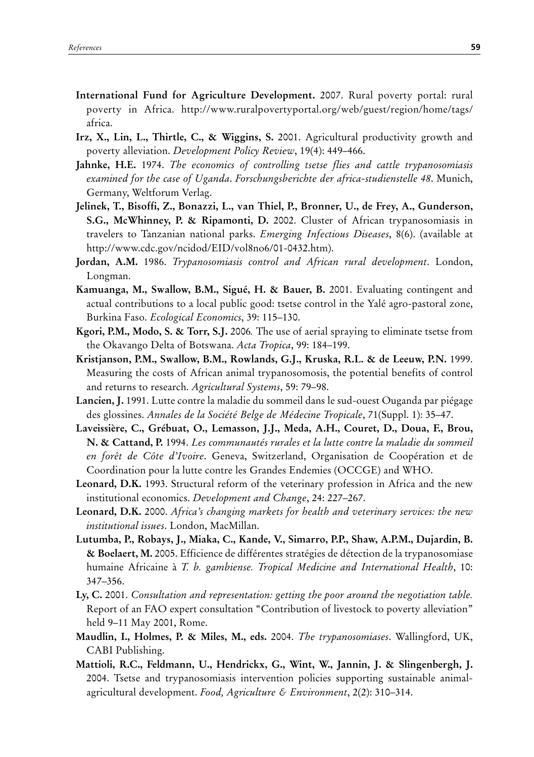**International Fund for Agriculture Development.** 2007. Rural poverty portal: rural poverty in Africa. http://www.ruralpovertyportal.org/web/guest/region/home/tags/africa.

**Irz, X., Lin, L., Thirtle, C., & Wiggins, S.** 2001. Agricultural productivity growth and poverty alleviation. *Development Policy Review*, 19(4): 449–466.

**Jahnke, H.E.** 1974. *The economics of controlling tsetse flies and cattle trypanosomiasis examined for the case of Uganda*. *Forschungsberichte der africa-studienstelle 48*. Munich, Germany, Weltforum Verlag.

**Jelinek, T., Bisoffi, Z., Bonazzi, L., van Thiel, P., Bronner, U., de Frey, A., Gunderson, S.G., McWhinney, P. & Ripamonti, D.** 2002. Cluster of African trypanosomiasis in travelers to Tanzanian national parks. *Emerging Infectious Diseases*, 8(6). (available at http://www.cdc.gov/ncidod/EID/vol8no6/01-0432.htm).

**Jordan, A.M.** 1986. *Trypanosomiasis control and African rural development*. London, Longman.

**Kamuanga, M., Swallow, B.M., Sigué, H. & Bauer, B.** 2001. Evaluating contingent and actual contributions to a local public good: tsetse control in the Yalé agro-pastoral zone, Burkina Faso. *Ecological Economics*, 39: 115–130.

**Kgori, P.M., Modo, S. & Torr, S.J.** 2006*.* The use of aerial spraying to eliminate tsetse from the Okavango Delta of Botswana. *Acta Tropica*, 99: 184–199.

**Kristjanson, P.M., Swallow, B.M., Rowlands, G.J., Kruska, R.L. & de Leeuw, P.N.** 1999. Measuring the costs of African animal trypanosomosis, the potential benefits of control and returns to research. *Agricultural Systems*, 59: 79–98.

**Lancien, J.** 1991. Lutte contre la maladie du sommeil dans le sud-ouest Ouganda par piégage des glossines. *Annales de la Société Belge de Médecine Tropicale*, 71(Suppl. 1): 35–47.

**Laveissière, C., Grébuat, O., Lemasson, J.J., Meda, A.H., Couret, D., Doua, F., Brou, N. & Cattand, P.** 1994. *Les communautés rurales et la lutte contre la maladie du sommeil en forêt de Côte d'Ivoire*. Geneva, Switzerland, Organisation de Coopération et de Coordination pour la lutte contre les Grandes Endemies (OCCGE) and WHO.

**Leonard, D.K.** 1993. Structural reform of the veterinary profession in Africa and the new institutional economics. *Development and Change*, 24: 227–267.

**Leonard, D.K.** 2000. *Africa's changing markets for health and veterinary services: the new institutional issues*. London, MacMillan.

**Lutumba, P., Robays, J., Miaka, C., Kande, V., Simarro, P.P., Shaw, A.P.M., Dujardin, B. & Boelaert, M.** 2005. Efficience de différentes stratégies de détection de la trypanosomiase humaine Africaine à *T. b. gambiense. Tropical Medicine and International Health*, 10: 347–356.

**Ly, C.** 2001. *Consultation and representation: getting the poor around the negotiation table.* Report of an FAO expert consultation "Contribution of livestock to poverty alleviation" held 9–11 May 2001, Rome.

**Maudlin, I., Holmes, P. & Miles, M., eds.** 2004. *The trypanosomiases*. Wallingford, UK, CABI Publishing.

**Mattioli, R.C., Feldmann, U., Hendrickx, G., Wint, W., Jannin, J. & Slingenbergh, J.** 2004. Tsetse and trypanosomiasis intervention policies supporting sustainable animal-agricultural development. *Food, Agriculture & Environment*, 2(2): 310–314.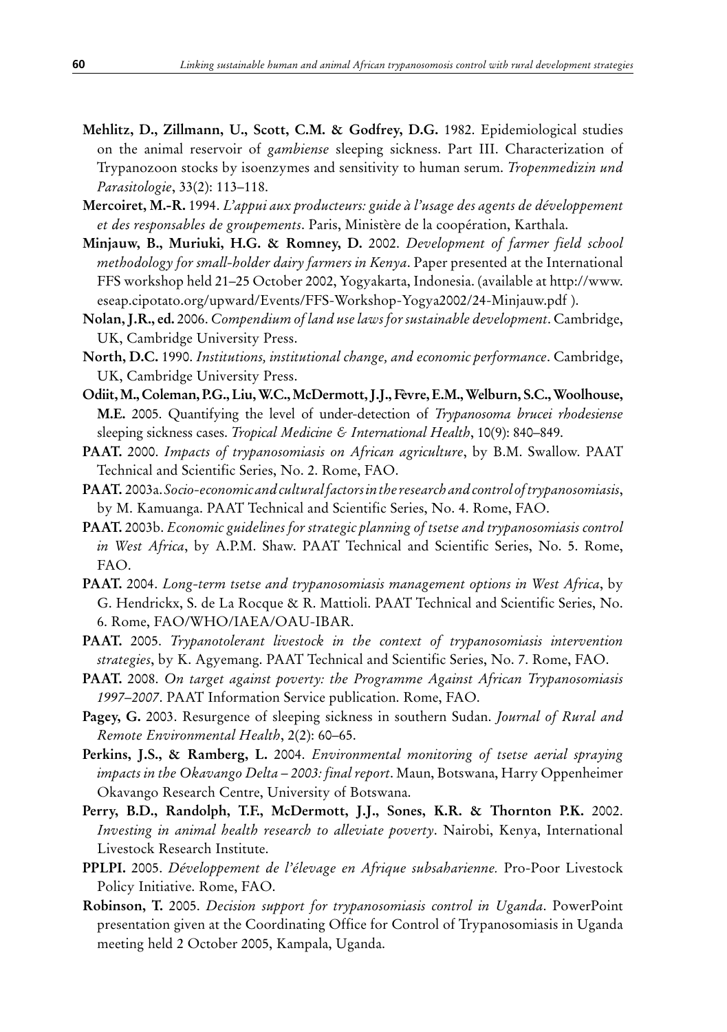**Mehlitz, D., Zillmann, U., Scott, C.M. & Godfrey, D.G.** 1982. Epidemiological studies on the animal reservoir of *gambiense* sleeping sickness. Part III. Characterization of Trypanozoon stocks by isoenzymes and sensitivity to human serum. *Tropenmedizin und Parasitologie*, 33(2): 113–118.

**Mercoiret, M.-R.** 1994. *L'appui aux producteurs: guide à l'usage des agents de développement et des responsables de groupements*. Paris, Ministère de la coopération, Karthala.

**Minjauw, B., Muriuki, H.G. & Romney, D.** 2002. *Development of farmer field school methodology for small-holder dairy farmers in Kenya*. Paper presented at the International FFS workshop held 21–25 October 2002, Yogyakarta, Indonesia. (available at http://www.eseap.cipotato.org/upward/Events/FFS-Workshop-Yogya2002/24-Minjauw.pdf ).

**Nolan, J.R., ed.** 2006. *Compendium of land use laws for sustainable development*. Cambridge, UK, Cambridge University Press.

**North, D.C.** 1990. *Institutions, institutional change, and economic performance*. Cambridge, UK, Cambridge University Press.

**Odiit, M., Coleman, P.G., Liu, W.C., McDermott, J.J., Fèvre, E.M., Welburn, S.C., Woolhouse, M.E.** 2005. Quantifying the level of under-detection of *Trypanosoma brucei rhodesiense* sleeping sickness cases. *Tropical Medicine & International Health*, 10(9): 840–849.

**PAAT.** 2000. *Impacts of trypanosomiasis on African agriculture*, by B.M. Swallow. PAAT Technical and Scientific Series, No. 2. Rome, FAO.

**PAAT.** 2003a. *Socio-economic and cultural factors in the research and control of trypanosomiasis*, by M. Kamuanga. PAAT Technical and Scientific Series, No. 4. Rome, FAO.

**PAAT.** 2003b. *Economic guidelines for strategic planning of tsetse and trypanosomiasis control in West Africa*, by A.P.M. Shaw. PAAT Technical and Scientific Series, No. 5. Rome, FAO.

**PAAT.** 2004. *Long-term tsetse and trypanosomiasis management options in West Africa*, by G. Hendrickx, S. de La Rocque & R. Mattioli. PAAT Technical and Scientific Series, No. 6. Rome, FAO/WHO/IAEA/OAU-IBAR.

**PAAT.** 2005. *Trypanotolerant livestock in the context of trypanosomiasis intervention strategies*, by K. Agyemang. PAAT Technical and Scientific Series, No. 7. Rome, FAO.

**PAAT.** 2008. *On target against poverty: the Programme Against African Trypanosomiasis 1997–2007*. PAAT Information Service publication. Rome, FAO.

**Pagey, G.** 2003. Resurgence of sleeping sickness in southern Sudan. *Journal of Rural and Remote Environmental Health*, 2(2): 60–65.

**Perkins, J.S., & Ramberg, L.** 2004. *Environmental monitoring of tsetse aerial spraying impacts in the Okavango Delta – 2003: final report*. Maun, Botswana, Harry Oppenheimer Okavango Research Centre, University of Botswana.

**Perry, B.D., Randolph, T.F., McDermott, J.J., Sones, K.R. & Thornton P.K.** 2002. *Investing in animal health research to alleviate poverty*. Nairobi, Kenya, International Livestock Research Institute.

**PPLPI.** 2005. *Développement de l'élevage en Afrique subsaharienne.* Pro-Poor Livestock Policy Initiative. Rome, FAO.

**Robinson, T.** 2005. *Decision support for trypanosomiasis control in Uganda*. PowerPoint presentation given at the Coordinating Office for Control of Trypanosomiasis in Uganda meeting held 2 October 2005, Kampala, Uganda.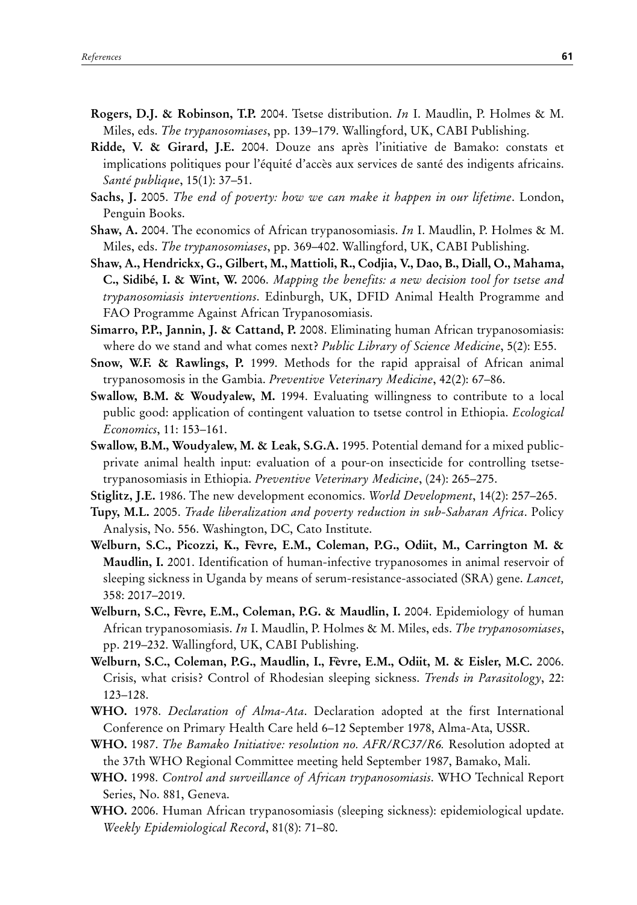**Rogers, D.J. & Robinson, T.P.** 2004. Tsetse distribution. *In* I. Maudlin, P. Holmes & M. Miles, eds. *The trypanosomiases*, pp. 139–179. Wallingford, UK, CABI Publishing.

**Ridde, V. & Girard, J.E.** 2004. Douze ans après l'initiative de Bamako: constats et implications politiques pour l'équité d'accès aux services de santé des indigents africains. *Santé publique*, 15(1): 37–51.

**Sachs, J.** 2005. *The end of poverty: how we can make it happen in our lifetime*. London, Penguin Books.

**Shaw, A.** 2004. The economics of African trypanosomiasis. *In* I. Maudlin, P. Holmes & M. Miles, eds. *The trypanosomiases*, pp. 369–402. Wallingford, UK, CABI Publishing.

**Shaw, A., Hendrickx, G., Gilbert, M., Mattioli, R., Codjia, V., Dao, B., Diall, O., Mahama, C., Sidibé, I. & Wint, W.** 2006. *Mapping the benefits: a new decision tool for tsetse and trypanosomiasis interventions*. Edinburgh, UK, DFID Animal Health Programme and FAO Programme Against African Trypanosomiasis.

**Simarro, P.P., Jannin, J. & Cattand, P.** 2008. Eliminating human African trypanosomiasis: where do we stand and what comes next? *Public Library of Science Medicine*, 5(2): E55.

**Snow, W.F. & Rawlings, P.** 1999. Methods for the rapid appraisal of African animal trypanosomosis in the Gambia. *Preventive Veterinary Medicine*, 42(2): 67–86.

**Swallow, B.M. & Woudyalew, M.** 1994. Evaluating willingness to contribute to a local public good: application of contingent valuation to tsetse control in Ethiopia. *Ecological Economics*, 11: 153–161.

**Swallow, B.M., Woudyalew, M. & Leak, S.G.A.** 1995. Potential demand for a mixed public-private animal health input: evaluation of a pour-on insecticide for controlling tsetse-trypanosomiasis in Ethiopia. *Preventive Veterinary Medicine*, (24): 265–275.

**Stiglitz, J.E.** 1986. The new development economics. *World Development*, 14(2): 257–265.

**Tupy, M.L.** 2005. *Trade liberalization and poverty reduction in sub-Saharan Africa*. Policy Analysis, No. 556. Washington, DC, Cato Institute.

**Welburn, S.C., Picozzi, K., Fèvre, E.M., Coleman, P.G., Odiit, M., Carrington M. & Maudlin, I.** 2001. Identification of human-infective trypanosomes in animal reservoir of sleeping sickness in Uganda by means of serum-resistance-associated (SRA) gene. *Lancet,* 358: 2017–2019.

**Welburn, S.C., Fèvre, E.M., Coleman, P.G. & Maudlin, I.** 2004. Epidemiology of human African trypanosomiasis. *In* I. Maudlin, P. Holmes & M. Miles, eds. *The trypanosomiases*, pp. 219–232. Wallingford, UK, CABI Publishing.

**Welburn, S.C., Coleman, P.G., Maudlin, I., Fèvre, E.M., Odiit, M. & Eisler, M.C.** 2006. Crisis, what crisis? Control of Rhodesian sleeping sickness. *Trends in Parasitology*, 22: 123–128.

**WHO.** 1978. *Declaration of Alma-Ata*. Declaration adopted at the first International Conference on Primary Health Care held 6–12 September 1978, Alma-Ata, USSR.

**WHO.** 1987. *The Bamako Initiative: resolution no. AFR/RC37/R6.* Resolution adopted at the 37th WHO Regional Committee meeting held September 1987, Bamako, Mali.

**WHO.** 1998. *Control and surveillance of African trypanosomiasis*. WHO Technical Report Series, No. 881, Geneva.

**WHO.** 2006. Human African trypanosomiasis (sleeping sickness): epidemiological update. *Weekly Epidemiological Record*, 81(8): 71–80.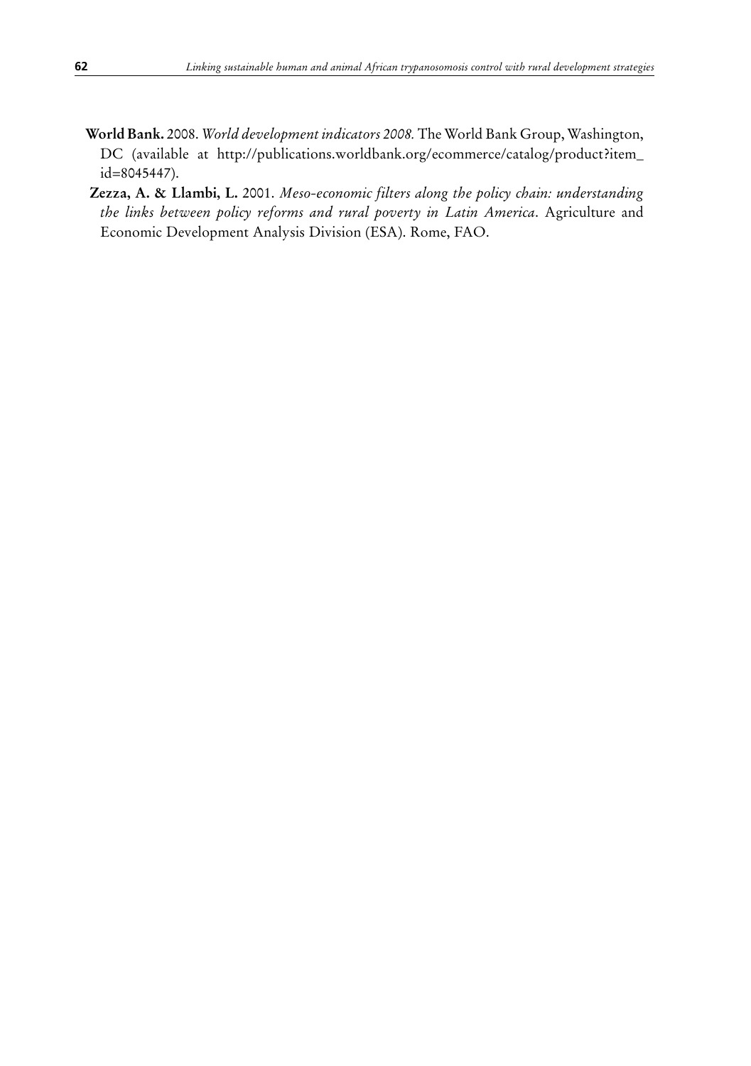**World Bank.** 2008. *World development indicators 2008.* The World Bank Group, Washington, DC (available at http://publications.worldbank.org/ecommerce/catalog/product?item_id=8045447).

**Zezza, A. & Llambi, L.** 2001. *Meso-economic filters along the policy chain: understanding the links between policy reforms and rural poverty in Latin America*. Agriculture and Economic Development Analysis Division (ESA). Rome, FAO.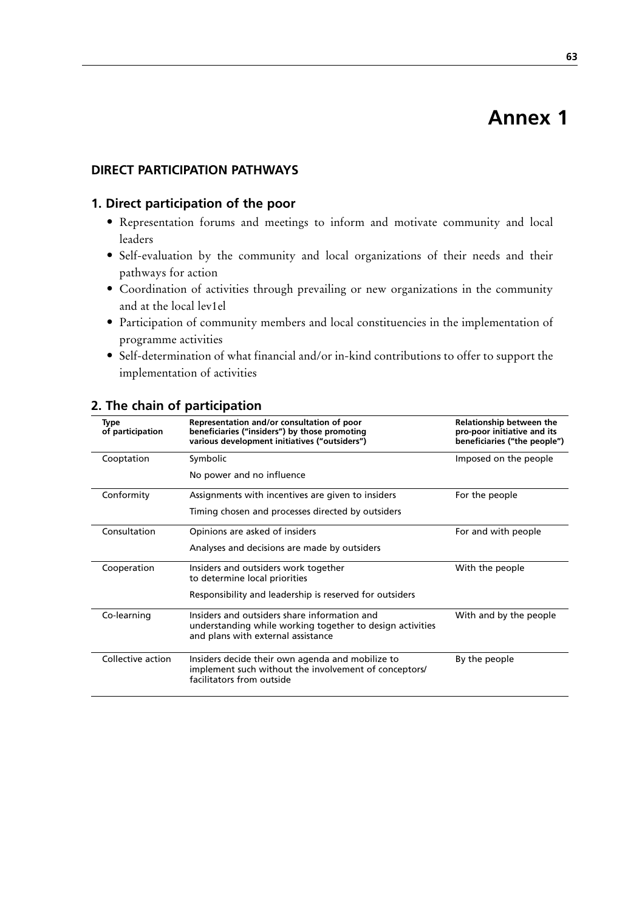# Annex 1

## DIRECT PARTICIPATION PATHWAYS

### 1. Direct participation of the poor

- Representation forums and meetings to inform and motivate community and local leaders
- Self-evaluation by the community and local organizations of their needs and their pathways for action
- Coordination of activities through prevailing or new organizations in the community and at the local lev1el
- Participation of community members and local constituencies in the implementation of programme activities
- Self-determination of what financial and/or in-kind contributions to offer to support the implementation of activities

### 2. The chain of participation

| Type of participation | Representation and/or consultation of poor beneficiaries ("insiders") by those promoting various development initiatives ("outsiders") | Relationship between the pro-poor initiative and its beneficiaries ("the people") |
|---|---|---|
| Cooptation | Symbolic<br>No power and no influence | Imposed on the people |
| Conformity | Assignments with incentives are given to insiders<br>Timing chosen and processes directed by outsiders | For the people |
| Consultation | Opinions are asked of insiders<br>Analyses and decisions are made by outsiders | For and with people |
| Cooperation | Insiders and outsiders work together to determine local priorities<br>Responsibility and leadership is reserved for outsiders | With the people |
| Co-learning | Insiders and outsiders share information and understanding while working together to design activities and plans with external assistance | With and by the people |
| Collective action | Insiders decide their own agenda and mobilize to implement such without the involvement of conceptors/ facilitators from outside | By the people |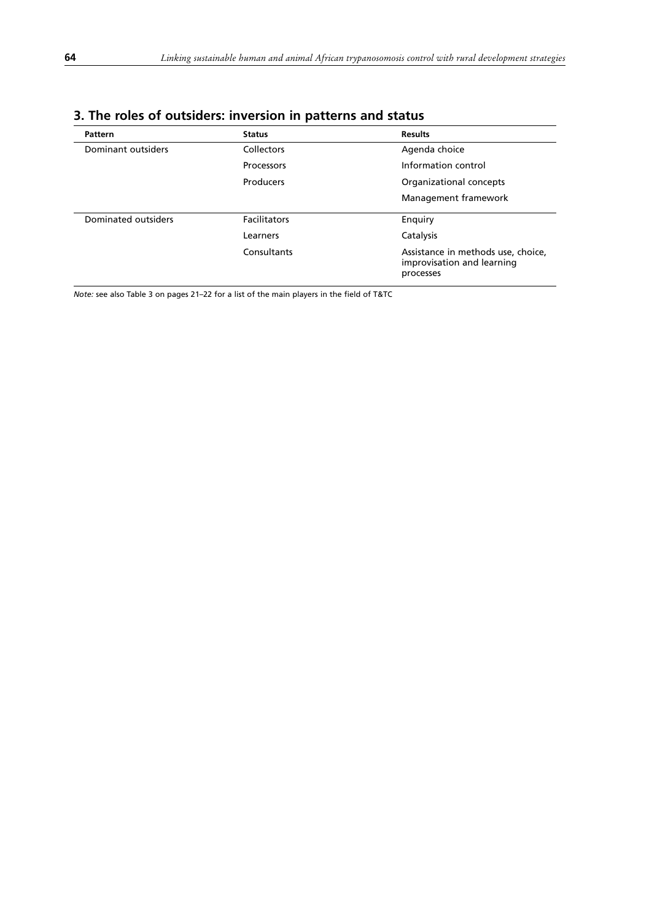## 3. The roles of outsiders: inversion in patterns and status

| Pattern | Status | Results |
|---|---|---|
| Dominant outsiders | Collectors | Agenda choice |
| | Processors | Information control |
| | Producers | Organizational concepts |
| | | Management framework |
| Dominated outsiders | Facilitators | Enquiry |
| | Learners | Catalysis |
| | Consultants | Assistance in methods use, choice, improvisation and learning processes |

*Note:* see also Table 3 on pages 21–22 for a list of the main players in the field of T&TC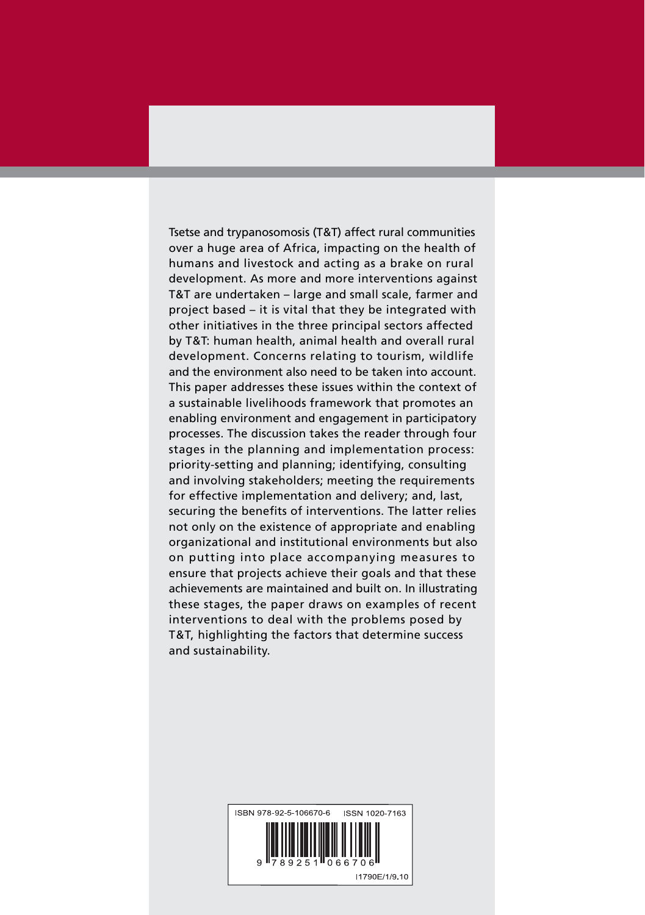Tsetse and trypanosomosis (T&T) affect rural communities over a huge area of Africa, impacting on the health of humans and livestock and acting as a brake on rural development. As more and more interventions against T&T are undertaken – large and small scale, farmer and project based – it is vital that they be integrated with other initiatives in the three principal sectors affected by T&T: human health, animal health and overall rural development. Concerns relating to tourism, wildlife and the environment also need to be taken into account. This paper addresses these issues within the context of a sustainable livelihoods framework that promotes an enabling environment and engagement in participatory processes. The discussion takes the reader through four stages in the planning and implementation process: priority-setting and planning; identifying, consulting and involving stakeholders; meeting the requirements for effective implementation and delivery; and, last, securing the benefits of interventions. The latter relies not only on the existence of appropriate and enabling organizational and institutional environments but also on putting into place accompanying measures to ensure that projects achieve their goals and that these achievements are maintained and built on. In illustrating these stages, the paper draws on examples of recent interventions to deal with the problems posed by T&T, highlighting the factors that determine success and sustainability.

ISBN 978-92-5-106670-6 ISSN 1020-7163

9 789251 066706

I1790E/1/9.10